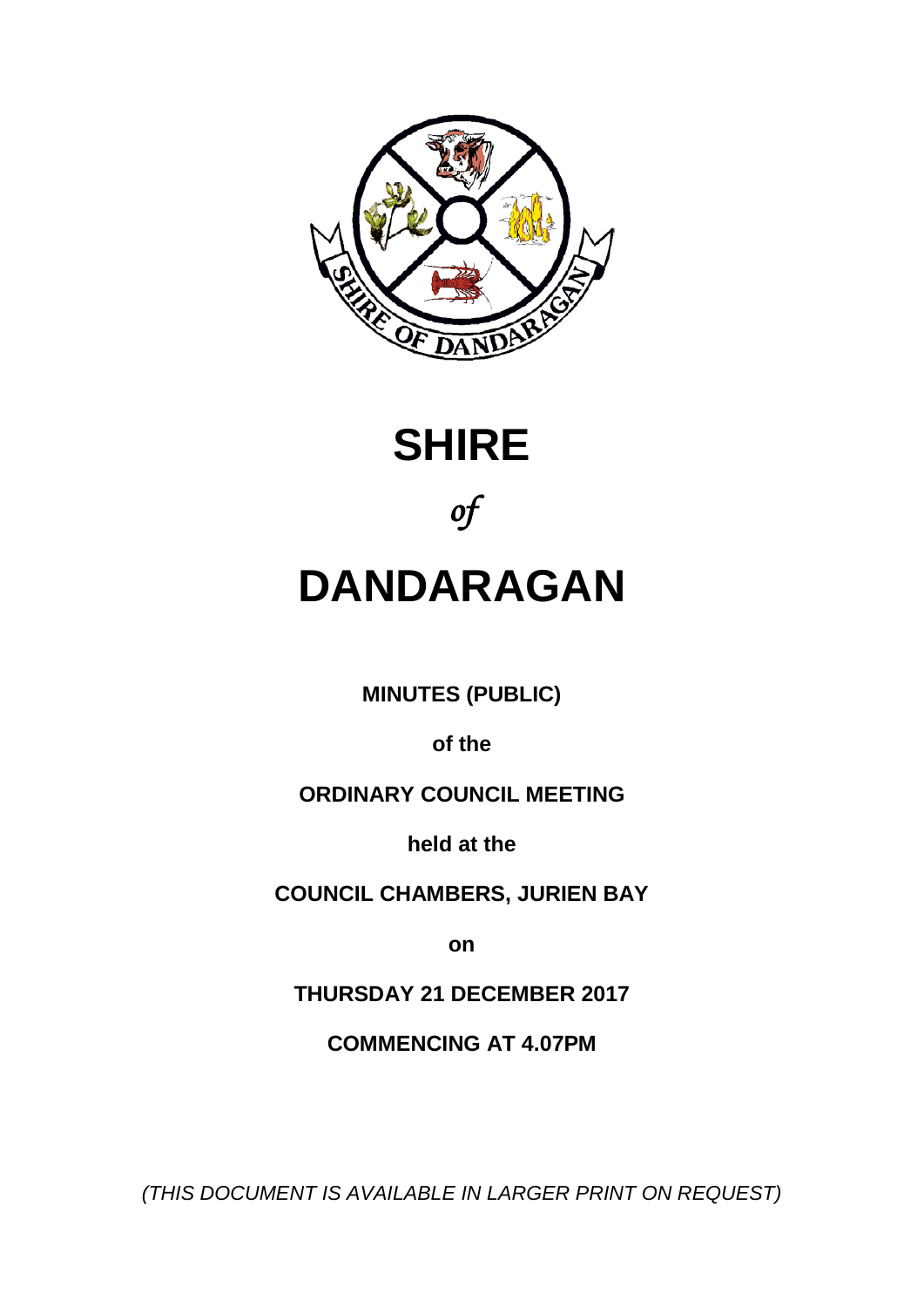# SHIRE

*of*

# DANDARAGAN

**MINUTES (PUBLIC)**

**of the**

**ORDINARY COUNCIL MEETING**

**held at the**

**COUNCIL CHAMBERS, JURIEN BAY**

**on**

**THURSDAY 21 DECEMBER 2017**

**COMMENCING AT 4.07PM**

*(THIS DOCUMENT IS AVAILABLE IN LARGER PRINT ON REQUEST)*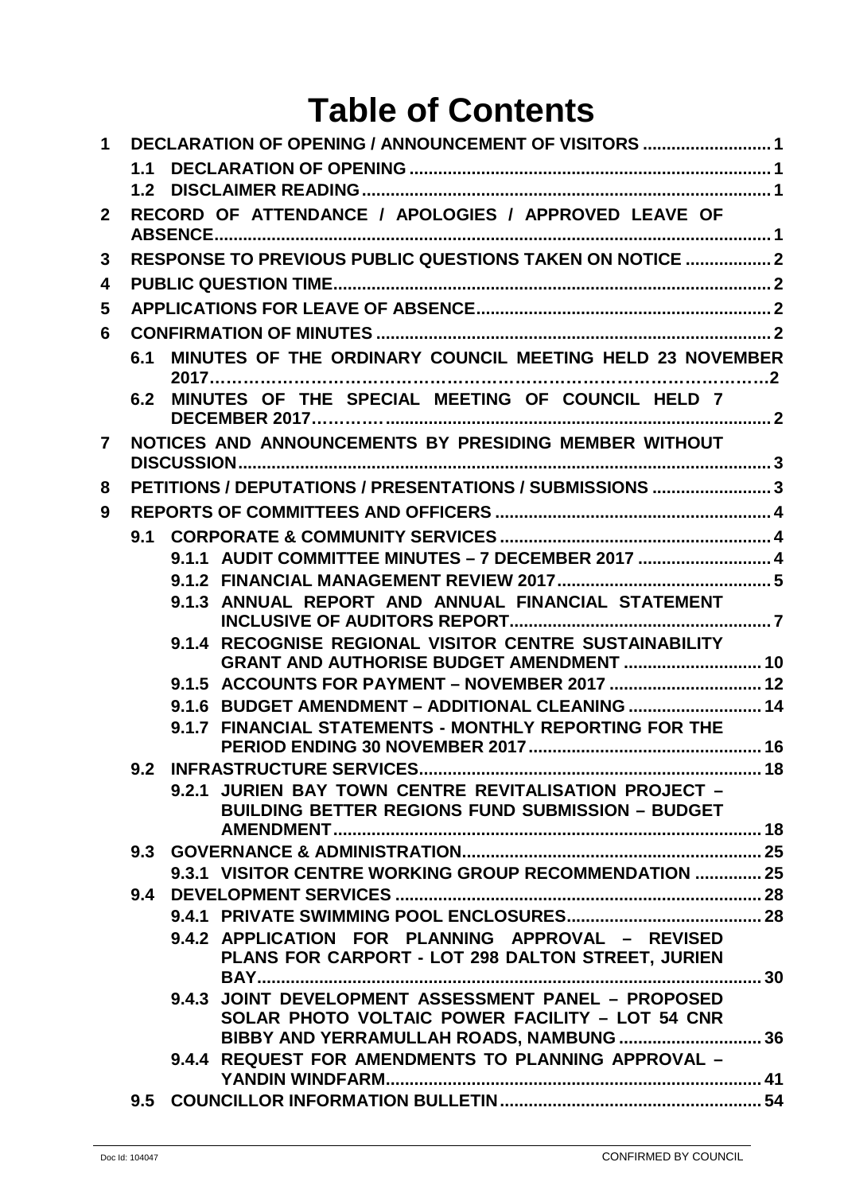# Table of Contents

1 DECLARATION OF OPENING / ANNOUNCEMENT OF VISITORS .......................... 1

- 1.1 DECLARATION OF OPENING .......................................................................... 1
- 1.2 DISCLAIMER READING .................................................................................. 1

2 RECORD OF ATTENDANCE / APOLOGIES / APPROVED LEAVE OF ABSENCE.................................................................................................................. 1

3 RESPONSE TO PREVIOUS PUBLIC QUESTIONS TAKEN ON NOTICE .................. 2

4 PUBLIC QUESTION TIME........................................................................................... 2

5 APPLICATIONS FOR LEAVE OF ABSENCE............................................................. 2

6 CONFIRMATION OF MINUTES ................................................................................. 2

- 6.1 MINUTES OF THE ORDINARY COUNCIL MEETING HELD 23 NOVEMBER 2017……………………………………………………………………………………2
- 6.2 MINUTES OF THE SPECIAL MEETING OF COUNCIL HELD 7 DECEMBER 2017………… ................................................................................. 2

7 NOTICES AND ANNOUNCEMENTS BY PRESIDING MEMBER WITHOUT DISCUSSION................................................................................................................ 3

8 PETITIONS / DEPUTATIONS / PRESENTATIONS / SUBMISSIONS ......................... 3

9 REPORTS OF COMMITTEES AND OFFICERS .......................................................... 4

- 9.1 CORPORATE & COMMUNITY SERVICES ......................................................... 4
  - 9.1.1 AUDIT COMMITTEE MINUTES – 7 DECEMBER 2017 ............................ 4
  - 9.1.2 FINANCIAL MANAGEMENT REVIEW 2017............................................. 5
  - 9.1.3 ANNUAL REPORT AND ANNUAL FINANCIAL STATEMENT INCLUSIVE OF AUDITORS REPORT....................................................... 7
  - 9.1.4 RECOGNISE REGIONAL VISITOR CENTRE SUSTAINABILITY GRANT AND AUTHORISE BUDGET AMENDMENT ............................. 10
  - 9.1.5 ACCOUNTS FOR PAYMENT – NOVEMBER 2017 ................................ 12
  - 9.1.6 BUDGET AMENDMENT – ADDITIONAL CLEANING ............................ 14
  - 9.1.7 FINANCIAL STATEMENTS - MONTHLY REPORTING FOR THE PERIOD ENDING 30 NOVEMBER 2017................................................. 16
- 9.2 INFRASTRUCTURE SERVICES....................................................................... 18
  - 9.2.1 JURIEN BAY TOWN CENTRE REVITALISATION PROJECT – BUILDING BETTER REGIONS FUND SUBMISSION – BUDGET AMENDMENT.......................................................................................... 18
- 9.3 GOVERNANCE & ADMINISTRATION............................................................... 25
  - 9.3.1 VISITOR CENTRE WORKING GROUP RECOMMENDATION .............. 25
- 9.4 DEVELOPMENT SERVICES ............................................................................. 28
  - 9.4.1 PRIVATE SWIMMING POOL ENCLOSURES......................................... 28
  - 9.4.2 APPLICATION FOR PLANNING APPROVAL – REVISED PLANS FOR CARPORT - LOT 298 DALTON STREET, JURIEN BAY......................................................................................................... 30
  - 9.4.3 JOINT DEVELOPMENT ASSESSMENT PANEL – PROPOSED SOLAR PHOTO VOLTAIC POWER FACILITY – LOT 54 CNR BIBBY AND YERRAMULLAH ROADS, NAMBUNG .............................. 36
  - 9.4.4 REQUEST FOR AMENDMENTS TO PLANNING APPROVAL – YANDIN WINDFARM............................................................................... 41
- 9.5 COUNCILLOR INFORMATION BULLETIN....................................................... 54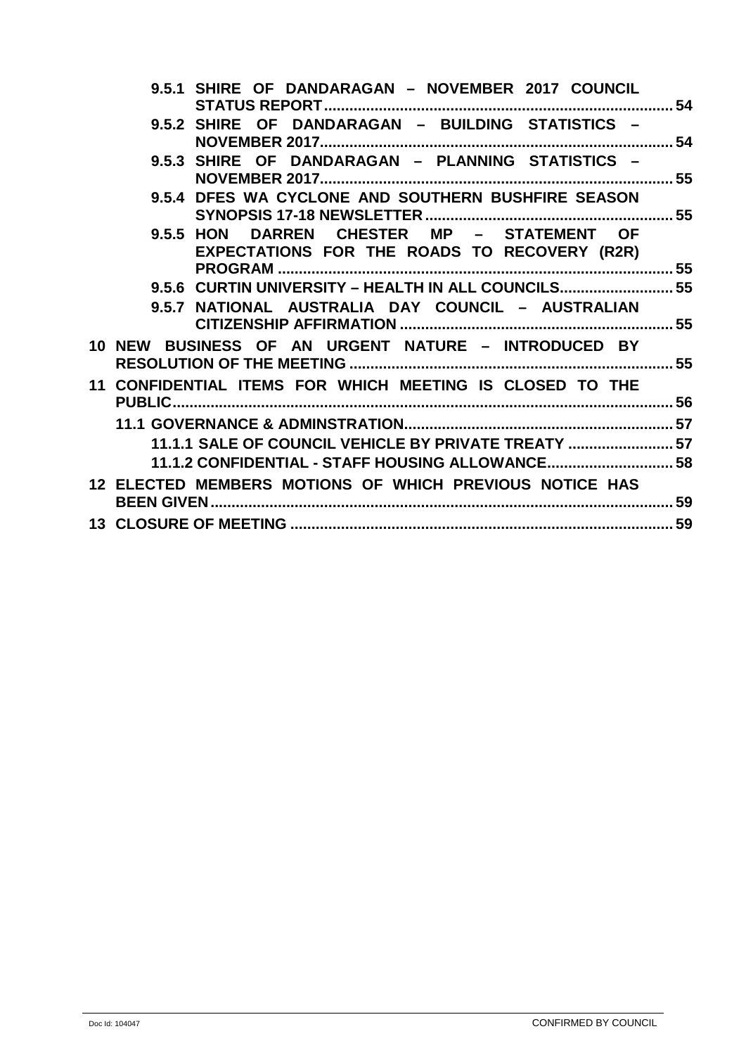9.5.1 SHIRE OF DANDARAGAN – NOVEMBER 2017 COUNCIL STATUS REPORT ........ 54

9.5.2 SHIRE OF DANDARAGAN – BUILDING STATISTICS – NOVEMBER 2017 ........ 54

9.5.3 SHIRE OF DANDARAGAN – PLANNING STATISTICS – NOVEMBER 2017 ........ 55

9.5.4 DFES WA CYCLONE AND SOUTHERN BUSHFIRE SEASON SYNOPSIS 17-18 NEWSLETTER ........ 55

9.5.5 HON DARREN CHESTER MP – STATEMENT OF EXPECTATIONS FOR THE ROADS TO RECOVERY (R2R) PROGRAM ........ 55

9.5.6 CURTIN UNIVERSITY – HEALTH IN ALL COUNCILS ........ 55

9.5.7 NATIONAL AUSTRALIA DAY COUNCIL – AUSTRALIAN CITIZENSHIP AFFIRMATION ........ 55

10 NEW BUSINESS OF AN URGENT NATURE – INTRODUCED BY RESOLUTION OF THE MEETING ........ 55

11 CONFIDENTIAL ITEMS FOR WHICH MEETING IS CLOSED TO THE PUBLIC ........ 56

11.1 GOVERNANCE & ADMINSTRATION ........ 57

11.1.1 SALE OF COUNCIL VEHICLE BY PRIVATE TREATY ........ 57

11.1.2 CONFIDENTIAL - STAFF HOUSING ALLOWANCE ........ 58

12 ELECTED MEMBERS MOTIONS OF WHICH PREVIOUS NOTICE HAS BEEN GIVEN ........ 59

13 CLOSURE OF MEETING ........ 59

Doc Id: 104047 CONFIRMED BY COUNCIL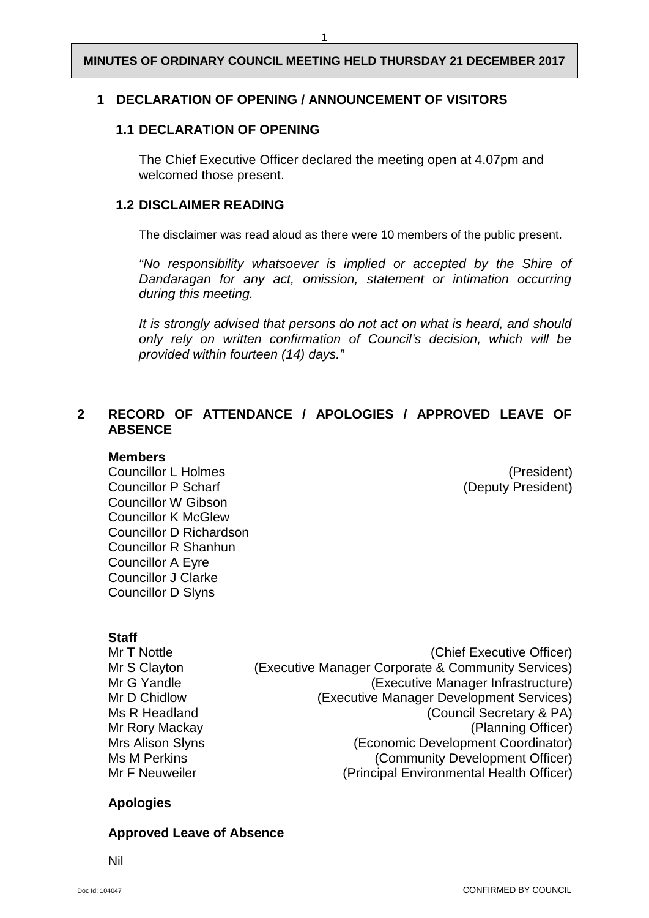**MINUTES OF ORDINARY COUNCIL MEETING HELD THURSDAY 21 DECEMBER 2017**

## 1 DECLARATION OF OPENING / ANNOUNCEMENT OF VISITORS

### 1.1 DECLARATION OF OPENING

The Chief Executive Officer declared the meeting open at 4.07pm and welcomed those present.

### 1.2 DISCLAIMER READING

The disclaimer was read aloud as there were 10 members of the public present.

*"No responsibility whatsoever is implied or accepted by the Shire of Dandaragan for any act, omission, statement or intimation occurring during this meeting.*

*It is strongly advised that persons do not act on what is heard, and should only rely on written confirmation of Council's decision, which will be provided within fourteen (14) days."*

## 2 RECORD OF ATTENDANCE / APOLOGIES / APPROVED LEAVE OF ABSENCE

**Members**

Councillor L Holmes (President)
Councillor P Scharf (Deputy President)
Councillor W Gibson
Councillor K McGlew
Councillor D Richardson
Councillor R Shanhun
Councillor A Eyre
Councillor J Clarke
Councillor D Slyns

**Staff**

Mr T Nottle (Chief Executive Officer)
Mr S Clayton (Executive Manager Corporate & Community Services)
Mr G Yandle (Executive Manager Infrastructure)
Mr D Chidlow (Executive Manager Development Services)
Ms R Headland (Council Secretary & PA)
Mr Rory Mackay (Planning Officer)
Mrs Alison Slyns (Economic Development Coordinator)
Ms M Perkins (Community Development Officer)
Mr F Neuweiler (Principal Environmental Health Officer)

**Apologies**

**Approved Leave of Absence**

Nil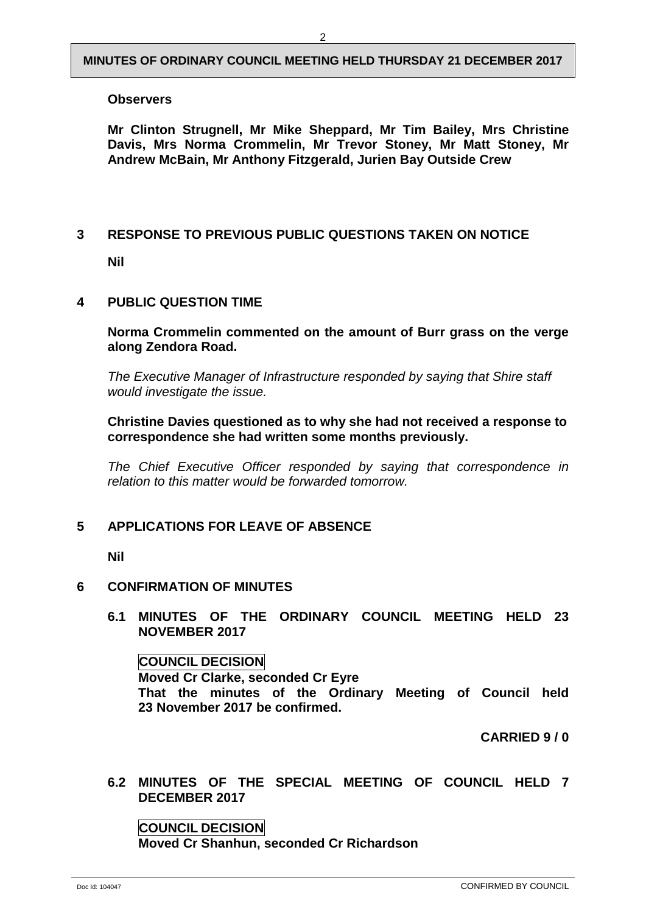**Observers**

**Mr Clinton Strugnell, Mr Mike Sheppard, Mr Tim Bailey, Mrs Christine Davis, Mrs Norma Crommelin, Mr Trevor Stoney, Mr Matt Stoney, Mr Andrew McBain, Mr Anthony Fitzgerald, Jurien Bay Outside Crew**

## 3 RESPONSE TO PREVIOUS PUBLIC QUESTIONS TAKEN ON NOTICE

**Nil**

## 4 PUBLIC QUESTION TIME

**Norma Crommelin commented on the amount of Burr grass on the verge along Zendora Road.**

*The Executive Manager of Infrastructure responded by saying that Shire staff would investigate the issue.*

**Christine Davies questioned as to why she had not received a response to correspondence she had written some months previously.**

*The Chief Executive Officer responded by saying that correspondence in relation to this matter would be forwarded tomorrow.*

## 5 APPLICATIONS FOR LEAVE OF ABSENCE

**Nil**

## 6 CONFIRMATION OF MINUTES

### 6.1 MINUTES OF THE ORDINARY COUNCIL MEETING HELD 23 NOVEMBER 2017

**COUNCIL DECISION**
**Moved Cr Clarke, seconded Cr Eyre**
**That the minutes of the Ordinary Meeting of Council held 23 November 2017 be confirmed.**

**CARRIED 9 / 0**

### 6.2 MINUTES OF THE SPECIAL MEETING OF COUNCIL HELD 7 DECEMBER 2017

**COUNCIL DECISION**
**Moved Cr Shanhun, seconded Cr Richardson**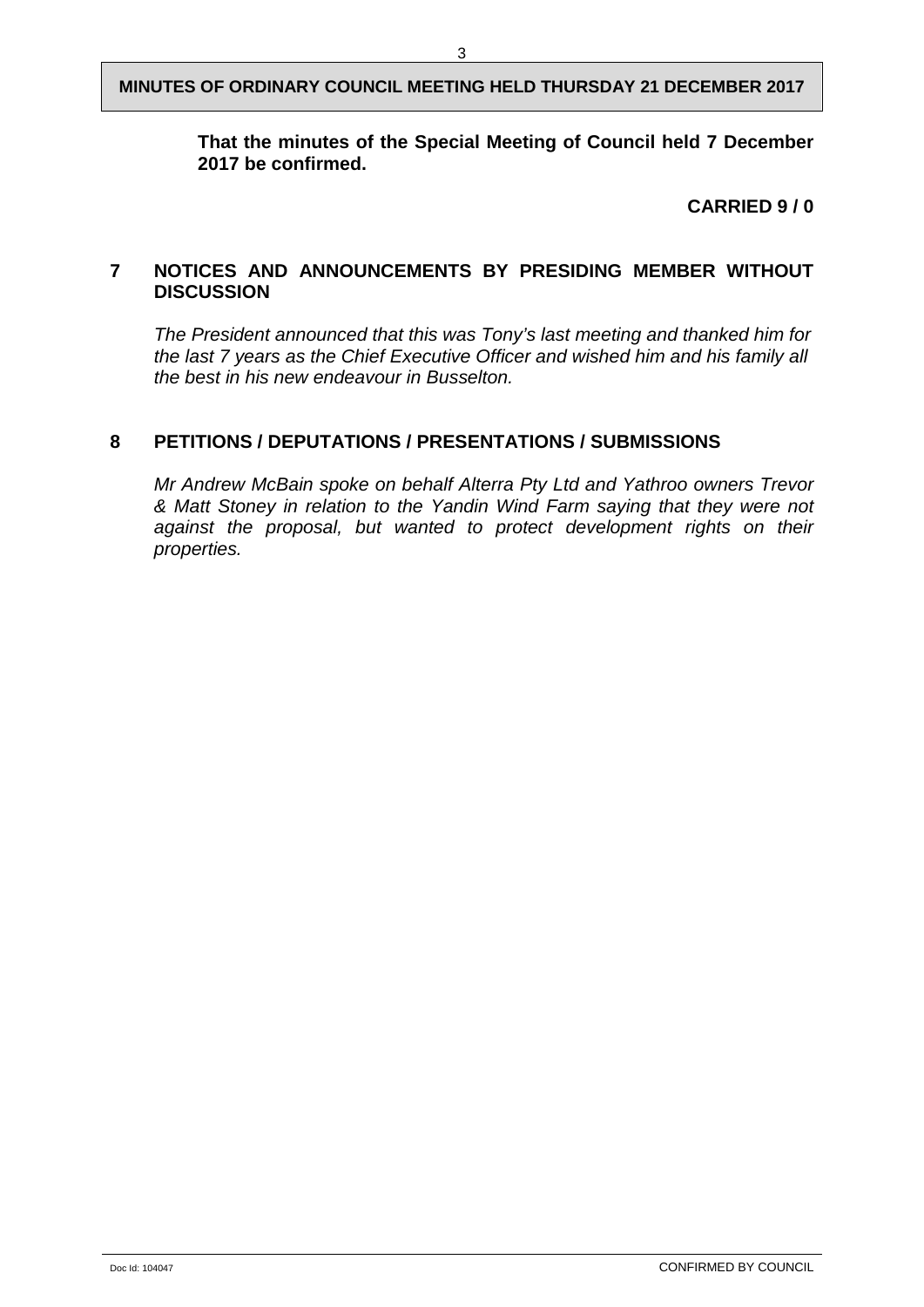**That the minutes of the Special Meeting of Council held 7 December 2017 be confirmed.**

**CARRIED 9 / 0**

## 7 NOTICES AND ANNOUNCEMENTS BY PRESIDING MEMBER WITHOUT DISCUSSION

*The President announced that this was Tony's last meeting and thanked him for the last 7 years as the Chief Executive Officer and wished him and his family all the best in his new endeavour in Busselton.*

## 8 PETITIONS / DEPUTATIONS / PRESENTATIONS / SUBMISSIONS

*Mr Andrew McBain spoke on behalf Alterra Pty Ltd and Yathroo owners Trevor & Matt Stoney in relation to the Yandin Wind Farm saying that they were not against the proposal, but wanted to protect development rights on their properties.*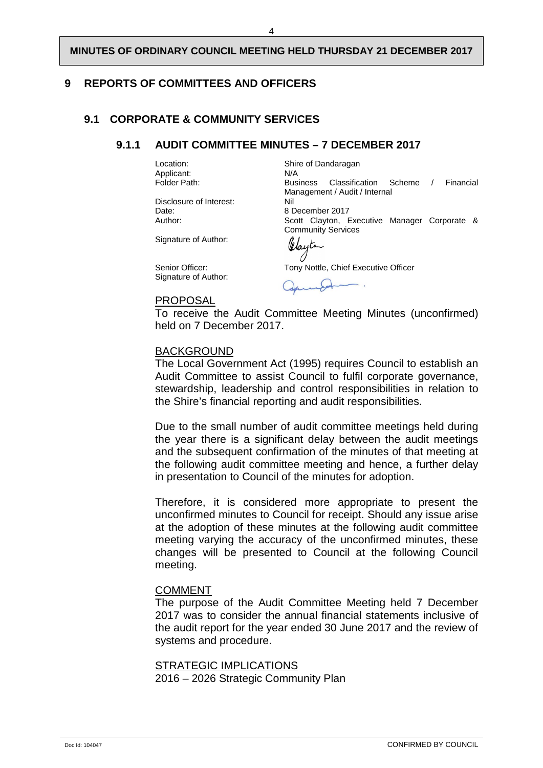# 9 REPORTS OF COMMITTEES AND OFFICERS

## 9.1 CORPORATE & COMMUNITY SERVICES

### 9.1.1 AUDIT COMMITTEE MINUTES – 7 DECEMBER 2017

| | |
|---|---|
| Location: | Shire of Dandaragan |
| Applicant: | N/A |
| Folder Path: | Business Classification Scheme / Financial Management / Audit / Internal |
| Disclosure of Interest: | Nil |
| Date: | 8 December 2017 |
| Author: | Scott Clayton, Executive Manager Corporate & Community Services |
| Signature of Author: | |
| Senior Officer: | Tony Nottle, Chief Executive Officer |
| Signature of Author: | |

<u>PROPOSAL</u>

To receive the Audit Committee Meeting Minutes (unconfirmed) held on 7 December 2017.

<u>BACKGROUND</u>

The Local Government Act (1995) requires Council to establish an Audit Committee to assist Council to fulfil corporate governance, stewardship, leadership and control responsibilities in relation to the Shire's financial reporting and audit responsibilities.

Due to the small number of audit committee meetings held during the year there is a significant delay between the audit meetings and the subsequent confirmation of the minutes of that meeting at the following audit committee meeting and hence, a further delay in presentation to Council of the minutes for adoption.

Therefore, it is considered more appropriate to present the unconfirmed minutes to Council for receipt. Should any issue arise at the adoption of these minutes at the following audit committee meeting varying the accuracy of the unconfirmed minutes, these changes will be presented to Council at the following Council meeting.

<u>COMMENT</u>

The purpose of the Audit Committee Meeting held 7 December 2017 was to consider the annual financial statements inclusive of the audit report for the year ended 30 June 2017 and the review of systems and procedure.

<u>STRATEGIC IMPLICATIONS</u>

2016 – 2026 Strategic Community Plan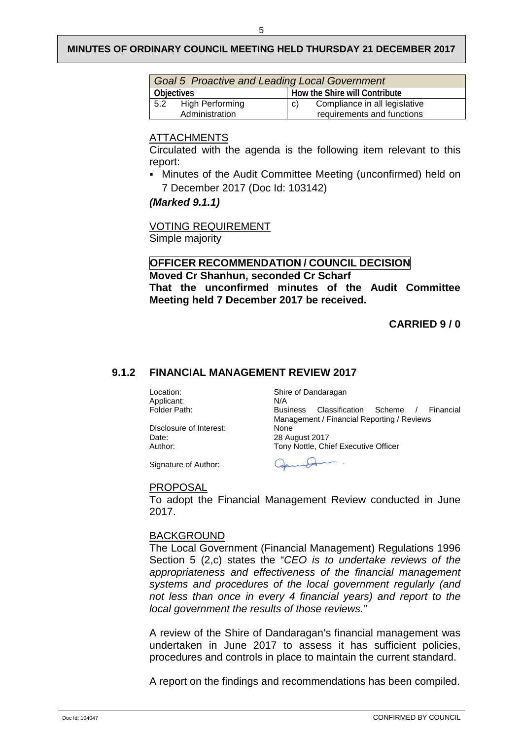| Goal 5 Proactive and Leading Local Government | |
|---|---|
| **Objectives** | **How the Shire will Contribute** |
| 5.2 High Performing Administration | c) Compliance in all legislative requirements and functions |

ATTACHMENTS

Circulated with the agenda is the following item relevant to this report:

- Minutes of the Audit Committee Meeting (unconfirmed) held on 7 December 2017 (Doc Id: 103142)

***(Marked 9.1.1)***

VOTING REQUIREMENT

Simple majority

**OFFICER RECOMMENDATION / COUNCIL DECISION**

**Moved Cr Shanhun, seconded Cr Scharf**

**That the unconfirmed minutes of the Audit Committee Meeting held 7 December 2017 be received.**

**CARRIED 9 / 0**

### 9.1.2 FINANCIAL MANAGEMENT REVIEW 2017

| | |
|---|---|
| Location: | Shire of Dandaragan |
| Applicant: | N/A |
| Folder Path: | Business Classification Scheme / Financial Management / Financial Reporting / Reviews |
| Disclosure of Interest: | None |
| Date: | 28 August 2017 |
| Author: | Tony Nottle, Chief Executive Officer |
| Signature of Author: | |

PROPOSAL

To adopt the Financial Management Review conducted in June 2017.

BACKGROUND

The Local Government (Financial Management) Regulations 1996 Section 5 (2,c) states the "*CEO is to undertake reviews of the appropriateness and effectiveness of the financial management systems and procedures of the local government regularly (and not less than once in every 4 financial years) and report to the local government the results of those reviews.*"

A review of the Shire of Dandaragan's financial management was undertaken in June 2017 to assess it has sufficient policies, procedures and controls in place to maintain the current standard.

A report on the findings and recommendations has been compiled.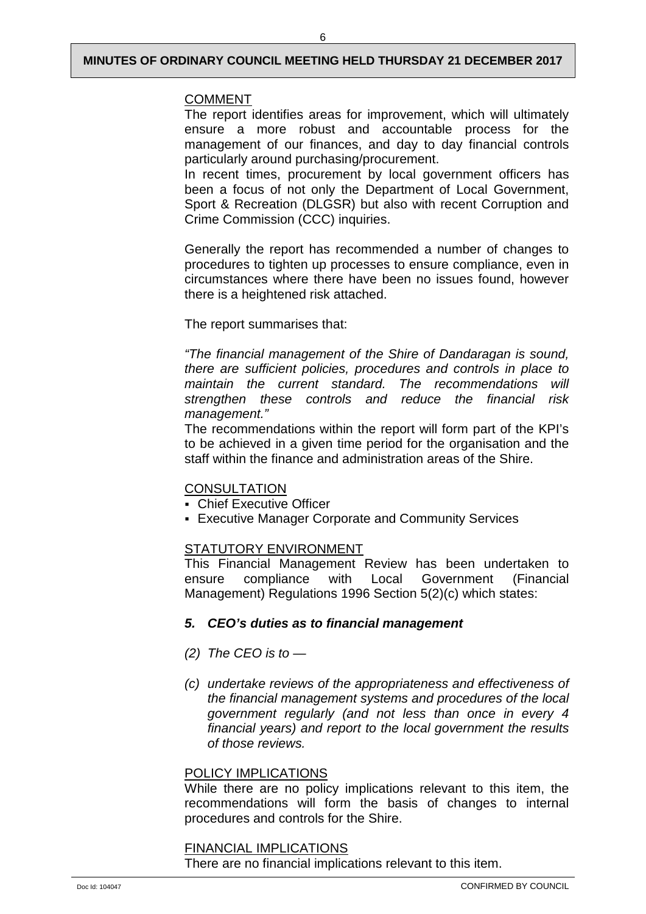COMMENT

The report identifies areas for improvement, which will ultimately ensure a more robust and accountable process for the management of our finances, and day to day financial controls particularly around purchasing/procurement.

In recent times, procurement by local government officers has been a focus of not only the Department of Local Government, Sport & Recreation (DLGSR) but also with recent Corruption and Crime Commission (CCC) inquiries.

Generally the report has recommended a number of changes to procedures to tighten up processes to ensure compliance, even in circumstances where there have been no issues found, however there is a heightened risk attached.

The report summarises that:

*"The financial management of the Shire of Dandaragan is sound, there are sufficient policies, procedures and controls in place to maintain the current standard. The recommendations will strengthen these controls and reduce the financial risk management."*

The recommendations within the report will form part of the KPI's to be achieved in a given time period for the organisation and the staff within the finance and administration areas of the Shire.

CONSULTATION

- Chief Executive Officer
- Executive Manager Corporate and Community Services

STATUTORY ENVIRONMENT

This Financial Management Review has been undertaken to ensure compliance with Local Government (Financial Management) Regulations 1996 Section 5(2)(c) which states:

***5. CEO's duties as to financial management***

*(2) The CEO is to —*

*(c) undertake reviews of the appropriateness and effectiveness of the financial management systems and procedures of the local government regularly (and not less than once in every 4 financial years) and report to the local government the results of those reviews.*

POLICY IMPLICATIONS

While there are no policy implications relevant to this item, the recommendations will form the basis of changes to internal procedures and controls for the Shire.

FINANCIAL IMPLICATIONS

There are no financial implications relevant to this item.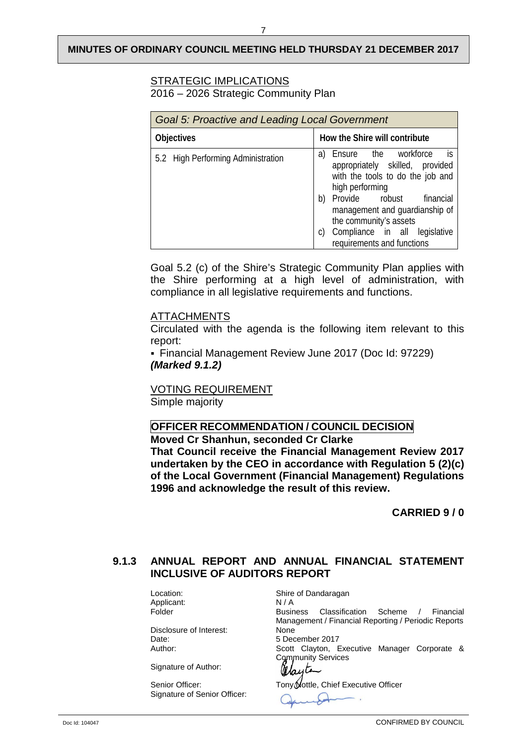STRATEGIC IMPLICATIONS

2016 – 2026 Strategic Community Plan

| *Goal 5: Proactive and Leading Local Government* | |
|---|---|
| **Objectives** | **How the Shire will contribute** |
| 5.2 High Performing Administration | a) Ensure the workforce is appropriately skilled, provided with the tools to do the job and high performing<br>b) Provide robust financial management and guardianship of the community's assets<br>c) Compliance in all legislative requirements and functions |

Goal 5.2 (c) of the Shire's Strategic Community Plan applies with the Shire performing at a high level of administration, with compliance in all legislative requirements and functions.

ATTACHMENTS

Circulated with the agenda is the following item relevant to this report:

- Financial Management Review June 2017 (Doc Id: 97229) ***(Marked 9.1.2)***

VOTING REQUIREMENT

Simple majority

**OFFICER RECOMMENDATION / COUNCIL DECISION**

**Moved Cr Shanhun, seconded Cr Clarke**

**That Council receive the Financial Management Review 2017 undertaken by the CEO in accordance with Regulation 5 (2)(c) of the Local Government (Financial Management) Regulations 1996 and acknowledge the result of this review.**

**CARRIED 9 / 0**

### 9.1.3 ANNUAL REPORT AND ANNUAL FINANCIAL STATEMENT INCLUSIVE OF AUDITORS REPORT

| | |
|---|---|
| Location: | Shire of Dandaragan |
| Applicant: | N / A |
| Folder | Business Classification Scheme / Financial Management / Financial Reporting / Periodic Reports |
| Disclosure of Interest: | None |
| Date: | 5 December 2017 |
| Author: | Scott Clayton, Executive Manager Corporate & Community Services |
| Signature of Author: | |
| Senior Officer: | Tony Nottle, Chief Executive Officer |
| Signature of Senior Officer: | |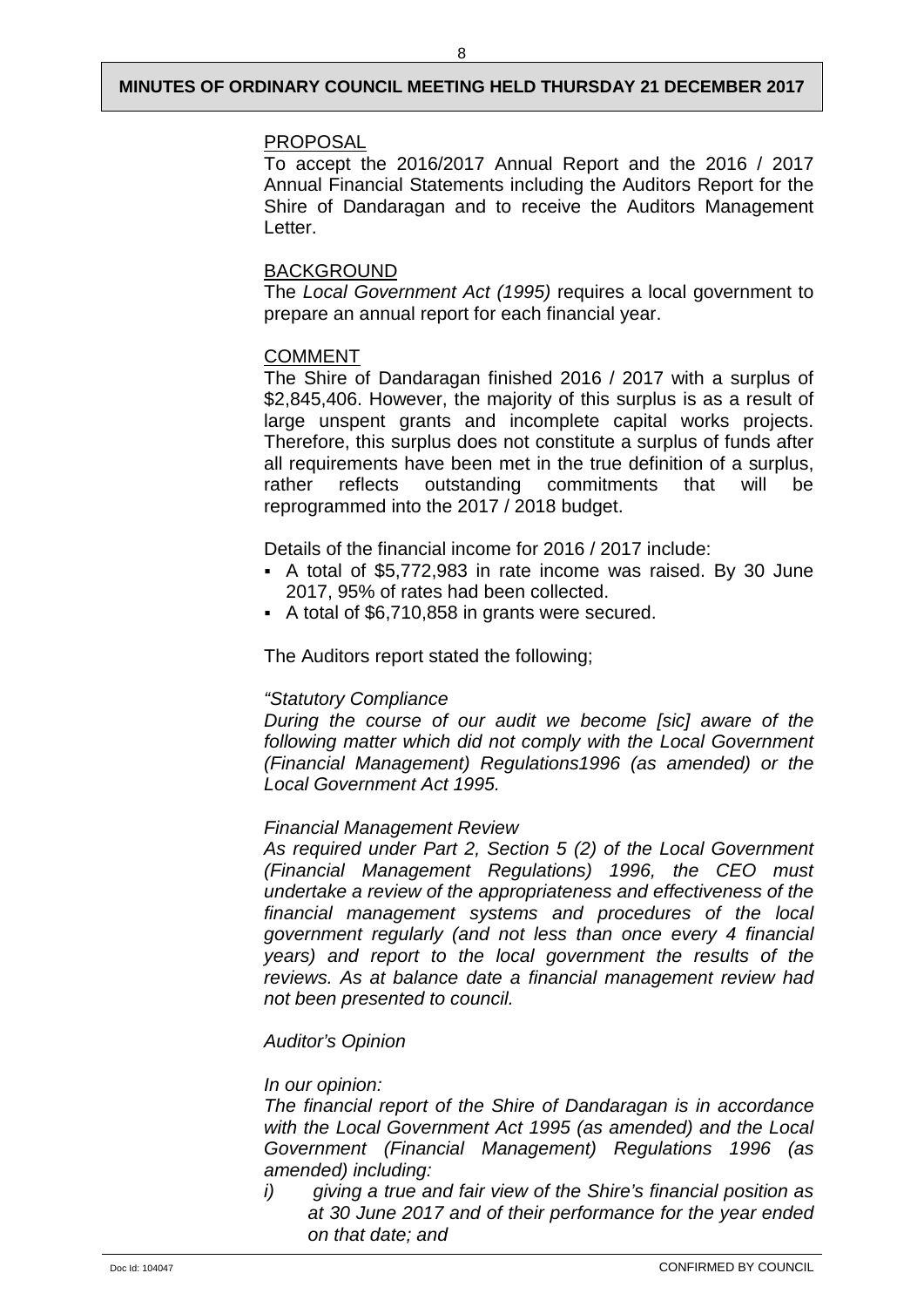PROPOSAL

To accept the 2016/2017 Annual Report and the 2016 / 2017 Annual Financial Statements including the Auditors Report for the Shire of Dandaragan and to receive the Auditors Management Letter.

BACKGROUND

The *Local Government Act (1995)* requires a local government to prepare an annual report for each financial year.

COMMENT

The Shire of Dandaragan finished 2016 / 2017 with a surplus of $2,845,406. However, the majority of this surplus is as a result of large unspent grants and incomplete capital works projects. Therefore, this surplus does not constitute a surplus of funds after all requirements have been met in the true definition of a surplus, rather reflects outstanding commitments that will be reprogrammed into the 2017 / 2018 budget.

Details of the financial income for 2016 / 2017 include:

- A total of $5,772,983 in rate income was raised. By 30 June 2017, 95% of rates had been collected.
- A total of $6,710,858 in grants were secured.

The Auditors report stated the following;

*"Statutory Compliance*

*During the course of our audit we become [sic] aware of the following matter which did not comply with the Local Government (Financial Management) Regulations1996 (as amended) or the Local Government Act 1995.*

*Financial Management Review*

*As required under Part 2, Section 5 (2) of the Local Government (Financial Management Regulations) 1996, the CEO must undertake a review of the appropriateness and effectiveness of the financial management systems and procedures of the local government regularly (and not less than once every 4 financial years) and report to the local government the results of the reviews. As at balance date a financial management review had not been presented to council.*

*Auditor's Opinion*

*In our opinion:*

*The financial report of the Shire of Dandaragan is in accordance with the Local Government Act 1995 (as amended) and the Local Government (Financial Management) Regulations 1996 (as amended) including:*

*i) giving a true and fair view of the Shire's financial position as at 30 June 2017 and of their performance for the year ended on that date; and*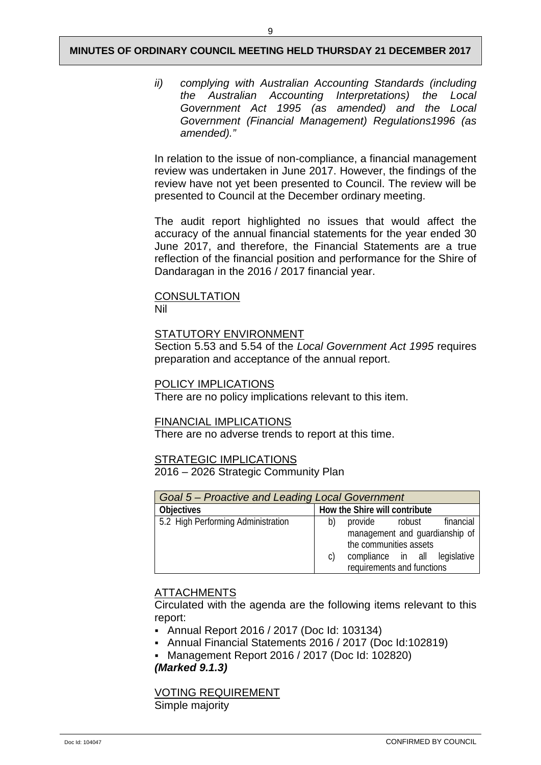*ii) complying with Australian Accounting Standards (including the Australian Accounting Interpretations) the Local Government Act 1995 (as amended) and the Local Government (Financial Management) Regulations1996 (as amended)."*

In relation to the issue of non-compliance, a financial management review was undertaken in June 2017. However, the findings of the review have not yet been presented to Council. The review will be presented to Council at the December ordinary meeting.

The audit report highlighted no issues that would affect the accuracy of the annual financial statements for the year ended 30 June 2017, and therefore, the Financial Statements are a true reflection of the financial position and performance for the Shire of Dandaragan in the 2016 / 2017 financial year.

CONSULTATION
Nil

STATUTORY ENVIRONMENT
Section 5.53 and 5.54 of the *Local Government Act 1995* requires preparation and acceptance of the annual report.

POLICY IMPLICATIONS
There are no policy implications relevant to this item.

FINANCIAL IMPLICATIONS
There are no adverse trends to report at this time.

STRATEGIC IMPLICATIONS
2016 – 2026 Strategic Community Plan

| *Goal 5 – Proactive and Leading Local Government* | |
|---|---|
| **Objectives** | **How the Shire will contribute** |
| 5.2 High Performing Administration | b) provide robust financial management and guardianship of the communities assets<br>c) compliance in all legislative requirements and functions |

ATTACHMENTS
Circulated with the agenda are the following items relevant to this report:

- Annual Report 2016 / 2017 (Doc Id: 103134)
- Annual Financial Statements 2016 / 2017 (Doc Id:102819)
- Management Report 2016 / 2017 (Doc Id: 102820)

***(Marked 9.1.3)***

VOTING REQUIREMENT
Simple majority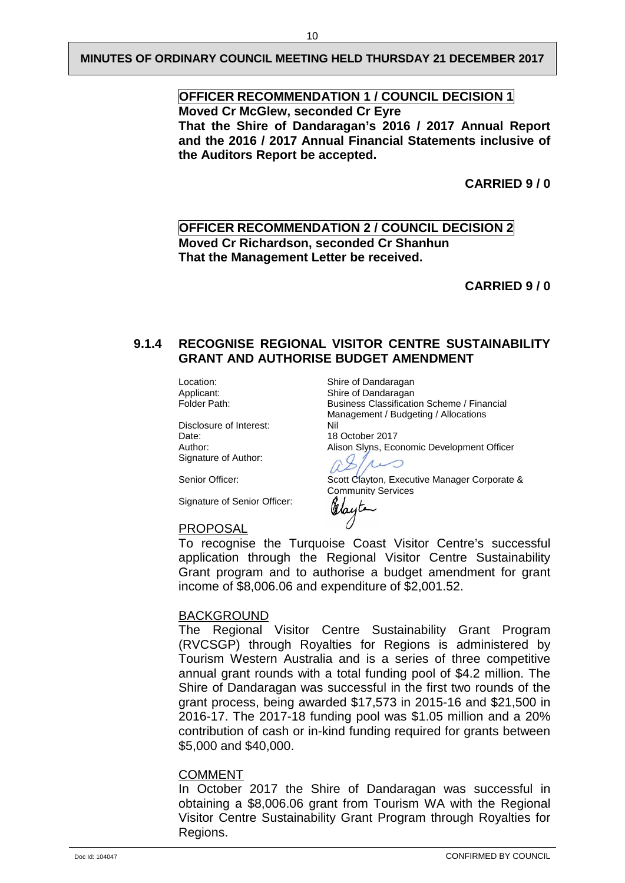**OFFICER RECOMMENDATION 1 / COUNCIL DECISION 1**
**Moved Cr McGlew, seconded Cr Eyre**
**That the Shire of Dandaragan's 2016 / 2017 Annual Report and the 2016 / 2017 Annual Financial Statements inclusive of the Auditors Report be accepted.**

**CARRIED 9 / 0**

**OFFICER RECOMMENDATION 2 / COUNCIL DECISION 2**
**Moved Cr Richardson, seconded Cr Shanhun**
**That the Management Letter be received.**

**CARRIED 9 / 0**

## 9.1.4 RECOGNISE REGIONAL VISITOR CENTRE SUSTAINABILITY GRANT AND AUTHORISE BUDGET AMENDMENT

| | |
|---|---|
| Location: | Shire of Dandaragan |
| Applicant: | Shire of Dandaragan |
| Folder Path: | Business Classification Scheme / Financial Management / Budgeting / Allocations |
| Disclosure of Interest: | Nil |
| Date: | 18 October 2017 |
| Author: | Alison Slyns, Economic Development Officer |
| Signature of Author: | |
| Senior Officer: | Scott Clayton, Executive Manager Corporate & Community Services |
| Signature of Senior Officer: | |

### PROPOSAL

To recognise the Turquoise Coast Visitor Centre's successful application through the Regional Visitor Centre Sustainability Grant program and to authorise a budget amendment for grant income of $8,006.06 and expenditure of $2,001.52.

### BACKGROUND

The Regional Visitor Centre Sustainability Grant Program (RVCSGP) through Royalties for Regions is administered by Tourism Western Australia and is a series of three competitive annual grant rounds with a total funding pool of $4.2 million. The Shire of Dandaragan was successful in the first two rounds of the grant process, being awarded $17,573 in 2015-16 and $21,500 in 2016-17. The 2017-18 funding pool was $1.05 million and a 20% contribution of cash or in-kind funding required for grants between $5,000 and $40,000.

### COMMENT

In October 2017 the Shire of Dandaragan was successful in obtaining a $8,006.06 grant from Tourism WA with the Regional Visitor Centre Sustainability Grant Program through Royalties for Regions.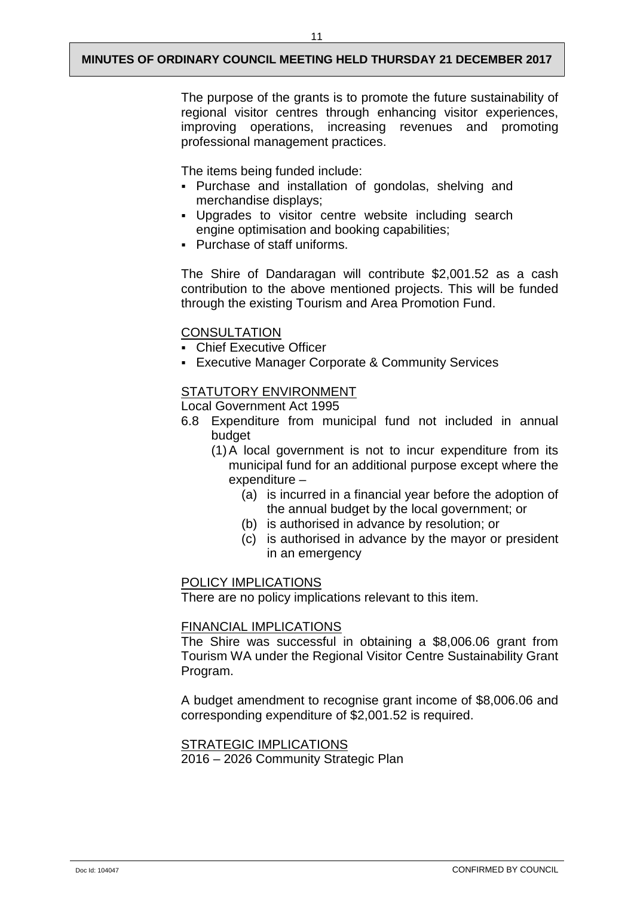The purpose of the grants is to promote the future sustainability of regional visitor centres through enhancing visitor experiences, improving operations, increasing revenues and promoting professional management practices.

The items being funded include:

- Purchase and installation of gondolas, shelving and merchandise displays;
- Upgrades to visitor centre website including search engine optimisation and booking capabilities;
- Purchase of staff uniforms.

The Shire of Dandaragan will contribute $2,001.52 as a cash contribution to the above mentioned projects. This will be funded through the existing Tourism and Area Promotion Fund.

CONSULTATION

- Chief Executive Officer
- Executive Manager Corporate & Community Services

STATUTORY ENVIRONMENT

Local Government Act 1995

6.8 Expenditure from municipal fund not included in annual budget

(1) A local government is not to incur expenditure from its municipal fund for an additional purpose except where the expenditure –

(a) is incurred in a financial year before the adoption of the annual budget by the local government; or

(b) is authorised in advance by resolution; or

(c) is authorised in advance by the mayor or president in an emergency

POLICY IMPLICATIONS

There are no policy implications relevant to this item.

FINANCIAL IMPLICATIONS

The Shire was successful in obtaining a $8,006.06 grant from Tourism WA under the Regional Visitor Centre Sustainability Grant Program.

A budget amendment to recognise grant income of $8,006.06 and corresponding expenditure of $2,001.52 is required.

STRATEGIC IMPLICATIONS

2016 – 2026 Community Strategic Plan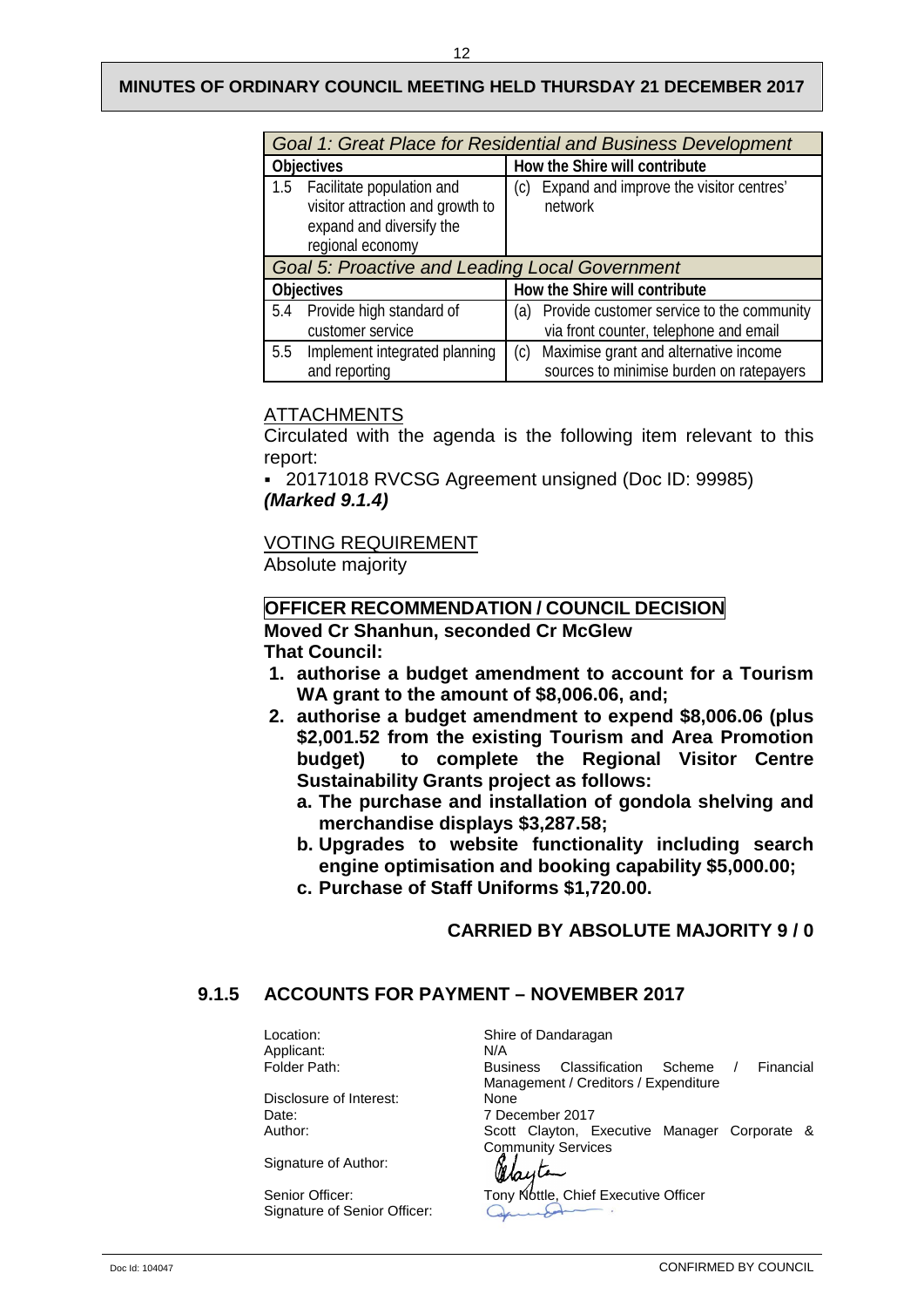| Goal 1: Great Place for Residential and Business Development | |
|---|---|
| **Objectives** | **How the Shire will contribute** |
| 1.5 Facilitate population and visitor attraction and growth to expand and diversify the regional economy | (c) Expand and improve the visitor centres' network |
| *Goal 5: Proactive and Leading Local Government* | |
| **Objectives** | **How the Shire will contribute** |
| 5.4 Provide high standard of customer service | (a) Provide customer service to the community via front counter, telephone and email |
| 5.5 Implement integrated planning and reporting | (c) Maximise grant and alternative income sources to minimise burden on ratepayers |

## ATTACHMENTS

Circulated with the agenda is the following item relevant to this report:

- 20171018 RVCSG Agreement unsigned (Doc ID: 99985) ***(Marked 9.1.4)***

## VOTING REQUIREMENT

Absolute majority

## OFFICER RECOMMENDATION / COUNCIL DECISION

**Moved Cr Shanhun, seconded Cr McGlew**

**That Council:**

1. **authorise a budget amendment to account for a Tourism WA grant to the amount of $8,006.06, and;**
2. **authorise a budget amendment to expend $8,006.06 (plus $2,001.52 from the existing Tourism and Area Promotion budget) to complete the Regional Visitor Centre Sustainability Grants project as follows:**
   a. **The purchase and installation of gondola shelving and merchandise displays $3,287.58;**
   b. **Upgrades to website functionality including search engine optimisation and booking capability $5,000.00;**
   c. **Purchase of Staff Uniforms $1,720.00.**

**CARRIED BY ABSOLUTE MAJORITY 9 / 0**

## 9.1.5 ACCOUNTS FOR PAYMENT – NOVEMBER 2017

| | |
|---|---|
| Location: | Shire of Dandaragan |
| Applicant: | N/A |
| Folder Path: | Business Classification Scheme / Financial Management / Creditors / Expenditure |
| Disclosure of Interest: | None |
| Date: | 7 December 2017 |
| Author: | Scott Clayton, Executive Manager Corporate & Community Services |
| Signature of Author: | |
| Senior Officer: | Tony Nottle, Chief Executive Officer |
| Signature of Senior Officer: | |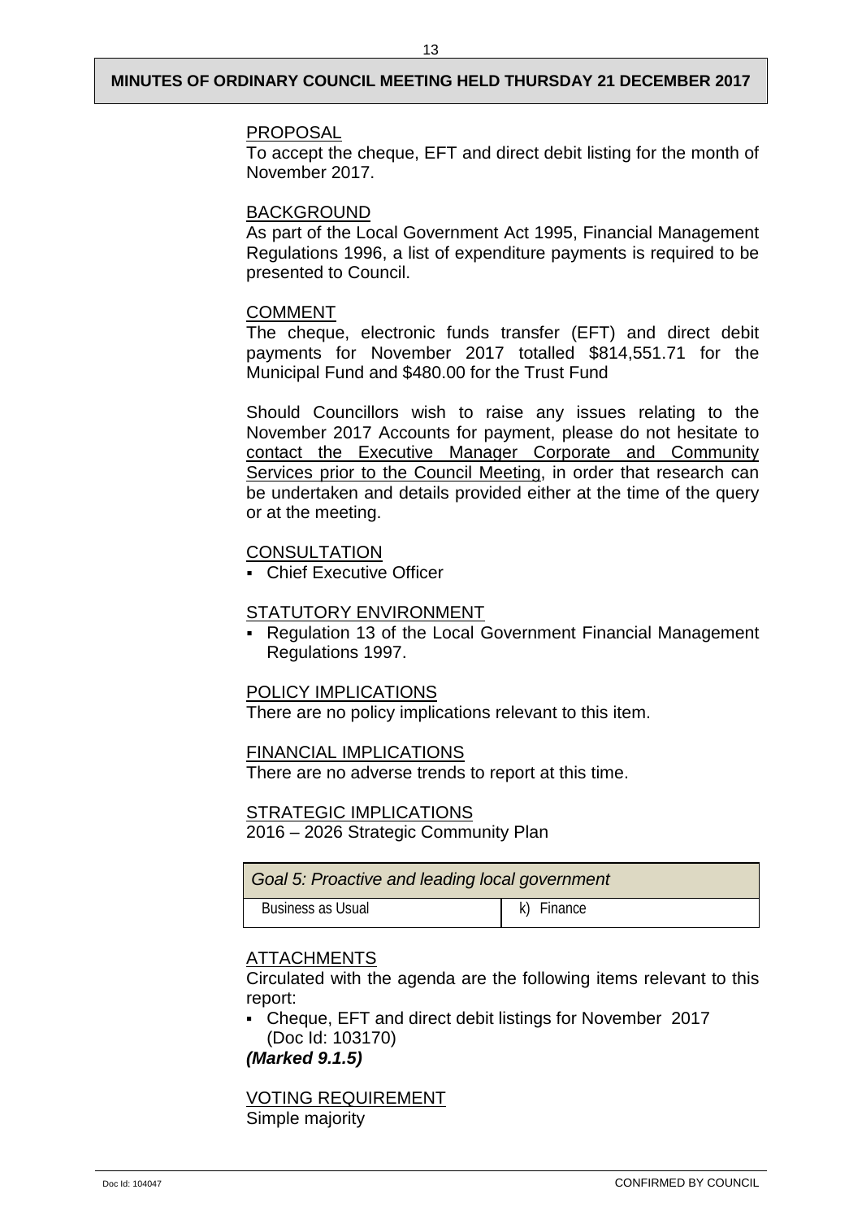PROPOSAL

To accept the cheque, EFT and direct debit listing for the month of November 2017.

BACKGROUND

As part of the Local Government Act 1995, Financial Management Regulations 1996, a list of expenditure payments is required to be presented to Council.

COMMENT

The cheque, electronic funds transfer (EFT) and direct debit payments for November 2017 totalled $814,551.71 for the Municipal Fund and $480.00 for the Trust Fund

Should Councillors wish to raise any issues relating to the November 2017 Accounts for payment, please do not hesitate to contact the Executive Manager Corporate and Community Services prior to the Council Meeting, in order that research can be undertaken and details provided either at the time of the query or at the meeting.

CONSULTATION

- Chief Executive Officer

STATUTORY ENVIRONMENT

- Regulation 13 of the Local Government Financial Management Regulations 1997.

POLICY IMPLICATIONS

There are no policy implications relevant to this item.

FINANCIAL IMPLICATIONS

There are no adverse trends to report at this time.

STRATEGIC IMPLICATIONS

2016 – 2026 Strategic Community Plan

| *Goal 5: Proactive and leading local government* | |
|---|---|
| Business as Usual | k) Finance |

ATTACHMENTS

Circulated with the agenda are the following items relevant to this report:

- Cheque, EFT and direct debit listings for November 2017 (Doc Id: 103170)

***(Marked 9.1.5)***

VOTING REQUIREMENT

Simple majority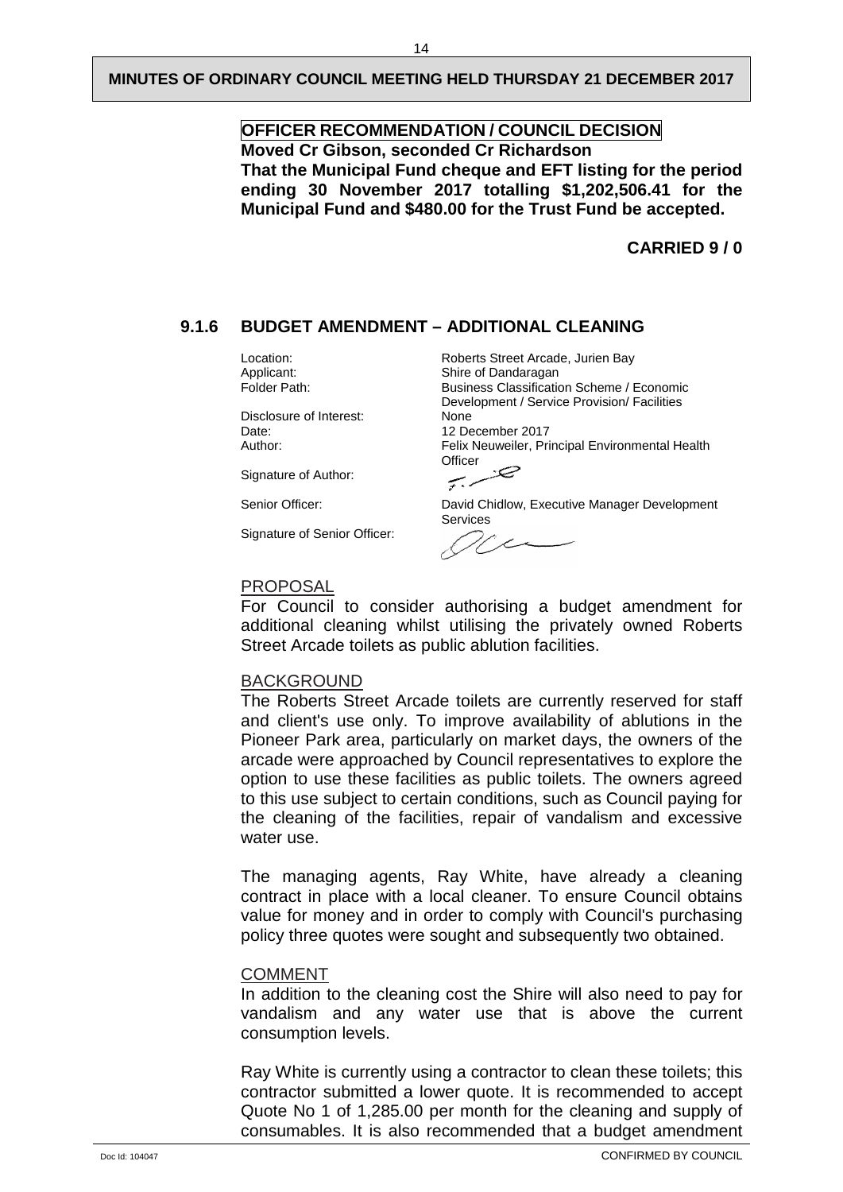**OFFICER RECOMMENDATION / COUNCIL DECISION**

**Moved Cr Gibson, seconded Cr Richardson**

**That the Municipal Fund cheque and EFT listing for the period ending 30 November 2017 totalling $1,202,506.41 for the Municipal Fund and $480.00 for the Trust Fund be accepted.**

**CARRIED 9 / 0**

## 9.1.6 BUDGET AMENDMENT – ADDITIONAL CLEANING

| | |
|---|---|
| Location: | Roberts Street Arcade, Jurien Bay |
| Applicant: | Shire of Dandaragan |
| Folder Path: | Business Classification Scheme / Economic Development / Service Provision/ Facilities |
| Disclosure of Interest: | None |
| Date: | 12 December 2017 |
| Author: | Felix Neuweiler, Principal Environmental Health Officer |
| Signature of Author: | |
| Senior Officer: | David Chidlow, Executive Manager Development Services |
| Signature of Senior Officer: | |

### PROPOSAL

For Council to consider authorising a budget amendment for additional cleaning whilst utilising the privately owned Roberts Street Arcade toilets as public ablution facilities.

### BACKGROUND

The Roberts Street Arcade toilets are currently reserved for staff and client's use only. To improve availability of ablutions in the Pioneer Park area, particularly on market days, the owners of the arcade were approached by Council representatives to explore the option to use these facilities as public toilets. The owners agreed to this use subject to certain conditions, such as Council paying for the cleaning of the facilities, repair of vandalism and excessive water use.

The managing agents, Ray White, have already a cleaning contract in place with a local cleaner. To ensure Council obtains value for money and in order to comply with Council's purchasing policy three quotes were sought and subsequently two obtained.

### COMMENT

In addition to the cleaning cost the Shire will also need to pay for vandalism and any water use that is above the current consumption levels.

Ray White is currently using a contractor to clean these toilets; this contractor submitted a lower quote. It is recommended to accept Quote No 1 of 1,285.00 per month for the cleaning and supply of consumables. It is also recommended that a budget amendment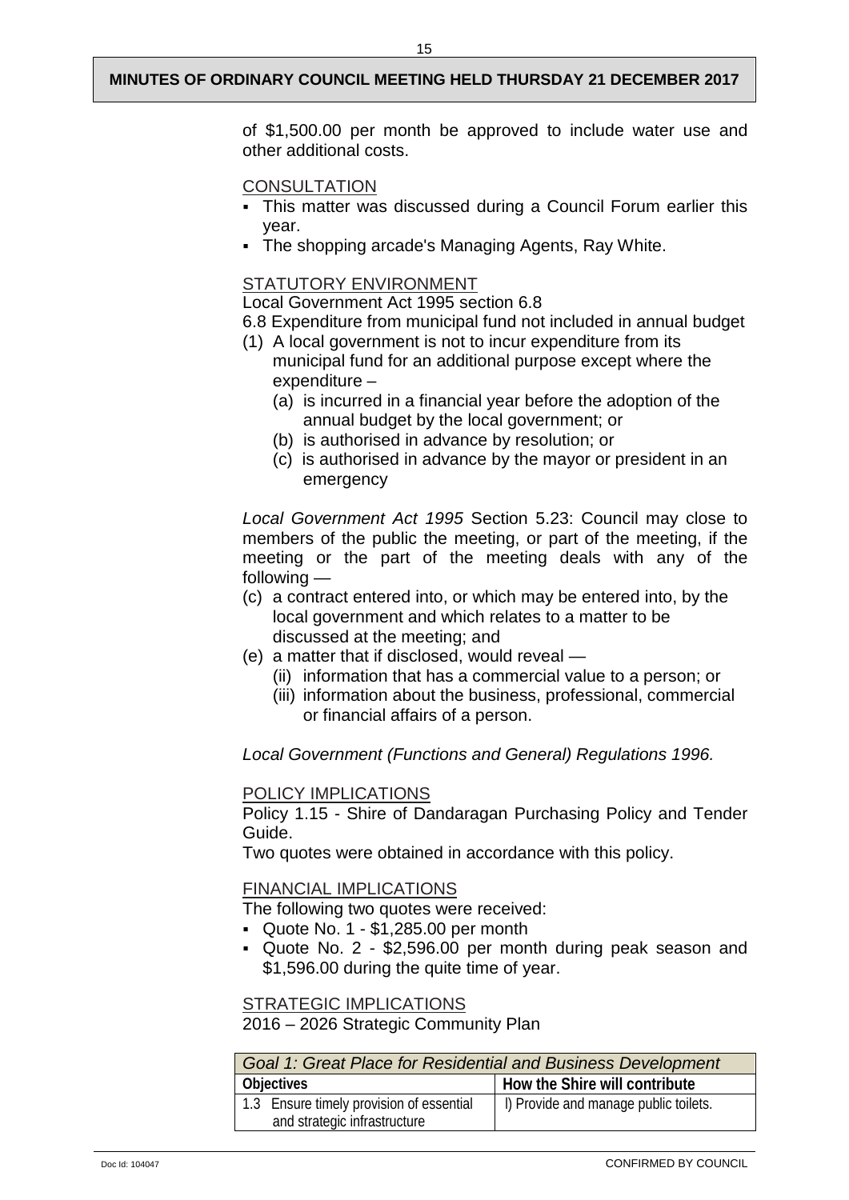of $1,500.00 per month be approved to include water use and other additional costs.

## CONSULTATION

- This matter was discussed during a Council Forum earlier this year.
- The shopping arcade's Managing Agents, Ray White.

## STATUTORY ENVIRONMENT

Local Government Act 1995 section 6.8

6.8 Expenditure from municipal fund not included in annual budget

(1) A local government is not to incur expenditure from its municipal fund for an additional purpose except where the expenditure –
  - (a) is incurred in a financial year before the adoption of the annual budget by the local government; or
  - (b) is authorised in advance by resolution; or
  - (c) is authorised in advance by the mayor or president in an emergency

*Local Government Act 1995* Section 5.23: Council may close to members of the public the meeting, or part of the meeting, if the meeting or the part of the meeting deals with any of the following —

(c) a contract entered into, or which may be entered into, by the local government and which relates to a matter to be discussed at the meeting; and

(e) a matter that if disclosed, would reveal —
  - (ii) information that has a commercial value to a person; or
  - (iii) information about the business, professional, commercial or financial affairs of a person.

*Local Government (Functions and General) Regulations 1996.*

## POLICY IMPLICATIONS

Policy 1.15 - Shire of Dandaragan Purchasing Policy and Tender Guide.

Two quotes were obtained in accordance with this policy.

## FINANCIAL IMPLICATIONS

The following two quotes were received:

- Quote No. 1 - $1,285.00 per month
- Quote No. 2 - $2,596.00 per month during peak season and $1,596.00 during the quite time of year.

## STRATEGIC IMPLICATIONS

2016 – 2026 Strategic Community Plan

| *Goal 1: Great Place for Residential and Business Development* | |
|---|---|
| **Objectives** | **How the Shire will contribute** |
| 1.3 Ensure timely provision of essential and strategic infrastructure | l) Provide and manage public toilets. |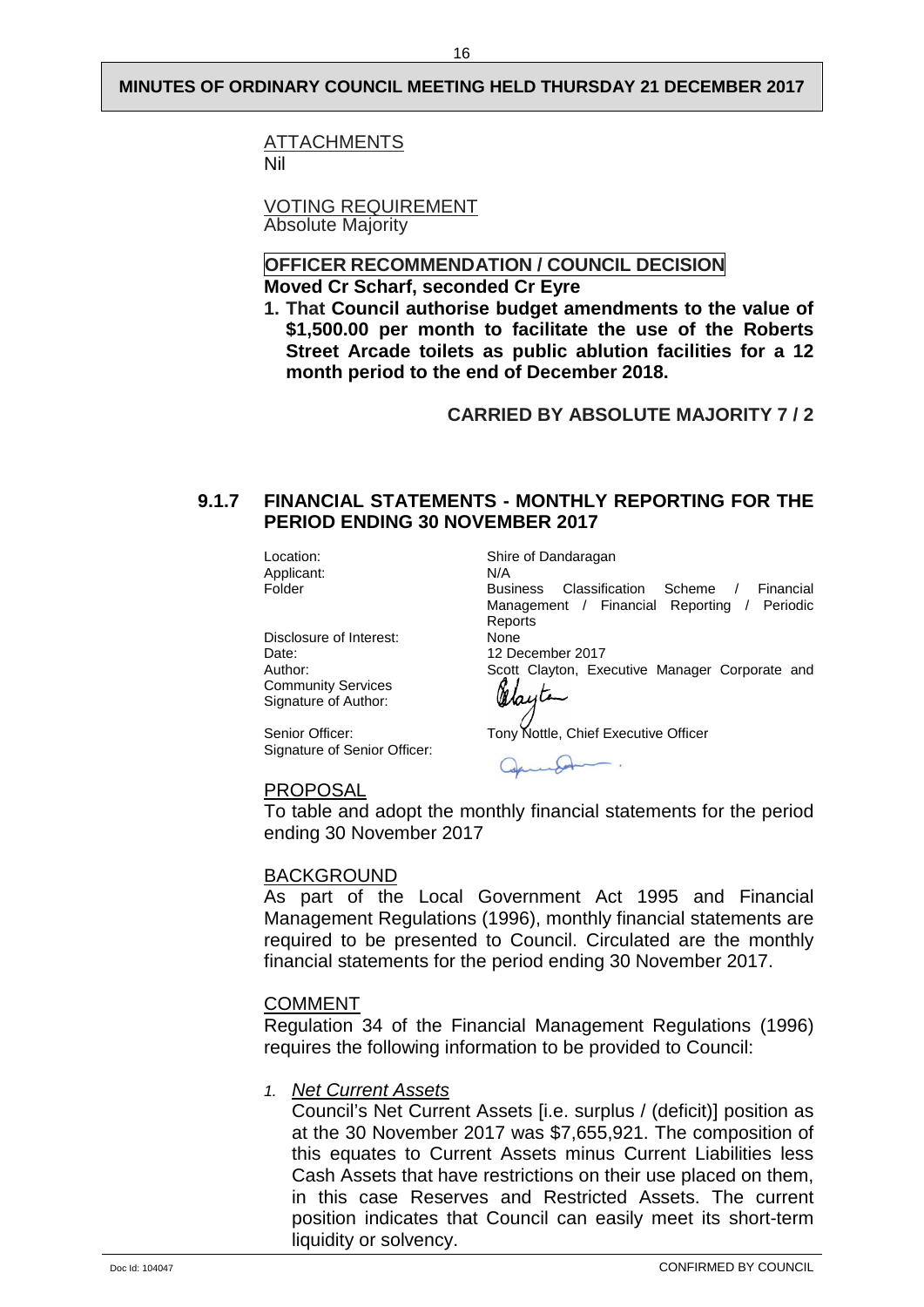ATTACHMENTS
Nil

VOTING REQUIREMENT
Absolute Majority

**OFFICER RECOMMENDATION / COUNCIL DECISION**
**Moved Cr Scharf, seconded Cr Eyre**

1. **That Council authorise budget amendments to the value of $1,500.00 per month to facilitate the use of the Roberts Street Arcade toilets as public ablution facilities for a 12 month period to the end of December 2018.**

**CARRIED BY ABSOLUTE MAJORITY 7 / 2**

### 9.1.7 FINANCIAL STATEMENTS - MONTHLY REPORTING FOR THE PERIOD ENDING 30 NOVEMBER 2017

| | |
|---|---|
| Location: | Shire of Dandaragan |
| Applicant: | N/A |
| Folder | Business Classification Scheme / Financial Management / Financial Reporting / Periodic Reports |
| Disclosure of Interest: | None |
| Date: | 12 December 2017 |
| Author: | Scott Clayton, Executive Manager Corporate and Community Services |
| Signature of Author: | |
| Senior Officer: | Tony Nottle, Chief Executive Officer |
| Signature of Senior Officer: | |

PROPOSAL
To table and adopt the monthly financial statements for the period ending 30 November 2017

BACKGROUND
As part of the Local Government Act 1995 and Financial Management Regulations (1996), monthly financial statements are required to be presented to Council. Circulated are the monthly financial statements for the period ending 30 November 2017.

COMMENT
Regulation 34 of the Financial Management Regulations (1996) requires the following information to be provided to Council:

1. *Net Current Assets*
   Council's Net Current Assets [i.e. surplus / (deficit)] position as at the 30 November 2017 was $7,655,921. The composition of this equates to Current Assets minus Current Liabilities less Cash Assets that have restrictions on their use placed on them, in this case Reserves and Restricted Assets. The current position indicates that Council can easily meet its short-term liquidity or solvency.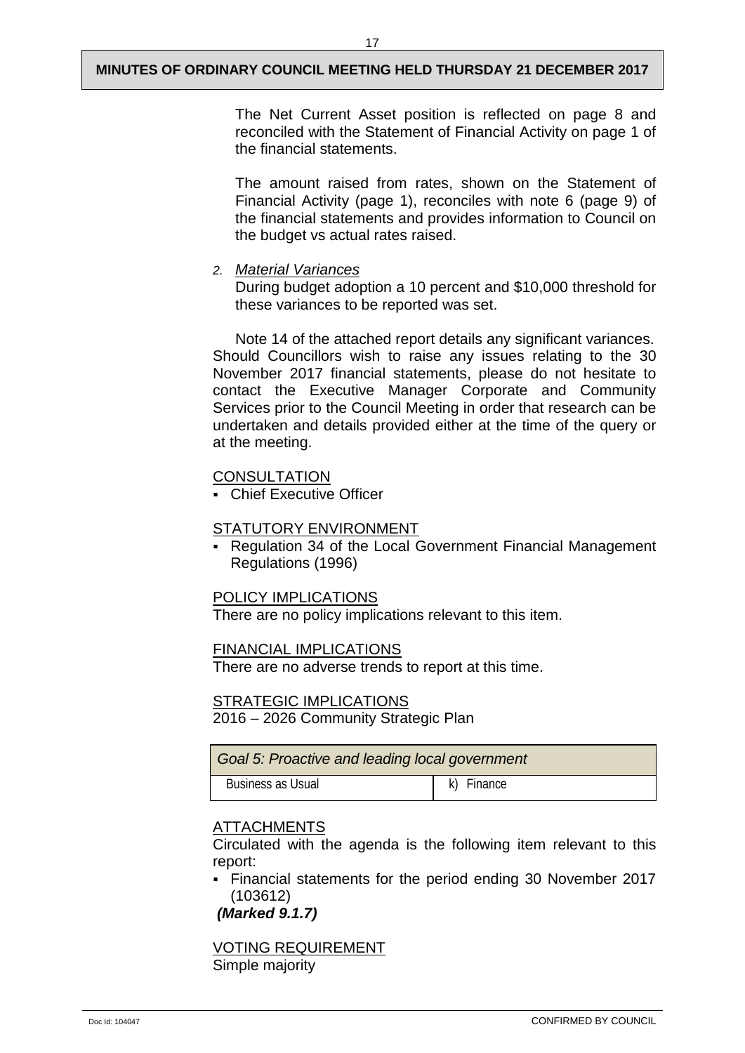The Net Current Asset position is reflected on page 8 and reconciled with the Statement of Financial Activity on page 1 of the financial statements.

The amount raised from rates, shown on the Statement of Financial Activity (page 1), reconciles with note 6 (page 9) of the financial statements and provides information to Council on the budget vs actual rates raised.

2. *Material Variances*

During budget adoption a 10 percent and $10,000 threshold for these variances to be reported was set.

Note 14 of the attached report details any significant variances. Should Councillors wish to raise any issues relating to the 30 November 2017 financial statements, please do not hesitate to contact the Executive Manager Corporate and Community Services prior to the Council Meeting in order that research can be undertaken and details provided either at the time of the query or at the meeting.

CONSULTATION

- Chief Executive Officer

STATUTORY ENVIRONMENT

- Regulation 34 of the Local Government Financial Management Regulations (1996)

POLICY IMPLICATIONS

There are no policy implications relevant to this item.

FINANCIAL IMPLICATIONS

There are no adverse trends to report at this time.

STRATEGIC IMPLICATIONS

2016 – 2026 Community Strategic Plan

| *Goal 5: Proactive and leading local government* | |
|---|---|
| Business as Usual | k) Finance |

ATTACHMENTS

Circulated with the agenda is the following item relevant to this report:

- Financial statements for the period ending 30 November 2017 (103612)

***(Marked 9.1.7)***

VOTING REQUIREMENT

Simple majority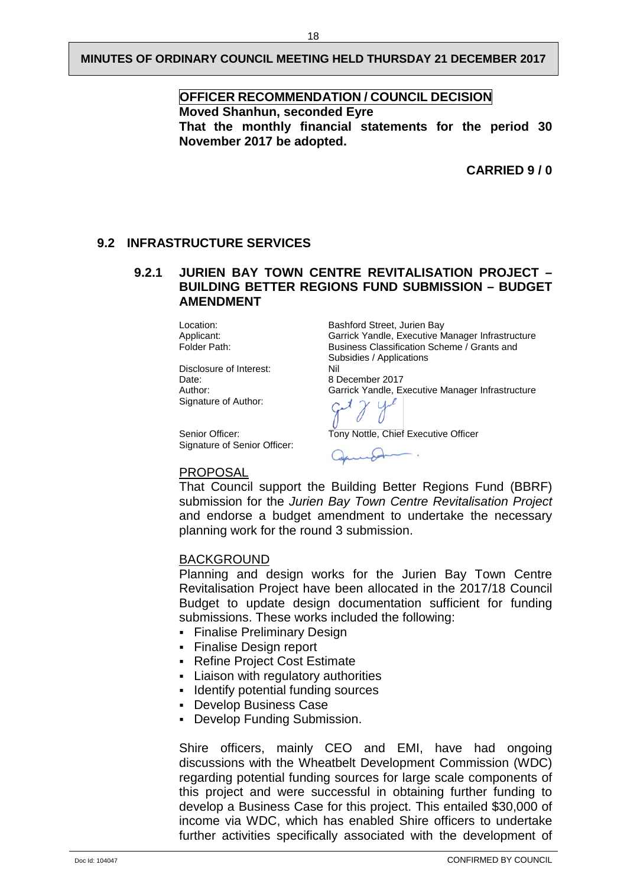**OFFICER RECOMMENDATION / COUNCIL DECISION**

**Moved Shanhun, seconded Eyre**

**That the monthly financial statements for the period 30 November 2017 be adopted.**

**CARRIED 9 / 0**

## 9.2 INFRASTRUCTURE SERVICES

### 9.2.1 JURIEN BAY TOWN CENTRE REVITALISATION PROJECT – BUILDING BETTER REGIONS FUND SUBMISSION – BUDGET AMENDMENT

| | |
|---|---|
| Location: | Bashford Street, Jurien Bay |
| Applicant: | Garrick Yandle, Executive Manager Infrastructure |
| Folder Path: | Business Classification Scheme / Grants and Subsidies / Applications |
| Disclosure of Interest: | Nil |
| Date: | 8 December 2017 |
| Author: | Garrick Yandle, Executive Manager Infrastructure |
| Signature of Author: | |
| Senior Officer: | Tony Nottle, Chief Executive Officer |
| Signature of Senior Officer: | |

PROPOSAL

That Council support the Building Better Regions Fund (BBRF) submission for the *Jurien Bay Town Centre Revitalisation Project* and endorse a budget amendment to undertake the necessary planning work for the round 3 submission.

BACKGROUND

Planning and design works for the Jurien Bay Town Centre Revitalisation Project have been allocated in the 2017/18 Council Budget to update design documentation sufficient for funding submissions. These works included the following:

- Finalise Preliminary Design
- Finalise Design report
- Refine Project Cost Estimate
- Liaison with regulatory authorities
- Identify potential funding sources
- Develop Business Case
- Develop Funding Submission.

Shire officers, mainly CEO and EMI, have had ongoing discussions with the Wheatbelt Development Commission (WDC) regarding potential funding sources for large scale components of this project and were successful in obtaining further funding to develop a Business Case for this project. This entailed $30,000 of income via WDC, which has enabled Shire officers to undertake further activities specifically associated with the development of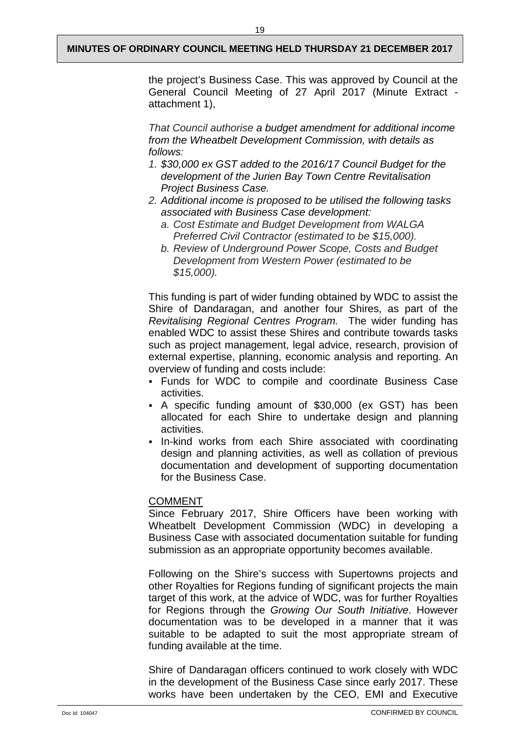the project's Business Case. This was approved by Council at the General Council Meeting of 27 April 2017 (Minute Extract - attachment 1),

*That Council authorise a budget amendment for additional income from the Wheatbelt Development Commission, with details as follows:*

1. *$30,000 ex GST added to the 2016/17 Council Budget for the development of the Jurien Bay Town Centre Revitalisation Project Business Case.*
2. *Additional income is proposed to be utilised the following tasks associated with Business Case development:*
   a. *Cost Estimate and Budget Development from WALGA Preferred Civil Contractor (estimated to be $15,000).*
   b. *Review of Underground Power Scope, Costs and Budget Development from Western Power (estimated to be $15,000).*

This funding is part of wider funding obtained by WDC to assist the Shire of Dandaragan, and another four Shires, as part of the *Revitalising Regional Centres Program.* The wider funding has enabled WDC to assist these Shires and contribute towards tasks such as project management, legal advice, research, provision of external expertise, planning, economic analysis and reporting. An overview of funding and costs include:

- Funds for WDC to compile and coordinate Business Case activities.
- A specific funding amount of $30,000 (ex GST) has been allocated for each Shire to undertake design and planning activities.
- In-kind works from each Shire associated with coordinating design and planning activities, as well as collation of previous documentation and development of supporting documentation for the Business Case.

COMMENT

Since February 2017, Shire Officers have been working with Wheatbelt Development Commission (WDC) in developing a Business Case with associated documentation suitable for funding submission as an appropriate opportunity becomes available.

Following on the Shire's success with Supertowns projects and other Royalties for Regions funding of significant projects the main target of this work, at the advice of WDC, was for further Royalties for Regions through the *Growing Our South Initiative*. However documentation was to be developed in a manner that it was suitable to be adapted to suit the most appropriate stream of funding available at the time.

Shire of Dandaragan officers continued to work closely with WDC in the development of the Business Case since early 2017. These works have been undertaken by the CEO, EMI and Executive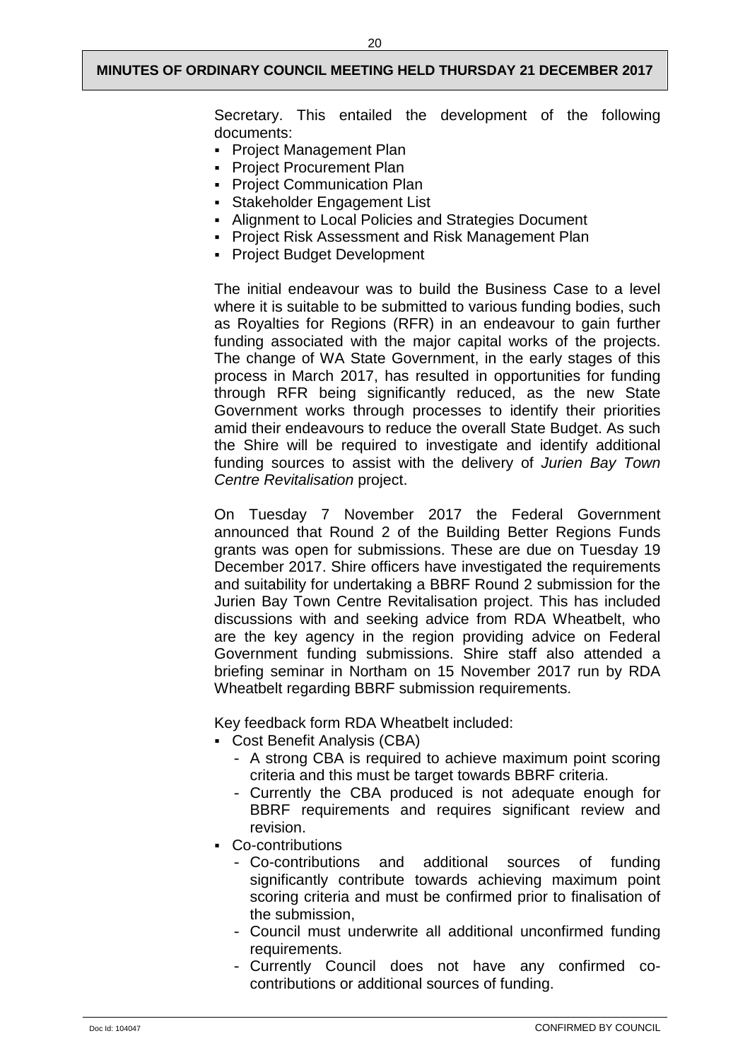Secretary. This entailed the development of the following documents:

- Project Management Plan
- Project Procurement Plan
- Project Communication Plan
- Stakeholder Engagement List
- Alignment to Local Policies and Strategies Document
- Project Risk Assessment and Risk Management Plan
- Project Budget Development

The initial endeavour was to build the Business Case to a level where it is suitable to be submitted to various funding bodies, such as Royalties for Regions (RFR) in an endeavour to gain further funding associated with the major capital works of the projects. The change of WA State Government, in the early stages of this process in March 2017, has resulted in opportunities for funding through RFR being significantly reduced, as the new State Government works through processes to identify their priorities amid their endeavours to reduce the overall State Budget. As such the Shire will be required to investigate and identify additional funding sources to assist with the delivery of *Jurien Bay Town Centre Revitalisation* project.

On Tuesday 7 November 2017 the Federal Government announced that Round 2 of the Building Better Regions Funds grants was open for submissions. These are due on Tuesday 19 December 2017. Shire officers have investigated the requirements and suitability for undertaking a BBRF Round 2 submission for the Jurien Bay Town Centre Revitalisation project. This has included discussions with and seeking advice from RDA Wheatbelt, who are the key agency in the region providing advice on Federal Government funding submissions. Shire staff also attended a briefing seminar in Northam on 15 November 2017 run by RDA Wheatbelt regarding BBRF submission requirements.

Key feedback form RDA Wheatbelt included:

- Cost Benefit Analysis (CBA)
  - A strong CBA is required to achieve maximum point scoring criteria and this must be target towards BBRF criteria.
  - Currently the CBA produced is not adequate enough for BBRF requirements and requires significant review and revision.
- Co-contributions
  - Co-contributions and additional sources of funding significantly contribute towards achieving maximum point scoring criteria and must be confirmed prior to finalisation of the submission,
  - Council must underwrite all additional unconfirmed funding requirements.
  - Currently Council does not have any confirmed co-contributions or additional sources of funding.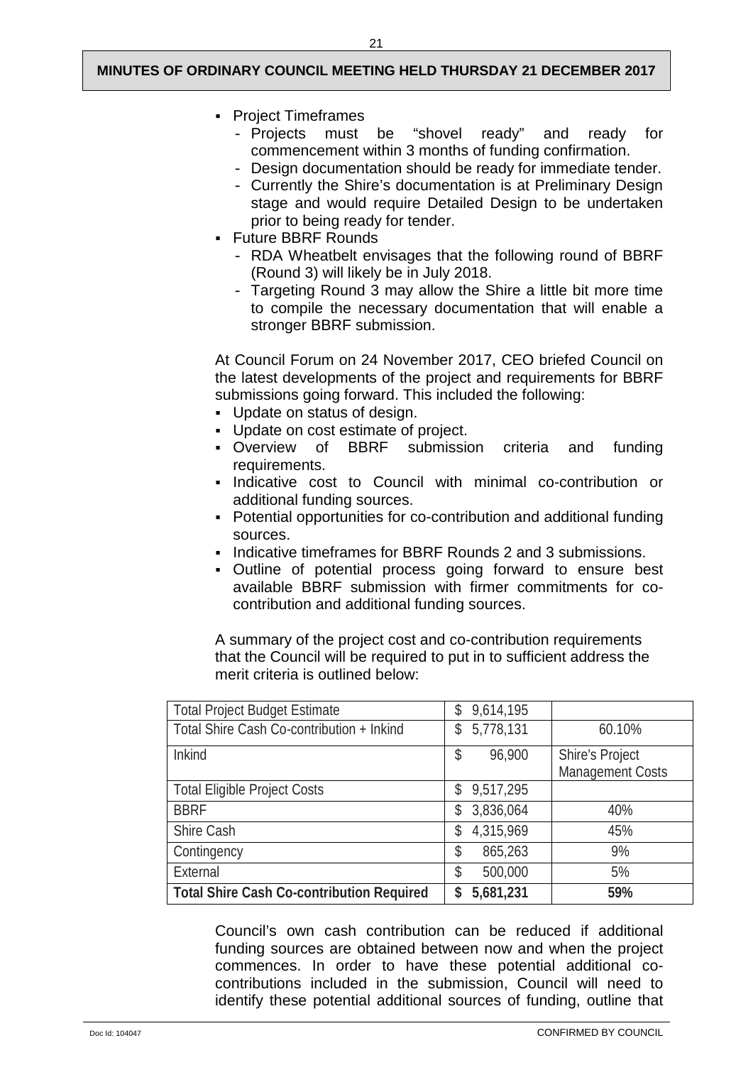- Project Timeframes
  - Projects must be “shovel ready” and ready for commencement within 3 months of funding confirmation.
  - Design documentation should be ready for immediate tender.
  - Currently the Shire’s documentation is at Preliminary Design stage and would require Detailed Design to be undertaken prior to being ready for tender.
- Future BBRF Rounds
  - RDA Wheatbelt envisages that the following round of BBRF (Round 3) will likely be in July 2018.
  - Targeting Round 3 may allow the Shire a little bit more time to compile the necessary documentation that will enable a stronger BBRF submission.

At Council Forum on 24 November 2017, CEO briefed Council on the latest developments of the project and requirements for BBRF submissions going forward. This included the following:

- Update on status of design.
- Update on cost estimate of project.
- Overview of BBRF submission criteria and funding requirements.
- Indicative cost to Council with minimal co-contribution or additional funding sources.
- Potential opportunities for co-contribution and additional funding sources.
- Indicative timeframes for BBRF Rounds 2 and 3 submissions.
- Outline of potential process going forward to ensure best available BBRF submission with firmer commitments for co-contribution and additional funding sources.

A summary of the project cost and co-contribution requirements that the Council will be required to put in to sufficient address the merit criteria is outlined below:

| | | |
|---|---|---|
| Total Project Budget Estimate | $ 9,614,195 | |
| Total Shire Cash Co-contribution + Inkind | $ 5,778,131 | 60.10% |
| Inkind | $ 96,900 | Shire's Project Management Costs |
| Total Eligible Project Costs | $ 9,517,295 | |
| BBRF | $ 3,836,064 | 40% |
| Shire Cash | $ 4,315,969 | 45% |
| Contingency | $ 865,263 | 9% |
| External | $ 500,000 | 5% |
| **Total Shire Cash Co-contribution Required** | **$ 5,681,231** | **59%** |

Council’s own cash contribution can be reduced if additional funding sources are obtained between now and when the project commences. In order to have these potential additional co-contributions included in the submission, Council will need to identify these potential additional sources of funding, outline that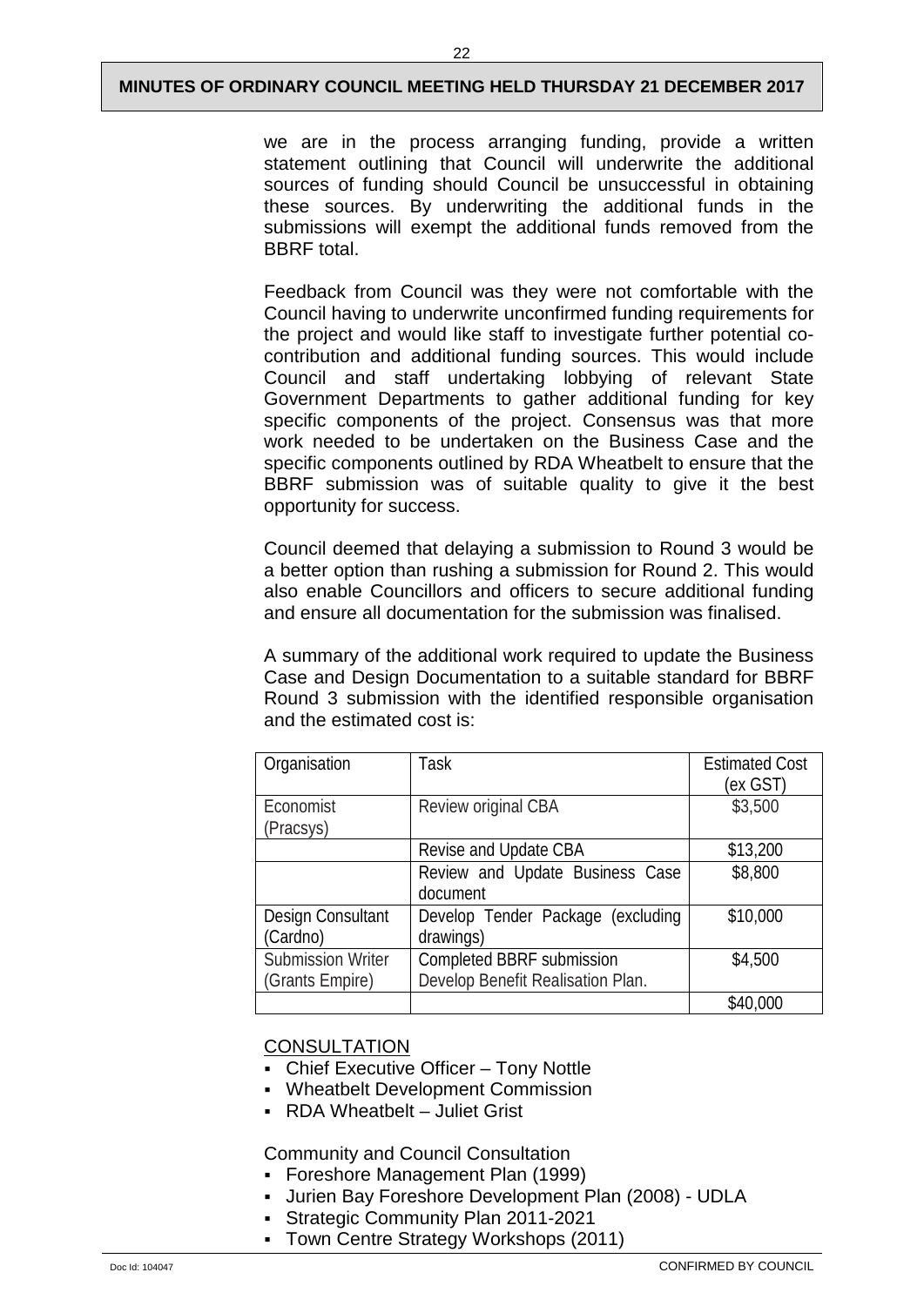we are in the process arranging funding, provide a written statement outlining that Council will underwrite the additional sources of funding should Council be unsuccessful in obtaining these sources. By underwriting the additional funds in the submissions will exempt the additional funds removed from the BBRF total.

Feedback from Council was they were not comfortable with the Council having to underwrite unconfirmed funding requirements for the project and would like staff to investigate further potential co-contribution and additional funding sources. This would include Council and staff undertaking lobbying of relevant State Government Departments to gather additional funding for key specific components of the project. Consensus was that more work needed to be undertaken on the Business Case and the specific components outlined by RDA Wheatbelt to ensure that the BBRF submission was of suitable quality to give it the best opportunity for success.

Council deemed that delaying a submission to Round 3 would be a better option than rushing a submission for Round 2. This would also enable Councillors and officers to secure additional funding and ensure all documentation for the submission was finalised.

A summary of the additional work required to update the Business Case and Design Documentation to a suitable standard for BBRF Round 3 submission with the identified responsible organisation and the estimated cost is:

| Organisation | Task | Estimated Cost (ex GST) |
|---|---|---|
| Economist (Pracsys) | Review original CBA | \$3,500 |
| | Revise and Update CBA | \$13,200 |
| | Review and Update Business Case document | \$8,800 |
| Design Consultant (Cardno) | Develop Tender Package (excluding drawings) | \$10,000 |
| Submission Writer (Grants Empire) | Completed BBRF submission Develop Benefit Realisation Plan. | \$4,500 |
| | | \$40,000 |

CONSULTATION

- Chief Executive Officer – Tony Nottle
- Wheatbelt Development Commission
- RDA Wheatbelt – Juliet Grist

Community and Council Consultation

- Foreshore Management Plan (1999)
- Jurien Bay Foreshore Development Plan (2008) - UDLA
- Strategic Community Plan 2011-2021
- Town Centre Strategy Workshops (2011)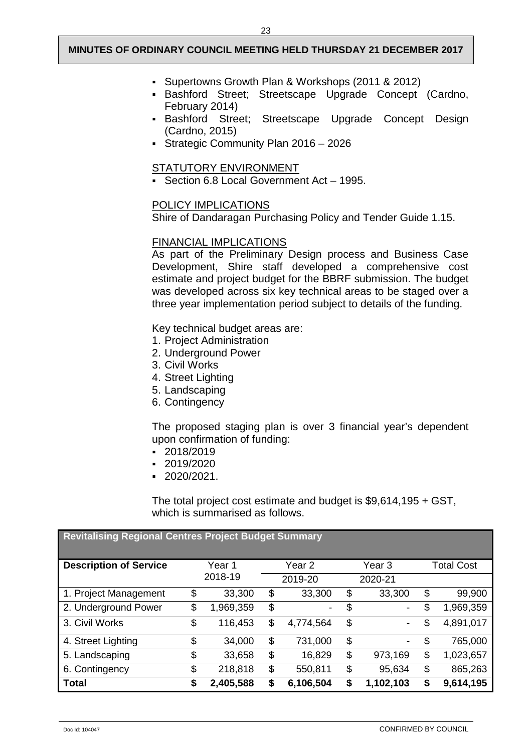- Supertowns Growth Plan & Workshops (2011 & 2012)
- Bashford Street; Streetscape Upgrade Concept (Cardno, February 2014)
- Bashford Street; Streetscape Upgrade Concept Design (Cardno, 2015)
- Strategic Community Plan 2016 – 2026

STATUTORY ENVIRONMENT

- Section 6.8 Local Government Act – 1995.

POLICY IMPLICATIONS

Shire of Dandaragan Purchasing Policy and Tender Guide 1.15.

FINANCIAL IMPLICATIONS

As part of the Preliminary Design process and Business Case Development, Shire staff developed a comprehensive cost estimate and project budget for the BBRF submission. The budget was developed across six key technical areas to be staged over a three year implementation period subject to details of the funding.

Key technical budget areas are:

1. Project Administration
2. Underground Power
3. Civil Works
4. Street Lighting
5. Landscaping
6. Contingency

The proposed staging plan is over 3 financial year's dependent upon confirmation of funding:

- 2018/2019
- 2019/2020
- 2020/2021.

The total project cost estimate and budget is $9,614,195 + GST, which is summarised as follows.

| **Revitalising Regional Centres Project Budget Summary** | | | | |
|---|---|---|---|---|
| **Description of Service** | Year 1 2018-19 | Year 2 2019-20 | Year 3 2020-21 | Total Cost |
| 1. Project Management | $ 33,300 | $ 33,300 | $ 33,300 | $ 99,900 |
| 2. Underground Power | $ 1,969,359 | $ - | $ - | $ 1,969,359 |
| 3. Civil Works | $ 116,453 | $ 4,774,564 | $ - | $ 4,891,017 |
| 4. Street Lighting | $ 34,000 | $ 731,000 | $ - | $ 765,000 |
| 5. Landscaping | $ 33,658 | $ 16,829 | $ 973,169 | $ 1,023,657 |
| 6. Contingency | $ 218,818 | $ 550,811 | $ 95,634 | $ 865,263 |
| **Total** | **$ 2,405,588** | **$ 6,106,504** | **$ 1,102,103** | **$ 9,614,195** |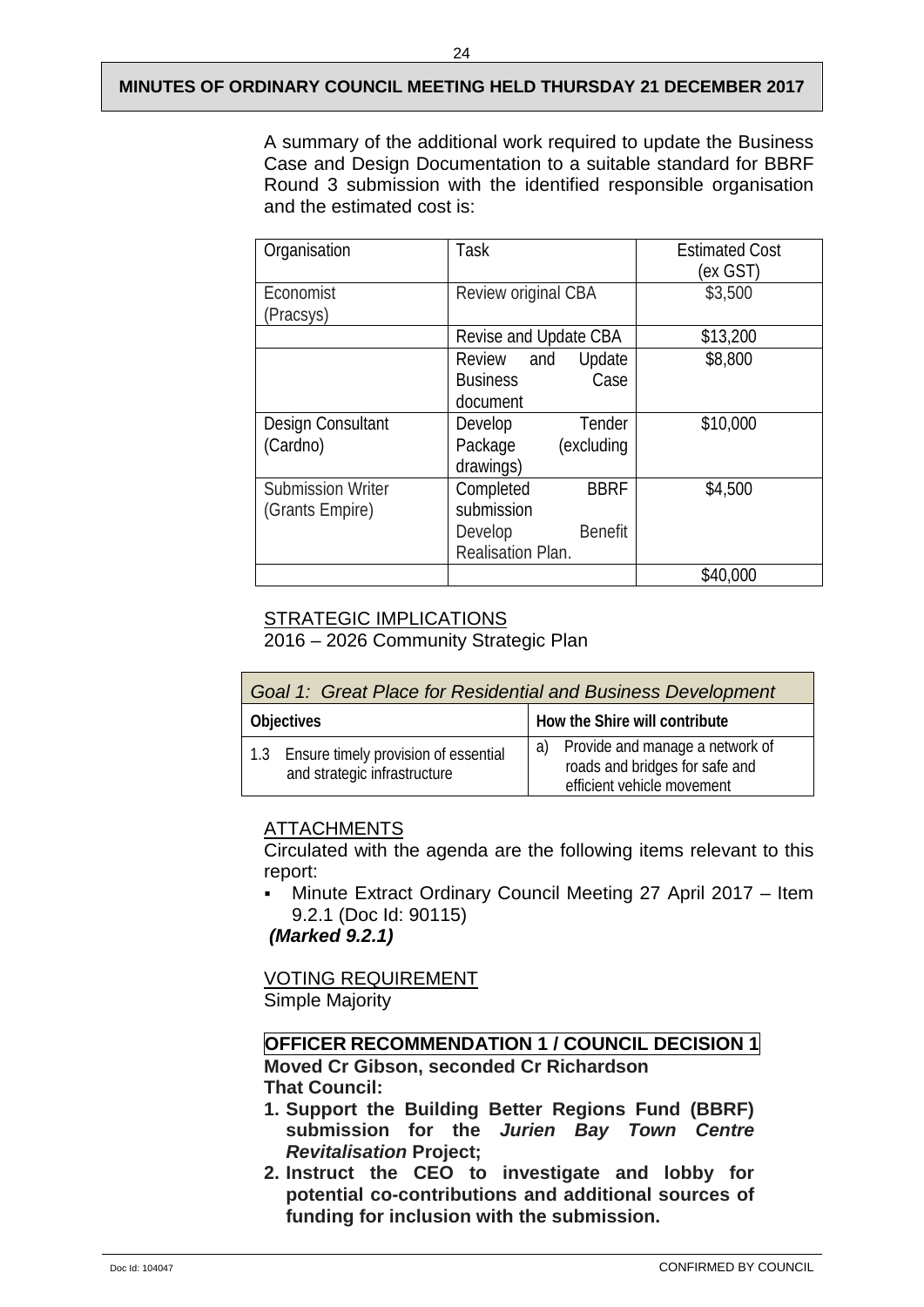A summary of the additional work required to update the Business Case and Design Documentation to a suitable standard for BBRF Round 3 submission with the identified responsible organisation and the estimated cost is:

| Organisation | Task | Estimated Cost (ex GST) |
|---|---|---|
| Economist (Pracsys) | Review original CBA | $3,500 |
| | Revise and Update CBA | $13,200 |
| | Review and Update Business Case document | $8,800 |
| Design Consultant (Cardno) | Develop Tender Package (excluding drawings) | $10,000 |
| Submission Writer (Grants Empire) | Completed BBRF submission<br>Develop Benefit Realisation Plan. | $4,500 |
| | | $40,000 |

STRATEGIC IMPLICATIONS

2016 – 2026 Community Strategic Plan

| *Goal 1: Great Place for Residential and Business Development* | |
|---|---|
| **Objectives** | **How the Shire will contribute** |
| 1.3 Ensure timely provision of essential and strategic infrastructure | a) Provide and manage a network of roads and bridges for safe and efficient vehicle movement |

ATTACHMENTS

Circulated with the agenda are the following items relevant to this report:

- Minute Extract Ordinary Council Meeting 27 April 2017 – Item 9.2.1 (Doc Id: 90115)

***(Marked 9.2.1)***

VOTING REQUIREMENT

Simple Majority

**OFFICER RECOMMENDATION 1 / COUNCIL DECISION 1**

**Moved Cr Gibson, seconded Cr Richardson**

**That Council:**

1. **Support the Building Better Regions Fund (BBRF) submission for the *Jurien Bay Town Centre Revitalisation* Project;**
2. **Instruct the CEO to investigate and lobby for potential co-contributions and additional sources of funding for inclusion with the submission.**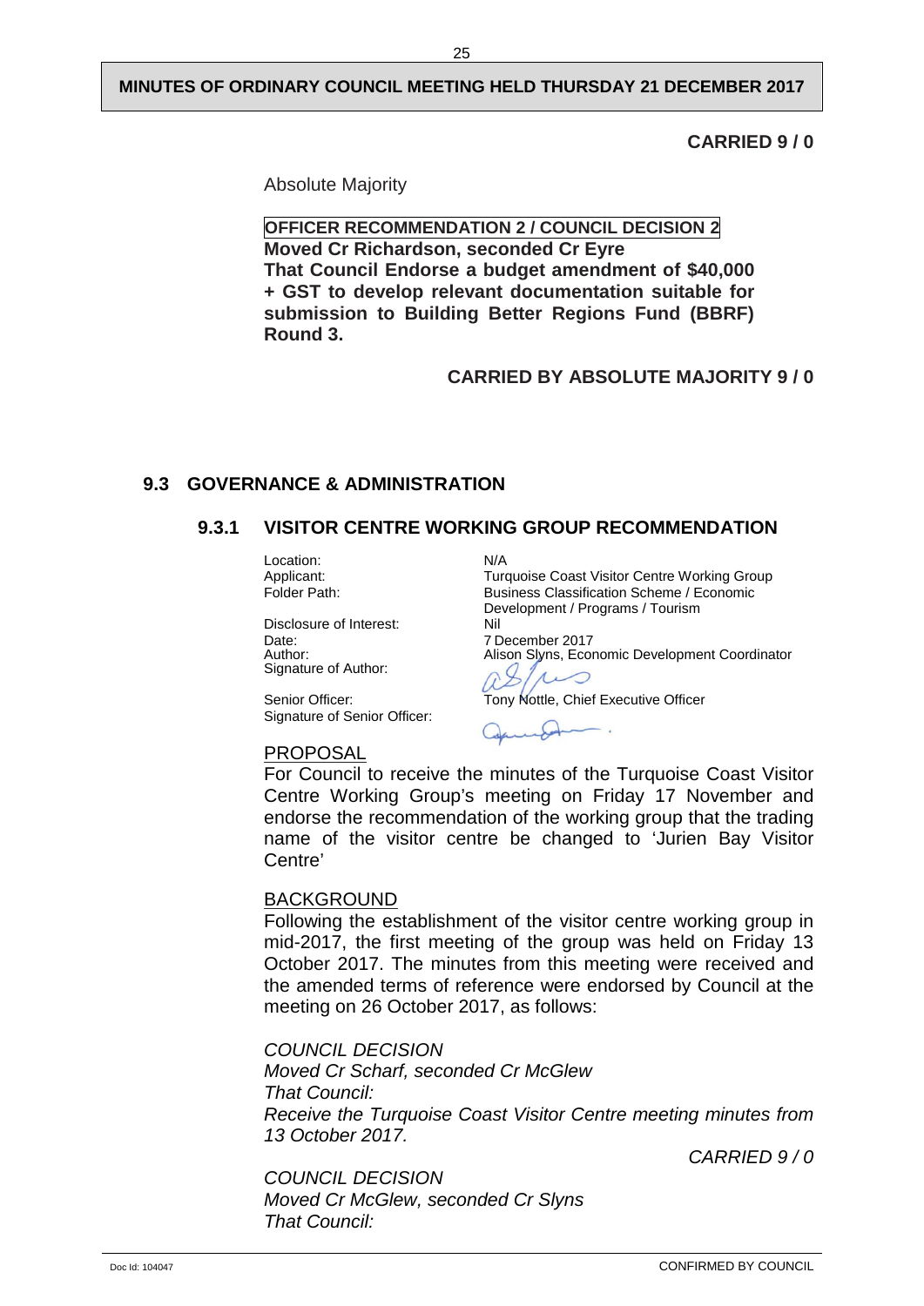**CARRIED 9 / 0**

Absolute Majority

**OFFICER RECOMMENDATION 2 / COUNCIL DECISION 2**
**Moved Cr Richardson, seconded Cr Eyre**
**That Council Endorse a budget amendment of $40,000 + GST to develop relevant documentation suitable for submission to Building Better Regions Fund (BBRF) Round 3.**

**CARRIED BY ABSOLUTE MAJORITY 9 / 0**

## 9.3 GOVERNANCE & ADMINISTRATION

### 9.3.1 VISITOR CENTRE WORKING GROUP RECOMMENDATION

| | |
|---|---|
| Location: | N/A |
| Applicant: | Turquoise Coast Visitor Centre Working Group |
| Folder Path: | Business Classification Scheme / Economic Development / Programs / Tourism |
| Disclosure of Interest: | Nil |
| Date: | 7 December 2017 |
| Author: | Alison Slyns, Economic Development Coordinator |
| Signature of Author: | |
| Senior Officer: | Tony Nottle, Chief Executive Officer |
| Signature of Senior Officer: | |

PROPOSAL

For Council to receive the minutes of the Turquoise Coast Visitor Centre Working Group's meeting on Friday 17 November and endorse the recommendation of the working group that the trading name of the visitor centre be changed to 'Jurien Bay Visitor Centre'

BACKGROUND

Following the establishment of the visitor centre working group in mid-2017, the first meeting of the group was held on Friday 13 October 2017. The minutes from this meeting were received and the amended terms of reference were endorsed by Council at the meeting on 26 October 2017, as follows:

*COUNCIL DECISION*
*Moved Cr Scharf, seconded Cr McGlew*
*That Council:*
*Receive the Turquoise Coast Visitor Centre meeting minutes from 13 October 2017.*

*CARRIED 9 / 0*

*COUNCIL DECISION*
*Moved Cr McGlew, seconded Cr Slyns*
*That Council:*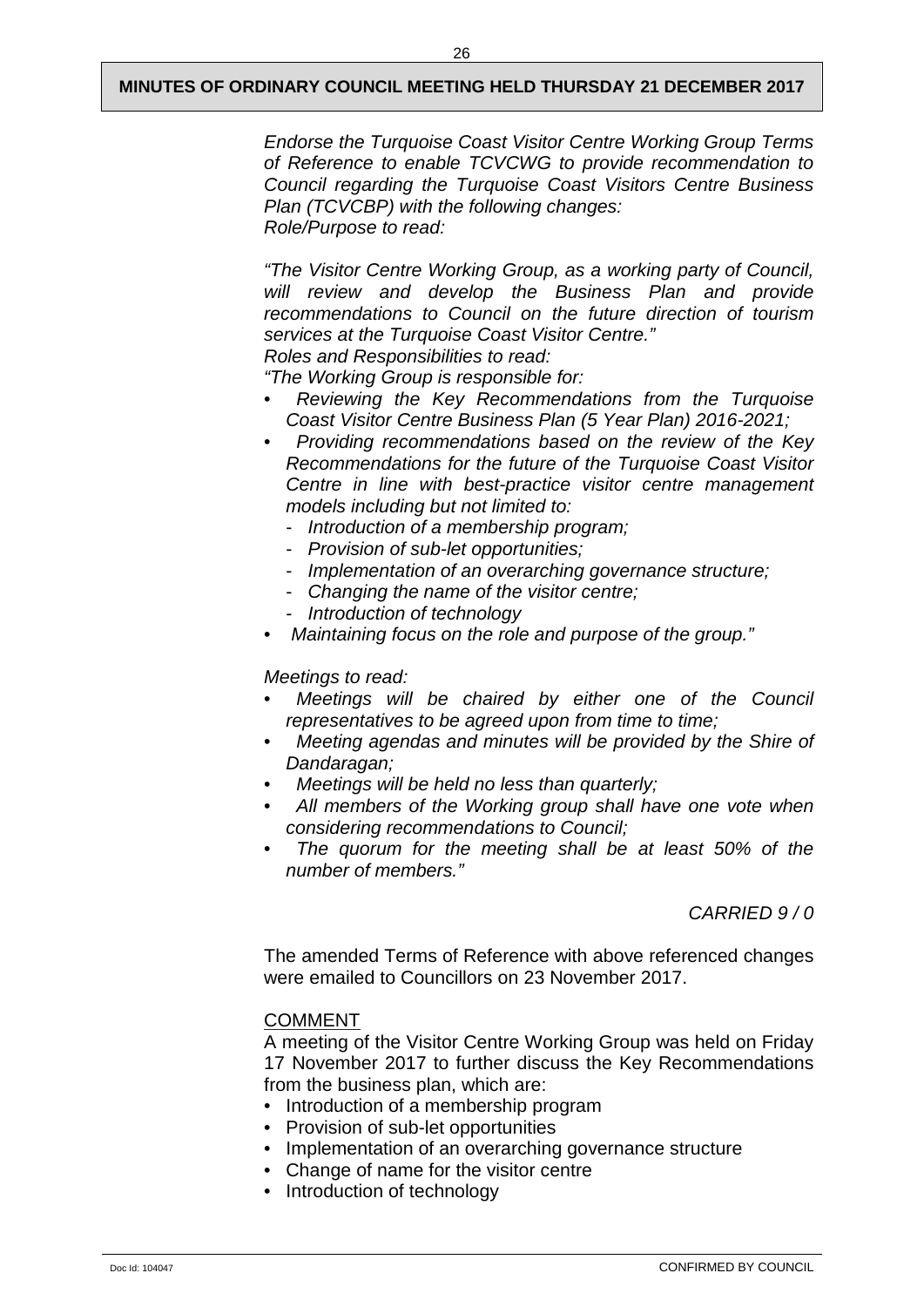*Endorse the Turquoise Coast Visitor Centre Working Group Terms of Reference to enable TCVCWG to provide recommendation to Council regarding the Turquoise Coast Visitors Centre Business Plan (TCVCBP) with the following changes:*
*Role/Purpose to read:*

*"The Visitor Centre Working Group, as a working party of Council, will review and develop the Business Plan and provide recommendations to Council on the future direction of tourism services at the Turquoise Coast Visitor Centre."*
*Roles and Responsibilities to read:*
*"The Working Group is responsible for:*

- *Reviewing the Key Recommendations from the Turquoise Coast Visitor Centre Business Plan (5 Year Plan) 2016-2021;*
- *Providing recommendations based on the review of the Key Recommendations for the future of the Turquoise Coast Visitor Centre in line with best-practice visitor centre management models including but not limited to:*
  - *Introduction of a membership program;*
  - *Provision of sub-let opportunities;*
  - *Implementation of an overarching governance structure;*
  - *Changing the name of the visitor centre;*
  - *Introduction of technology*
- *Maintaining focus on the role and purpose of the group."*

*Meetings to read:*

- *Meetings will be chaired by either one of the Council representatives to be agreed upon from time to time;*
- *Meeting agendas and minutes will be provided by the Shire of Dandaragan;*
- *Meetings will be held no less than quarterly;*
- *All members of the Working group shall have one vote when considering recommendations to Council;*
- *The quorum for the meeting shall be at least 50% of the number of members."*

*CARRIED 9 / 0*

The amended Terms of Reference with above referenced changes were emailed to Councillors on 23 November 2017.

COMMENT

A meeting of the Visitor Centre Working Group was held on Friday 17 November 2017 to further discuss the Key Recommendations from the business plan, which are:

- Introduction of a membership program
- Provision of sub-let opportunities
- Implementation of an overarching governance structure
- Change of name for the visitor centre
- Introduction of technology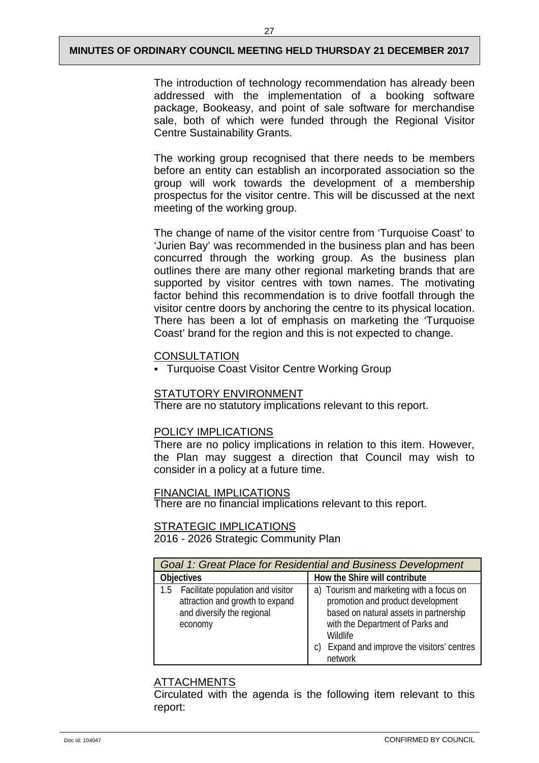The introduction of technology recommendation has already been addressed with the implementation of a booking software package, Bookeasy, and point of sale software for merchandise sale, both of which were funded through the Regional Visitor Centre Sustainability Grants.

The working group recognised that there needs to be members before an entity can establish an incorporated association so the group will work towards the development of a membership prospectus for the visitor centre. This will be discussed at the next meeting of the working group.

The change of name of the visitor centre from 'Turquoise Coast' to 'Jurien Bay' was recommended in the business plan and has been concurred through the working group. As the business plan outlines there are many other regional marketing brands that are supported by visitor centres with town names. The motivating factor behind this recommendation is to drive footfall through the visitor centre doors by anchoring the centre to its physical location. There has been a lot of emphasis on marketing the 'Turquoise Coast' brand for the region and this is not expected to change.

CONSULTATION

- Turquoise Coast Visitor Centre Working Group

STATUTORY ENVIRONMENT

There are no statutory implications relevant to this report.

POLICY IMPLICATIONS

There are no policy implications in relation to this item. However, the Plan may suggest a direction that Council may wish to consider in a policy at a future time.

FINANCIAL IMPLICATIONS

There are no financial implications relevant to this report.

STRATEGIC IMPLICATIONS

2016 - 2026 Strategic Community Plan

| *Goal 1: Great Place for Residential and Business Development* | |
|---|---|
| **Objectives** | **How the Shire will contribute** |
| 1.5 Facilitate population and visitor attraction and growth to expand and diversify the regional economy | a) Tourism and marketing with a focus on promotion and product development based on natural assets in partnership with the Department of Parks and Wildlife<br>c) Expand and improve the visitors' centres network |

ATTACHMENTS

Circulated with the agenda is the following item relevant to this report: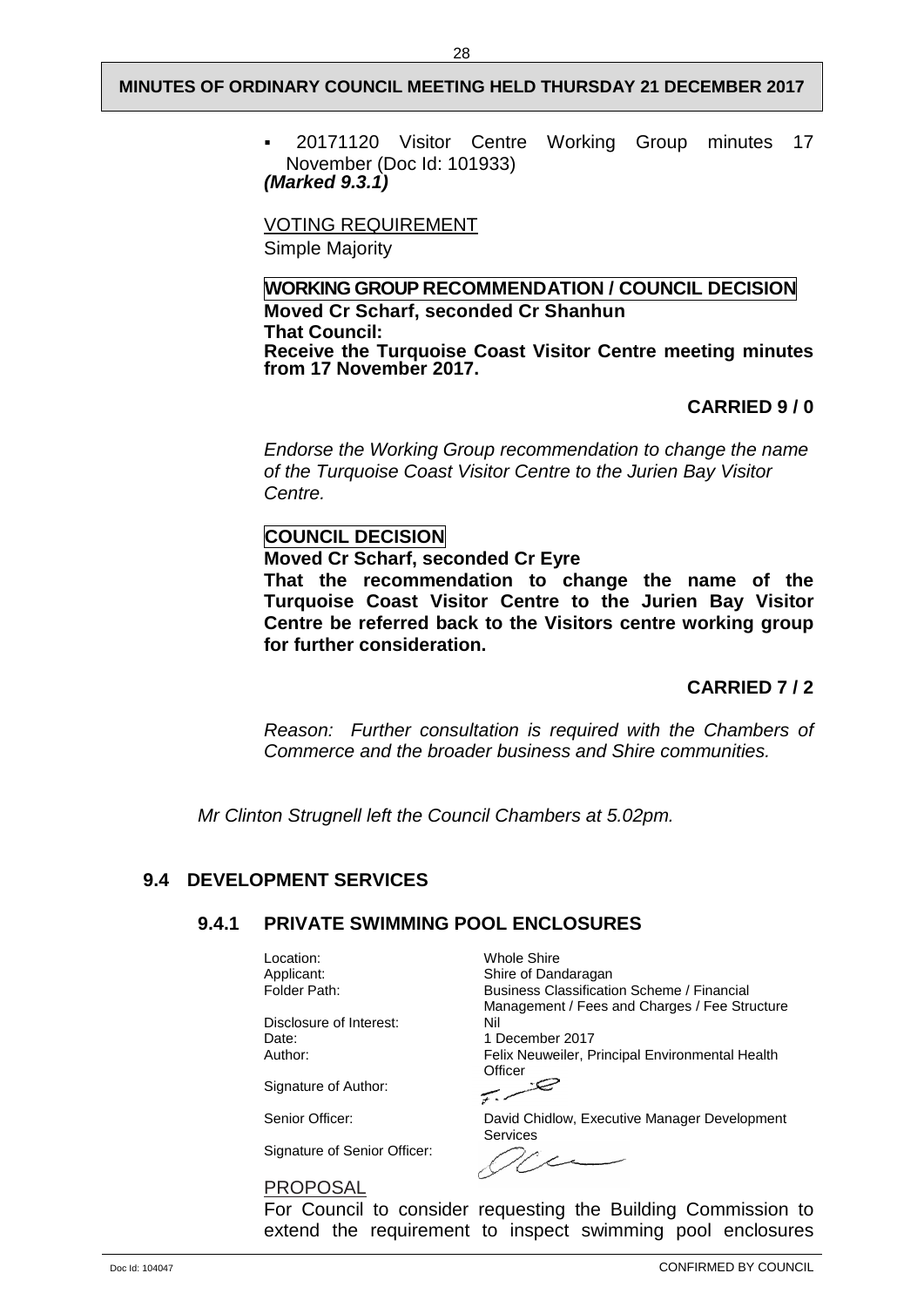- 20171120 Visitor Centre Working Group minutes 17 November (Doc Id: 101933)

***(Marked 9.3.1)***

VOTING REQUIREMENT

Simple Majority

**WORKING GROUP RECOMMENDATION / COUNCIL DECISION**

**Moved Cr Scharf, seconded Cr Shanhun**

**That Council:**

**Receive the Turquoise Coast Visitor Centre meeting minutes from 17 November 2017.**

**CARRIED 9 / 0**

*Endorse the Working Group recommendation to change the name of the Turquoise Coast Visitor Centre to the Jurien Bay Visitor Centre.*

**COUNCIL DECISION**

**Moved Cr Scharf, seconded Cr Eyre**

**That the recommendation to change the name of the Turquoise Coast Visitor Centre to the Jurien Bay Visitor Centre be referred back to the Visitors centre working group for further consideration.**

**CARRIED 7 / 2**

*Reason: Further consultation is required with the Chambers of Commerce and the broader business and Shire communities.*

*Mr Clinton Strugnell left the Council Chambers at 5.02pm.*

## 9.4 DEVELOPMENT SERVICES

### 9.4.1 PRIVATE SWIMMING POOL ENCLOSURES

| | |
|---|---|
| Location: | Whole Shire |
| Applicant: | Shire of Dandaragan |
| Folder Path: | Business Classification Scheme / Financial Management / Fees and Charges / Fee Structure |
| Disclosure of Interest: | Nil |
| Date: | 1 December 2017 |
| Author: | Felix Neuweiler, Principal Environmental Health Officer |
| Signature of Author: | |
| Senior Officer: | David Chidlow, Executive Manager Development Services |
| Signature of Senior Officer: | |

PROPOSAL

For Council to consider requesting the Building Commission to extend the requirement to inspect swimming pool enclosures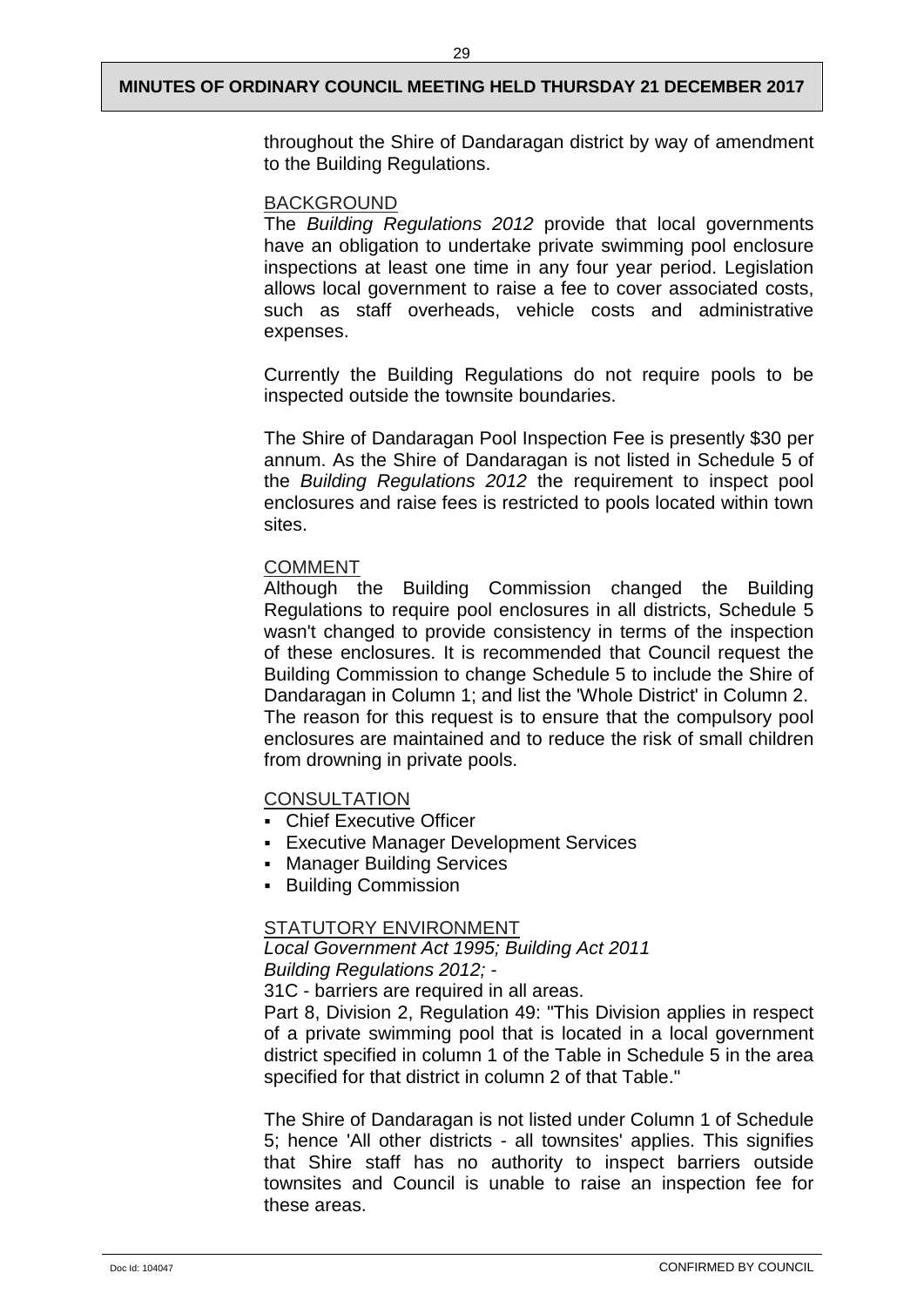throughout the Shire of Dandaragan district by way of amendment to the Building Regulations.

BACKGROUND

The *Building Regulations 2012* provide that local governments have an obligation to undertake private swimming pool enclosure inspections at least one time in any four year period. Legislation allows local government to raise a fee to cover associated costs, such as staff overheads, vehicle costs and administrative expenses.

Currently the Building Regulations do not require pools to be inspected outside the townsite boundaries.

The Shire of Dandaragan Pool Inspection Fee is presently $30 per annum. As the Shire of Dandaragan is not listed in Schedule 5 of the *Building Regulations 2012* the requirement to inspect pool enclosures and raise fees is restricted to pools located within town sites.

COMMENT

Although the Building Commission changed the Building Regulations to require pool enclosures in all districts, Schedule 5 wasn't changed to provide consistency in terms of the inspection of these enclosures. It is recommended that Council request the Building Commission to change Schedule 5 to include the Shire of Dandaragan in Column 1; and list the 'Whole District' in Column 2. The reason for this request is to ensure that the compulsory pool enclosures are maintained and to reduce the risk of small children from drowning in private pools.

CONSULTATION

- Chief Executive Officer
- Executive Manager Development Services
- Manager Building Services
- Building Commission

STATUTORY ENVIRONMENT

*Local Government Act 1995; Building Act 2011*
*Building Regulations 2012; -*
31C - barriers are required in all areas.
Part 8, Division 2, Regulation 49: "This Division applies in respect of a private swimming pool that is located in a local government district specified in column 1 of the Table in Schedule 5 in the area specified for that district in column 2 of that Table."

The Shire of Dandaragan is not listed under Column 1 of Schedule 5; hence 'All other districts - all townsites' applies. This signifies that Shire staff has no authority to inspect barriers outside townsites and Council is unable to raise an inspection fee for these areas.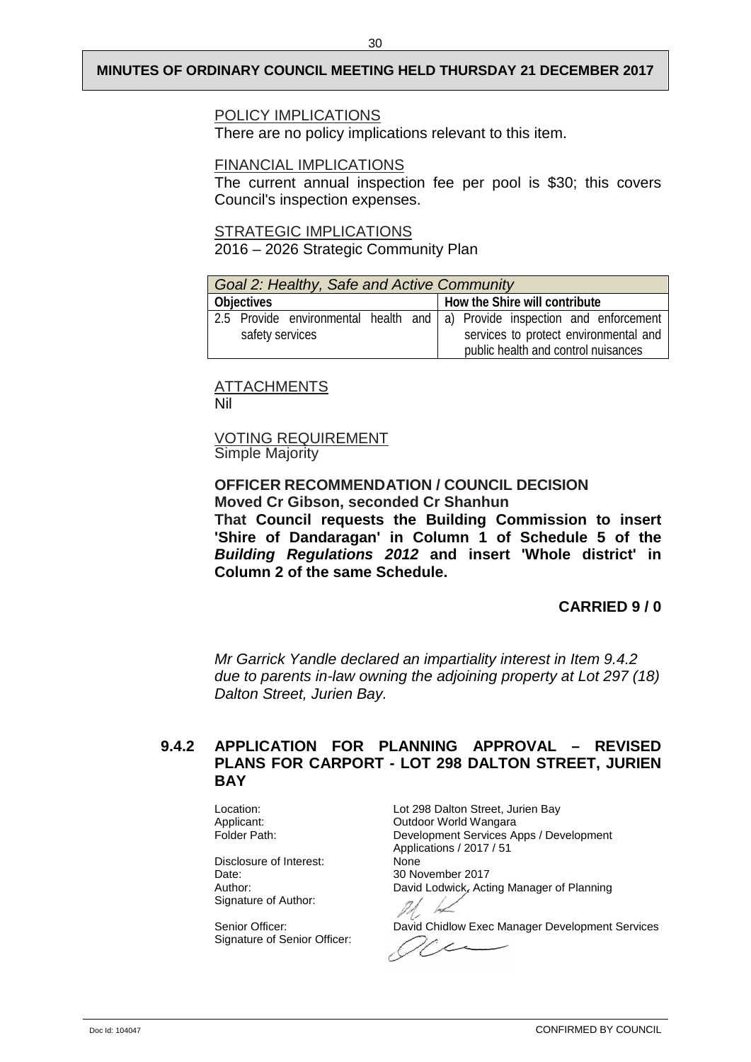POLICY IMPLICATIONS

There are no policy implications relevant to this item.

FINANCIAL IMPLICATIONS

The current annual inspection fee per pool is $30; this covers Council's inspection expenses.

STRATEGIC IMPLICATIONS

2016 – 2026 Strategic Community Plan

| *Goal 2: Healthy, Safe and Active Community* | |
|---|---|
| **Objectives** | **How the Shire will contribute** |
| 2.5 Provide environmental health and safety services | a) Provide inspection and enforcement services to protect environmental and public health and control nuisances |

ATTACHMENTS

Nil

VOTING REQUIREMENT

Simple Majority

**OFFICER RECOMMENDATION / COUNCIL DECISION**

**Moved Cr Gibson, seconded Cr Shanhun**

**That Council requests the Building Commission to insert 'Shire of Dandaragan' in Column 1 of Schedule 5 of the *Building Regulations 2012* and insert 'Whole district' in Column 2 of the same Schedule.**

**CARRIED 9 / 0**

*Mr Garrick Yandle declared an impartiality interest in Item 9.4.2 due to parents in-law owning the adjoining property at Lot 297 (18) Dalton Street, Jurien Bay.*

### 9.4.2 APPLICATION FOR PLANNING APPROVAL – REVISED PLANS FOR CARPORT - LOT 298 DALTON STREET, JURIEN BAY

Location: Lot 298 Dalton Street, Jurien Bay
Applicant: Outdoor World Wangara
Folder Path: Development Services Apps / Development Applications / 2017 / 51
Disclosure of Interest: None
Date: 30 November 2017
Author: David Lodwick, Acting Manager of Planning
Signature of Author:

Senior Officer: David Chidlow Exec Manager Development Services
Signature of Senior Officer: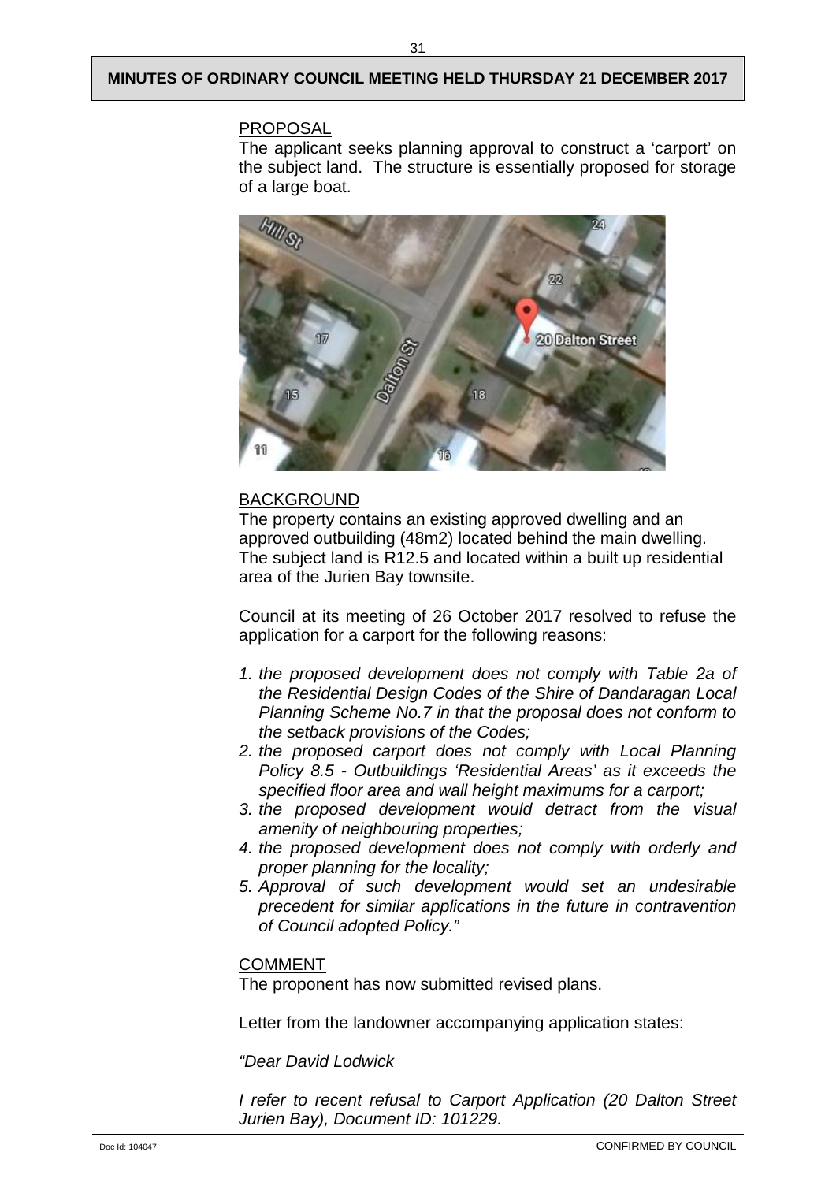PROPOSAL

The applicant seeks planning approval to construct a 'carport' on the subject land. The structure is essentially proposed for storage of a large boat.

BACKGROUND

The property contains an existing approved dwelling and an approved outbuilding (48m2) located behind the main dwelling. The subject land is R12.5 and located within a built up residential area of the Jurien Bay townsite.

Council at its meeting of 26 October 2017 resolved to refuse the application for a carport for the following reasons:

1. *the proposed development does not comply with Table 2a of the Residential Design Codes of the Shire of Dandaragan Local Planning Scheme No.7 in that the proposal does not conform to the setback provisions of the Codes;*
2. *the proposed carport does not comply with Local Planning Policy 8.5 - Outbuildings 'Residential Areas' as it exceeds the specified floor area and wall height maximums for a carport;*
3. *the proposed development would detract from the visual amenity of neighbouring properties;*
4. *the proposed development does not comply with orderly and proper planning for the locality;*
5. *Approval of such development would set an undesirable precedent for similar applications in the future in contravention of Council adopted Policy."*

COMMENT

The proponent has now submitted revised plans.

Letter from the landowner accompanying application states:

*"Dear David Lodwick*

*I refer to recent refusal to Carport Application (20 Dalton Street Jurien Bay), Document ID: 101229.*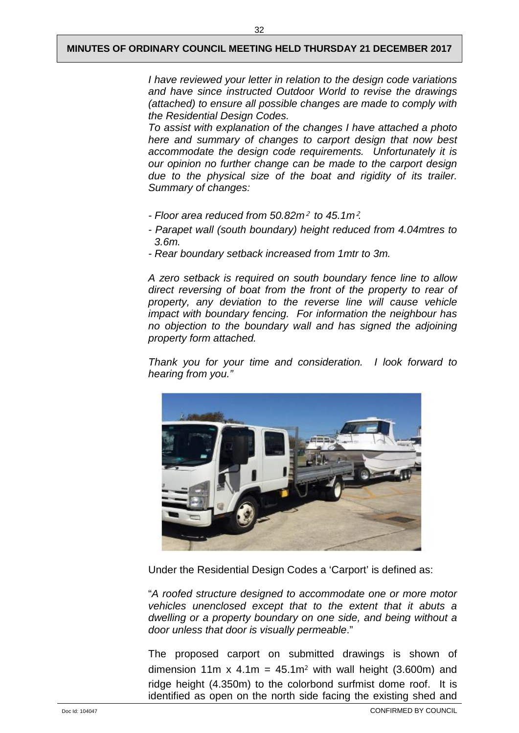*I have reviewed your letter in relation to the design code variations and have since instructed Outdoor World to revise the drawings (attached) to ensure all possible changes are made to comply with the Residential Design Codes.*

*To assist with explanation of the changes I have attached a photo here and summary of changes to carport design that now best accommodate the design code requirements. Unfortunately it is our opinion no further change can be made to the carport design due to the physical size of the boat and rigidity of its trailer. Summary of changes:*

- *Floor area reduced from 50.82m$^2$ to 45.1m$^2$.*
- *Parapet wall (south boundary) height reduced from 4.04mtres to 3.6m.*
- *Rear boundary setback increased from 1mtr to 3m.*

*A zero setback is required on south boundary fence line to allow direct reversing of boat from the front of the property to rear of property, any deviation to the reverse line will cause vehicle impact with boundary fencing. For information the neighbour has no objection to the boundary wall and has signed the adjoining property form attached.*

*Thank you for your time and consideration. I look forward to hearing from you."*

Under the Residential Design Codes a 'Carport' is defined as:

"*A roofed structure designed to accommodate one or more motor vehicles unenclosed except that to the extent that it abuts a dwelling or a property boundary on one side, and being without a door unless that door is visually permeable*."

The proposed carport on submitted drawings is shown of dimension 11m x 4.1m = 45.1m$^2$ with wall height (3.600m) and ridge height (4.350m) to the colorbond surfmist dome roof. It is identified as open on the north side facing the existing shed and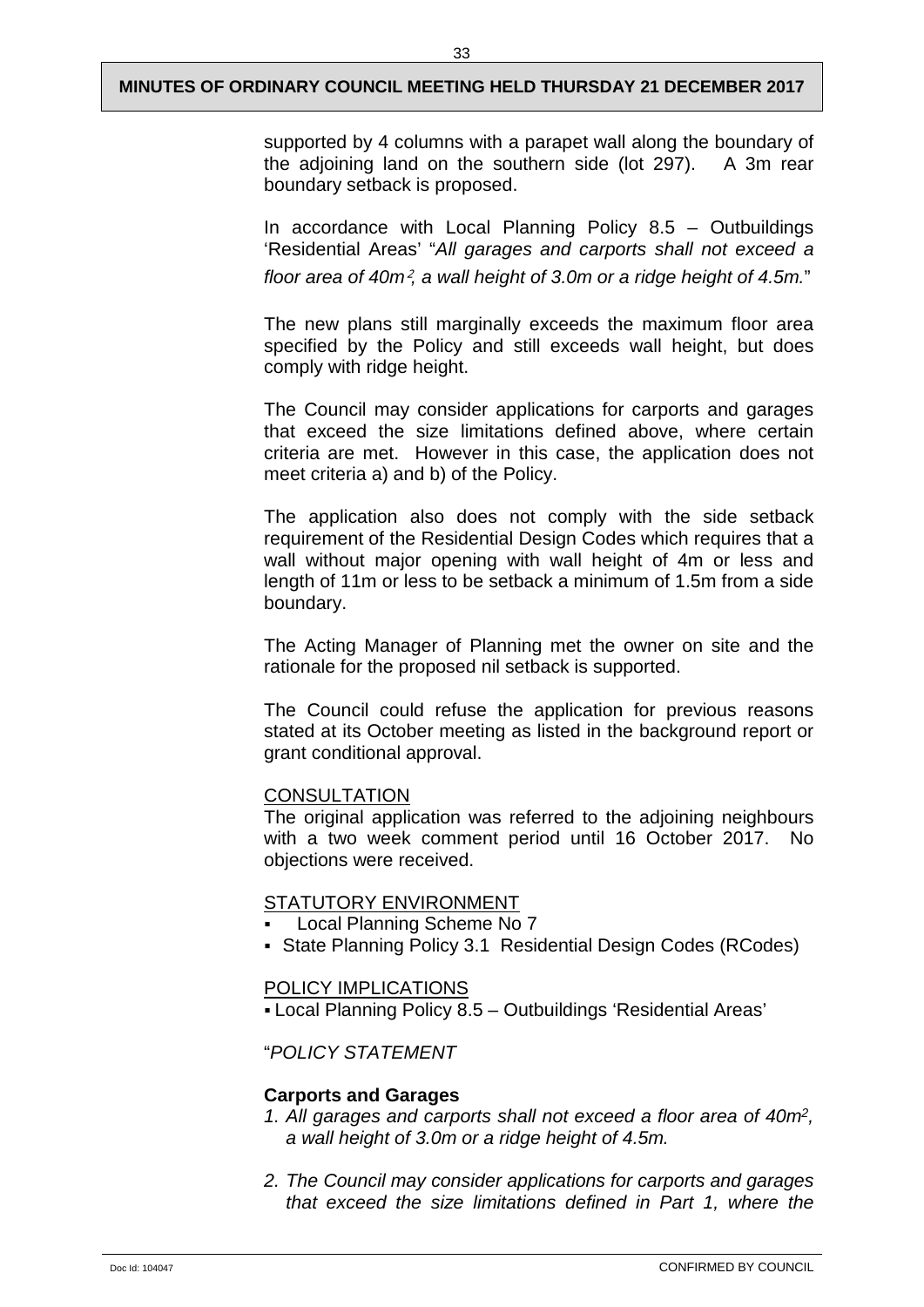supported by 4 columns with a parapet wall along the boundary of the adjoining land on the southern side (lot 297). A 3m rear boundary setback is proposed.

In accordance with Local Planning Policy 8.5 – Outbuildings 'Residential Areas' "*All garages and carports shall not exceed a floor area of 40m², a wall height of 3.0m or a ridge height of 4.5m.*"

The new plans still marginally exceeds the maximum floor area specified by the Policy and still exceeds wall height, but does comply with ridge height.

The Council may consider applications for carports and garages that exceed the size limitations defined above, where certain criteria are met. However in this case, the application does not meet criteria a) and b) of the Policy.

The application also does not comply with the side setback requirement of the Residential Design Codes which requires that a wall without major opening with wall height of 4m or less and length of 11m or less to be setback a minimum of 1.5m from a side boundary.

The Acting Manager of Planning met the owner on site and the rationale for the proposed nil setback is supported.

The Council could refuse the application for previous reasons stated at its October meeting as listed in the background report or grant conditional approval.

<u>CONSULTATION</u>
The original application was referred to the adjoining neighbours with a two week comment period until 16 October 2017. No objections were received.

<u>STATUTORY ENVIRONMENT</u>

- Local Planning Scheme No 7
- State Planning Policy 3.1 Residential Design Codes (RCodes)

<u>POLICY IMPLICATIONS</u>

- Local Planning Policy 8.5 – Outbuildings 'Residential Areas'

"*POLICY STATEMENT*

**Carports and Garages**

1. *All garages and carports shall not exceed a floor area of 40m², a wall height of 3.0m or a ridge height of 4.5m.*
2. *The Council may consider applications for carports and garages that exceed the size limitations defined in Part 1, where the*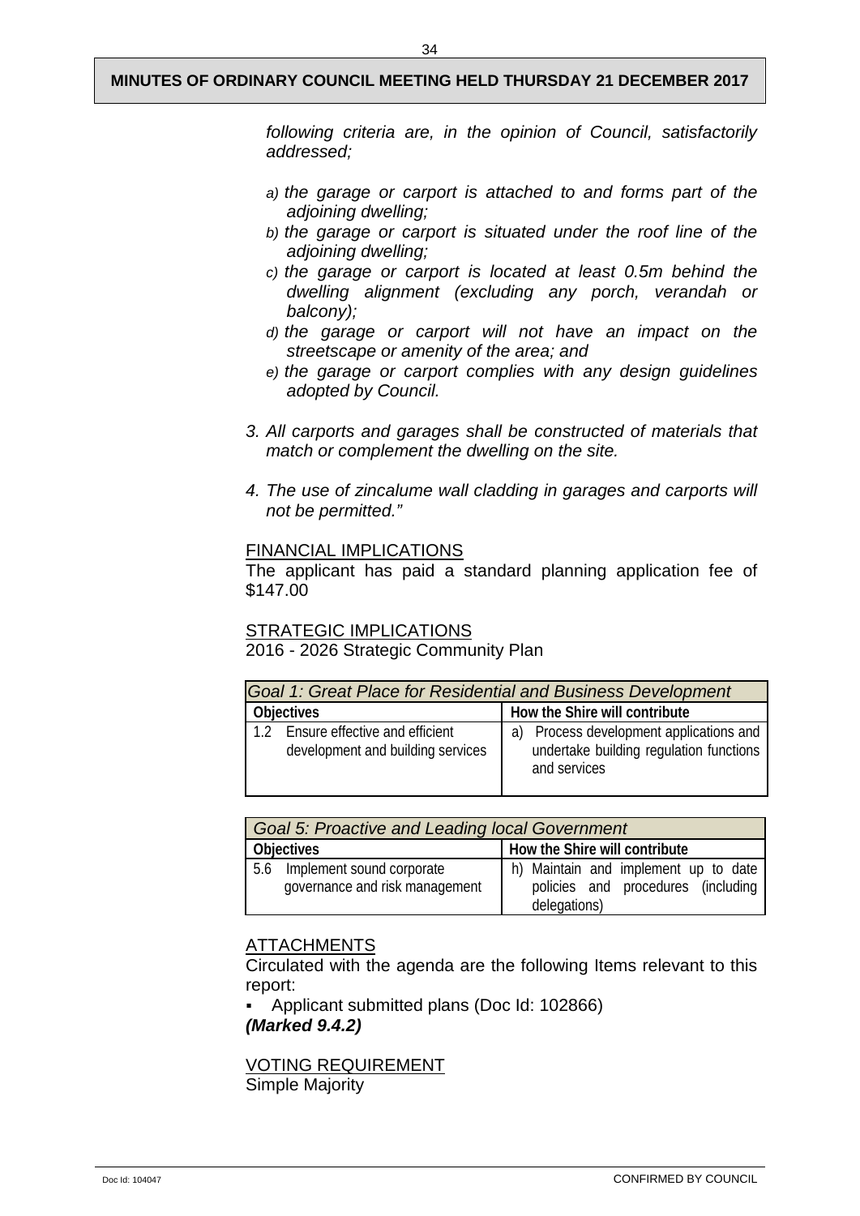*following criteria are, in the opinion of Council, satisfactorily addressed;*

*a) the garage or carport is attached to and forms part of the adjoining dwelling;*
*b) the garage or carport is situated under the roof line of the adjoining dwelling;*
*c) the garage or carport is located at least 0.5m behind the dwelling alignment (excluding any porch, verandah or balcony);*
*d) the garage or carport will not have an impact on the streetscape or amenity of the area; and*
*e) the garage or carport complies with any design guidelines adopted by Council.*

*3. All carports and garages shall be constructed of materials that match or complement the dwelling on the site.*

*4. The use of zincalume wall cladding in garages and carports will not be permitted."*

FINANCIAL IMPLICATIONS

The applicant has paid a standard planning application fee of $147.00

STRATEGIC IMPLICATIONS

2016 - 2026 Strategic Community Plan

| *Goal 1: Great Place for Residential and Business Development* | |
|---|---|
| **Objectives** | **How the Shire will contribute** |
| 1.2 Ensure effective and efficient development and building services | a) Process development applications and undertake building regulation functions and services |

| *Goal 5: Proactive and Leading local Government* | |
|---|---|
| **Objectives** | **How the Shire will contribute** |
| 5.6 Implement sound corporate governance and risk management | h) Maintain and implement up to date policies and procedures (including delegations) |

ATTACHMENTS

Circulated with the agenda are the following Items relevant to this report:

- Applicant submitted plans (Doc Id: 102866)

***(Marked 9.4.2)***

VOTING REQUIREMENT

Simple Majority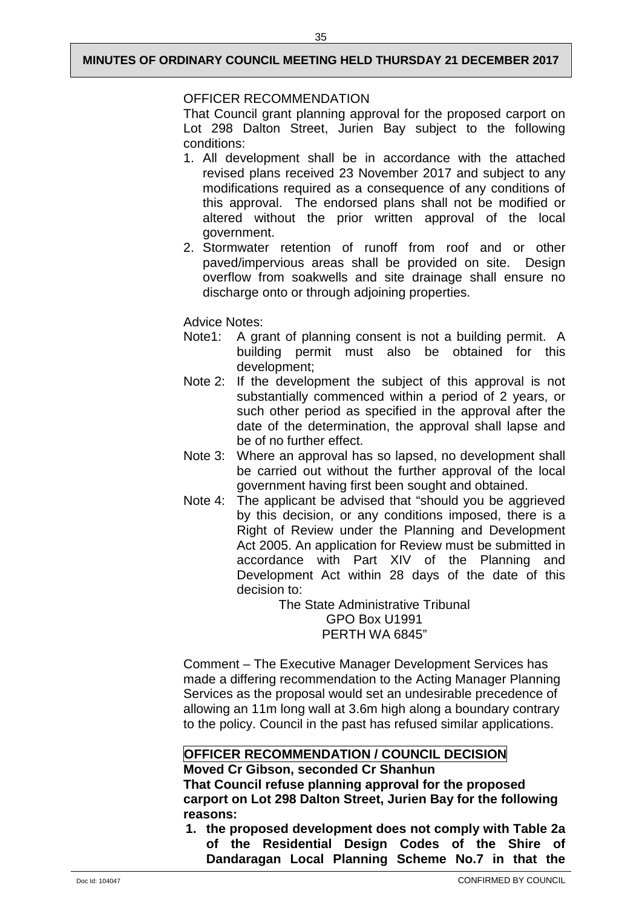OFFICER RECOMMENDATION

That Council grant planning approval for the proposed carport on Lot 298 Dalton Street, Jurien Bay subject to the following conditions:

1. All development shall be in accordance with the attached revised plans received 23 November 2017 and subject to any modifications required as a consequence of any conditions of this approval. The endorsed plans shall not be modified or altered without the prior written approval of the local government.
2. Stormwater retention of runoff from roof and or other paved/impervious areas shall be provided on site. Design overflow from soakwells and site drainage shall ensure no discharge onto or through adjoining properties.

Advice Notes:

Note1: A grant of planning consent is not a building permit. A building permit must also be obtained for this development;

Note 2: If the development the subject of this approval is not substantially commenced within a period of 2 years, or such other period as specified in the approval after the date of the determination, the approval shall lapse and be of no further effect.

Note 3: Where an approval has so lapsed, no development shall be carried out without the further approval of the local government having first been sought and obtained.

Note 4: The applicant be advised that "should you be aggrieved by this decision, or any conditions imposed, there is a Right of Review under the Planning and Development Act 2005. An application for Review must be submitted in accordance with Part XIV of the Planning and Development Act within 28 days of the date of this decision to:

The State Administrative Tribunal
GPO Box U1991
PERTH WA 6845"

Comment – The Executive Manager Development Services has made a differing recommendation to the Acting Manager Planning Services as the proposal would set an undesirable precedence of allowing an 11m long wall at 3.6m high along a boundary contrary to the policy. Council in the past has refused similar applications.

**OFFICER RECOMMENDATION / COUNCIL DECISION**

**Moved Cr Gibson, seconded Cr Shanhun**

**That Council refuse planning approval for the proposed carport on Lot 298 Dalton Street, Jurien Bay for the following reasons:**

1. **the proposed development does not comply with Table 2a of the Residential Design Codes of the Shire of Dandaragan Local Planning Scheme No.7 in that the**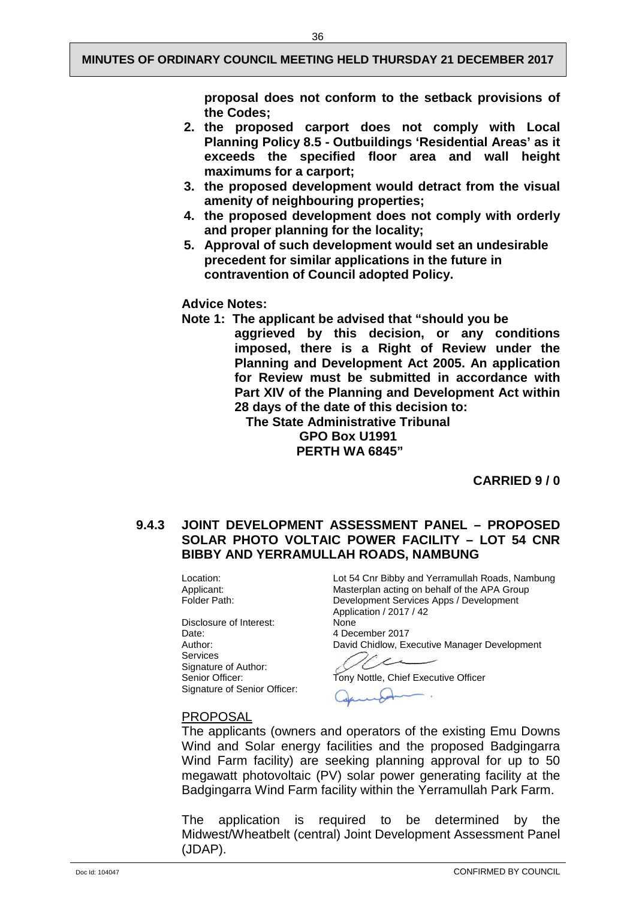**proposal does not conform to the setback provisions of the Codes;**

2. **the proposed carport does not comply with Local Planning Policy 8.5 - Outbuildings 'Residential Areas' as it exceeds the specified floor area and wall height maximums for a carport;**
3. **the proposed development would detract from the visual amenity of neighbouring properties;**
4. **the proposed development does not comply with orderly and proper planning for the locality;**
5. **Approval of such development would set an undesirable precedent for similar applications in the future in contravention of Council adopted Policy.**

**Advice Notes:**

**Note 1: The applicant be advised that "should you be aggrieved by this decision, or any conditions imposed, there is a Right of Review under the Planning and Development Act 2005. An application for Review must be submitted in accordance with Part XIV of the Planning and Development Act within 28 days of the date of this decision to:**

**The State Administrative Tribunal**
**GPO Box U1991**
**PERTH WA 6845"**

**CARRIED 9 / 0**

### 9.4.3 JOINT DEVELOPMENT ASSESSMENT PANEL – PROPOSED SOLAR PHOTO VOLTAIC POWER FACILITY – LOT 54 CNR BIBBY AND YERRAMULLAH ROADS, NAMBUNG

| | |
|---|---|
| Location: | Lot 54 Cnr Bibby and Yerramullah Roads, Nambung |
| Applicant: | Masterplan acting on behalf of the APA Group |
| Folder Path: | Development Services Apps / Development Application / 2017 / 42 |
| Disclosure of Interest: | None |
| Date: | 4 December 2017 |
| Author: | David Chidlow, Executive Manager Development Services |
| Signature of Author: | |
| Senior Officer: | Tony Nottle, Chief Executive Officer |
| Signature of Senior Officer: | |

PROPOSAL

The applicants (owners and operators of the existing Emu Downs Wind and Solar energy facilities and the proposed Badgingarra Wind Farm facility) are seeking planning approval for up to 50 megawatt photovoltaic (PV) solar power generating facility at the Badgingarra Wind Farm facility within the Yerramullah Park Farm.

The application is required to be determined by the Midwest/Wheatbelt (central) Joint Development Assessment Panel (JDAP).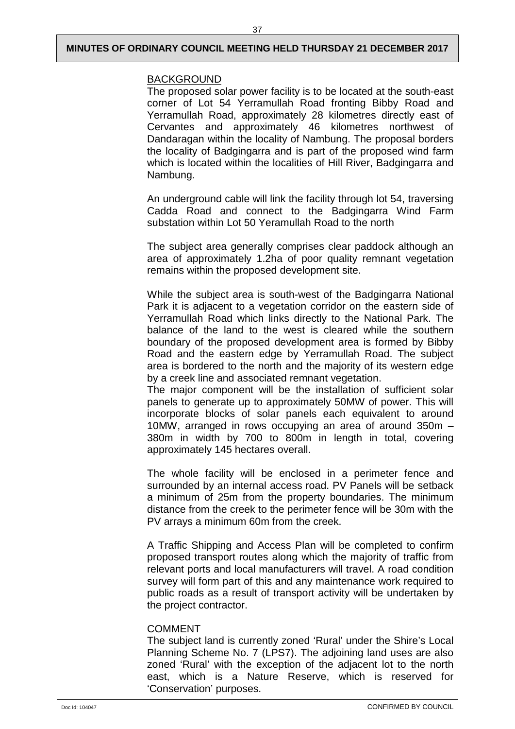## BACKGROUND

The proposed solar power facility is to be located at the south-east corner of Lot 54 Yerramullah Road fronting Bibby Road and Yerramullah Road, approximately 28 kilometres directly east of Cervantes and approximately 46 kilometres northwest of Dandaragan within the locality of Nambung. The proposal borders the locality of Badgingarra and is part of the proposed wind farm which is located within the localities of Hill River, Badgingarra and Nambung.

An underground cable will link the facility through lot 54, traversing Cadda Road and connect to the Badgingarra Wind Farm substation within Lot 50 Yeramullah Road to the north

The subject area generally comprises clear paddock although an area of approximately 1.2ha of poor quality remnant vegetation remains within the proposed development site.

While the subject area is south-west of the Badgingarra National Park it is adjacent to a vegetation corridor on the eastern side of Yerramullah Road which links directly to the National Park. The balance of the land to the west is cleared while the southern boundary of the proposed development area is formed by Bibby Road and the eastern edge by Yerramullah Road. The subject area is bordered to the north and the majority of its western edge by a creek line and associated remnant vegetation.
The major component will be the installation of sufficient solar panels to generate up to approximately 50MW of power. This will incorporate blocks of solar panels each equivalent to around 10MW, arranged in rows occupying an area of around 350m – 380m in width by 700 to 800m in length in total, covering approximately 145 hectares overall.

The whole facility will be enclosed in a perimeter fence and surrounded by an internal access road. PV Panels will be setback a minimum of 25m from the property boundaries. The minimum distance from the creek to the perimeter fence will be 30m with the PV arrays a minimum 60m from the creek.

A Traffic Shipping and Access Plan will be completed to confirm proposed transport routes along which the majority of traffic from relevant ports and local manufacturers will travel. A road condition survey will form part of this and any maintenance work required to public roads as a result of transport activity will be undertaken by the project contractor.

## COMMENT

The subject land is currently zoned 'Rural' under the Shire's Local Planning Scheme No. 7 (LPS7). The adjoining land uses are also zoned 'Rural' with the exception of the adjacent lot to the north east, which is a Nature Reserve, which is reserved for 'Conservation' purposes.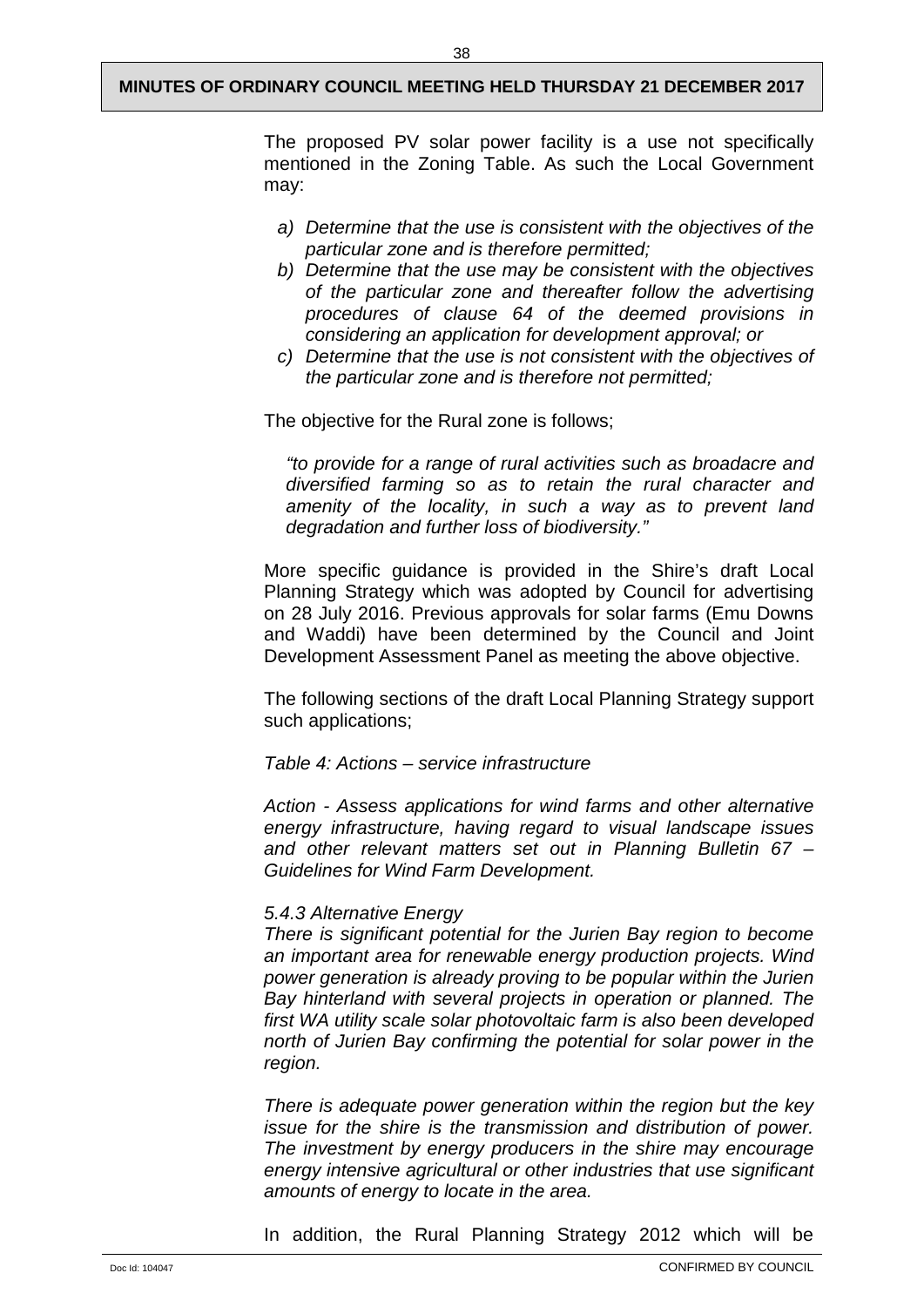The proposed PV solar power facility is a use not specifically mentioned in the Zoning Table. As such the Local Government may:

a) *Determine that the use is consistent with the objectives of the particular zone and is therefore permitted;*
b) *Determine that the use may be consistent with the objectives of the particular zone and thereafter follow the advertising procedures of clause 64 of the deemed provisions in considering an application for development approval; or*
c) *Determine that the use is not consistent with the objectives of the particular zone and is therefore not permitted;*

The objective for the Rural zone is follows;

> *"to provide for a range of rural activities such as broadacre and diversified farming so as to retain the rural character and amenity of the locality, in such a way as to prevent land degradation and further loss of biodiversity."*

More specific guidance is provided in the Shire's draft Local Planning Strategy which was adopted by Council for advertising on 28 July 2016. Previous approvals for solar farms (Emu Downs and Waddi) have been determined by the Council and Joint Development Assessment Panel as meeting the above objective.

The following sections of the draft Local Planning Strategy support such applications;

*Table 4: Actions – service infrastructure*

*Action - Assess applications for wind farms and other alternative energy infrastructure, having regard to visual landscape issues and other relevant matters set out in Planning Bulletin 67 – Guidelines for Wind Farm Development.*

*5.4.3 Alternative Energy*
*There is significant potential for the Jurien Bay region to become an important area for renewable energy production projects. Wind power generation is already proving to be popular within the Jurien Bay hinterland with several projects in operation or planned. The first WA utility scale solar photovoltaic farm is also been developed north of Jurien Bay confirming the potential for solar power in the region.*

*There is adequate power generation within the region but the key issue for the shire is the transmission and distribution of power. The investment by energy producers in the shire may encourage energy intensive agricultural or other industries that use significant amounts of energy to locate in the area.*

In addition, the Rural Planning Strategy 2012 which will be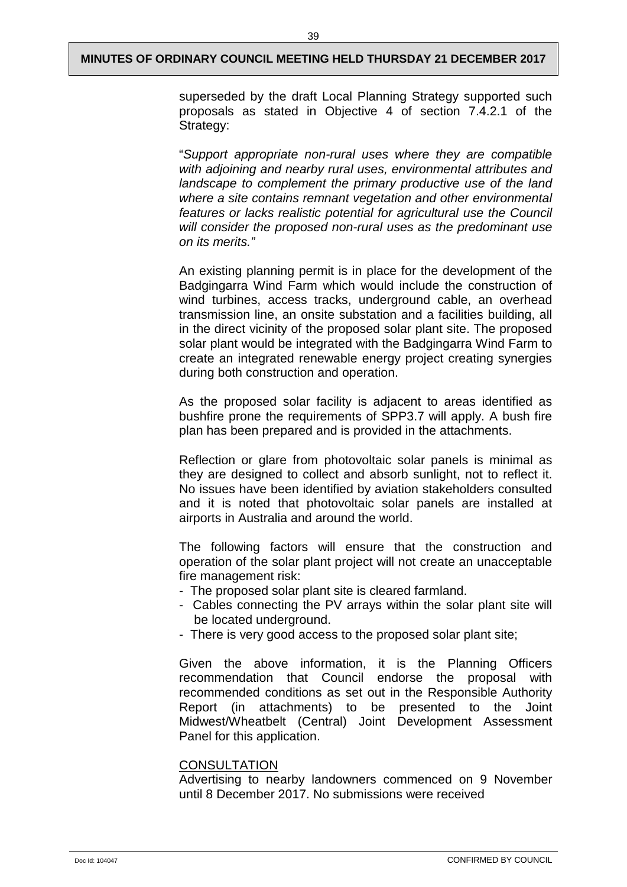superseded by the draft Local Planning Strategy supported such proposals as stated in Objective 4 of section 7.4.2.1 of the Strategy:

"*Support appropriate non-rural uses where they are compatible with adjoining and nearby rural uses, environmental attributes and landscape to complement the primary productive use of the land where a site contains remnant vegetation and other environmental features or lacks realistic potential for agricultural use the Council will consider the proposed non-rural uses as the predominant use on its merits."*

An existing planning permit is in place for the development of the Badgingarra Wind Farm which would include the construction of wind turbines, access tracks, underground cable, an overhead transmission line, an onsite substation and a facilities building, all in the direct vicinity of the proposed solar plant site. The proposed solar plant would be integrated with the Badgingarra Wind Farm to create an integrated renewable energy project creating synergies during both construction and operation.

As the proposed solar facility is adjacent to areas identified as bushfire prone the requirements of SPP3.7 will apply. A bush fire plan has been prepared and is provided in the attachments.

Reflection or glare from photovoltaic solar panels is minimal as they are designed to collect and absorb sunlight, not to reflect it. No issues have been identified by aviation stakeholders consulted and it is noted that photovoltaic solar panels are installed at airports in Australia and around the world.

The following factors will ensure that the construction and operation of the solar plant project will not create an unacceptable fire management risk:

- The proposed solar plant site is cleared farmland.
- Cables connecting the PV arrays within the solar plant site will be located underground.
- There is very good access to the proposed solar plant site;

Given the above information, it is the Planning Officers recommendation that Council endorse the proposal with recommended conditions as set out in the Responsible Authority Report (in attachments) to be presented to the Joint Midwest/Wheatbelt (Central) Joint Development Assessment Panel for this application.

CONSULTATION

Advertising to nearby landowners commenced on 9 November until 8 December 2017. No submissions were received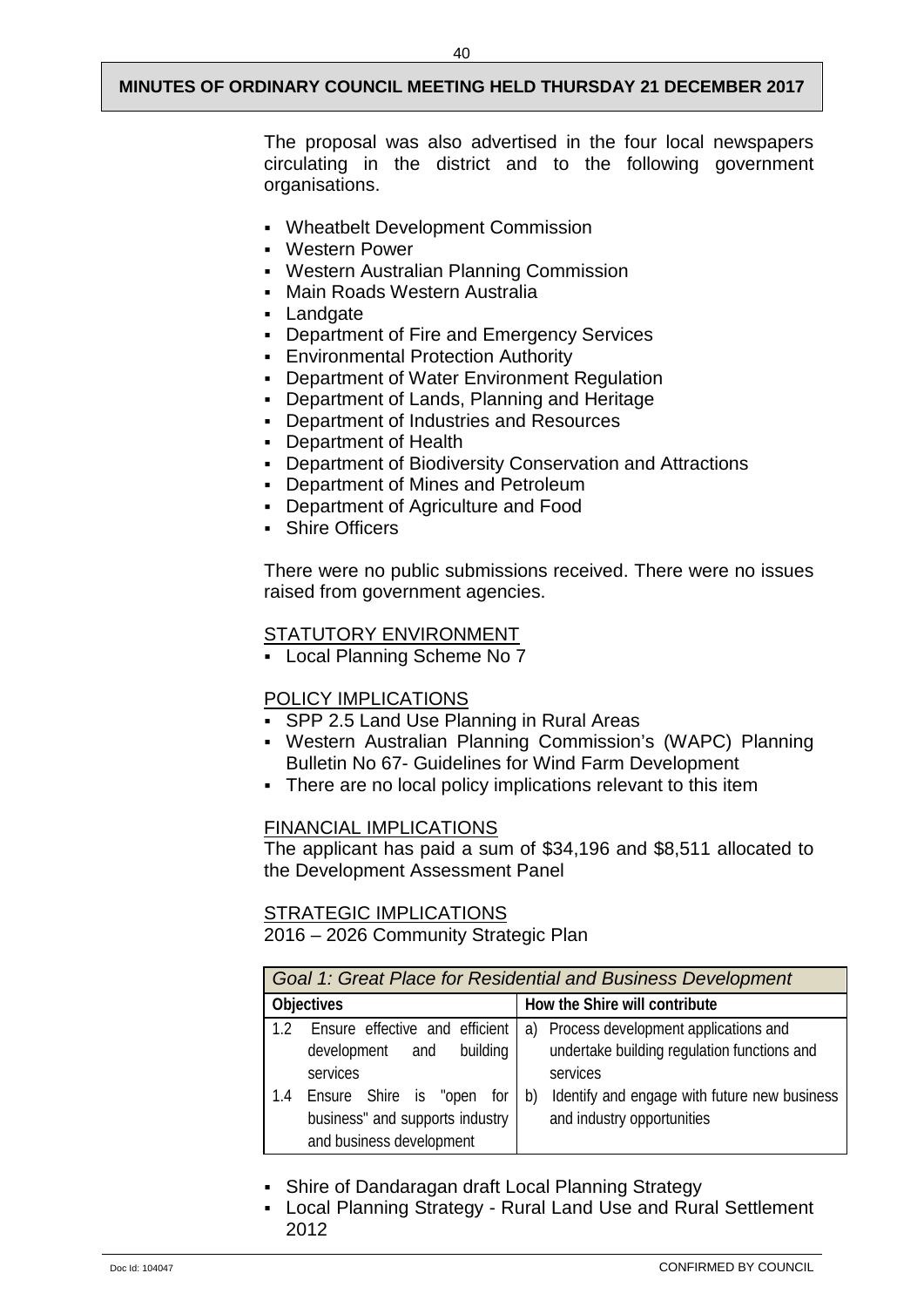The proposal was also advertised in the four local newspapers circulating in the district and to the following government organisations.

- Wheatbelt Development Commission
- Western Power
- Western Australian Planning Commission
- Main Roads Western Australia
- Landgate
- Department of Fire and Emergency Services
- Environmental Protection Authority
- Department of Water Environment Regulation
- Department of Lands, Planning and Heritage
- Department of Industries and Resources
- Department of Health
- Department of Biodiversity Conservation and Attractions
- Department of Mines and Petroleum
- Department of Agriculture and Food
- Shire Officers

There were no public submissions received. There were no issues raised from government agencies.

STATUTORY ENVIRONMENT

- Local Planning Scheme No 7

POLICY IMPLICATIONS

- SPP 2.5 Land Use Planning in Rural Areas
- Western Australian Planning Commission's (WAPC) Planning Bulletin No 67- Guidelines for Wind Farm Development
- There are no local policy implications relevant to this item

FINANCIAL IMPLICATIONS

The applicant has paid a sum of $34,196 and $8,511 allocated to the Development Assessment Panel

STRATEGIC IMPLICATIONS

2016 – 2026 Community Strategic Plan

| *Goal 1: Great Place for Residential and Business Development* | |
|---|---|
| **Objectives** | **How the Shire will contribute** |
| 1.2 Ensure effective and efficient development and building services<br>1.4 Ensure Shire is "open for business" and supports industry and business development | a) Process development applications and undertake building regulation functions and services<br>b) Identify and engage with future new business and industry opportunities |

- Shire of Dandaragan draft Local Planning Strategy
- Local Planning Strategy - Rural Land Use and Rural Settlement 2012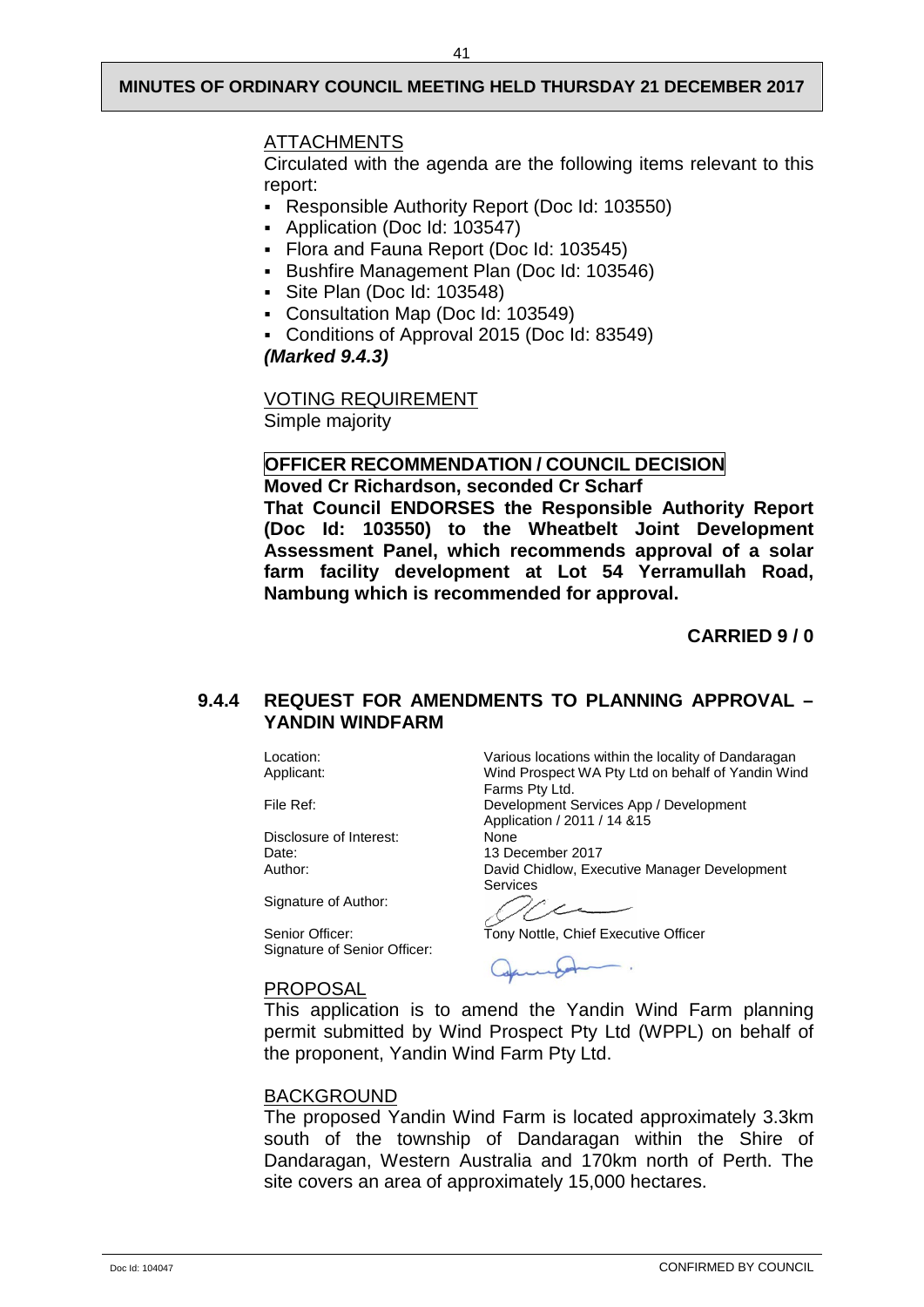ATTACHMENTS

Circulated with the agenda are the following items relevant to this report:

- Responsible Authority Report (Doc Id: 103550)
- Application (Doc Id: 103547)
- Flora and Fauna Report (Doc Id: 103545)
- Bushfire Management Plan (Doc Id: 103546)
- Site Plan (Doc Id: 103548)
- Consultation Map (Doc Id: 103549)
- Conditions of Approval 2015 (Doc Id: 83549)

***(Marked 9.4.3)***

VOTING REQUIREMENT

Simple majority

**OFFICER RECOMMENDATION / COUNCIL DECISION**

**Moved Cr Richardson, seconded Cr Scharf**

**That Council ENDORSES the Responsible Authority Report (Doc Id: 103550) to the Wheatbelt Joint Development Assessment Panel, which recommends approval of a solar farm facility development at Lot 54 Yerramullah Road, Nambung which is recommended for approval.**

**CARRIED 9 / 0**

### 9.4.4 REQUEST FOR AMENDMENTS TO PLANNING APPROVAL – YANDIN WINDFARM

| | |
|---|---|
| Location: | Various locations within the locality of Dandaragan |
| Applicant: | Wind Prospect WA Pty Ltd on behalf of Yandin Wind Farms Pty Ltd. |
| File Ref: | Development Services App / Development Application / 2011 / 14 &15 |
| Disclosure of Interest: | None |
| Date: | 13 December 2017 |
| Author: | David Chidlow, Executive Manager Development Services |
| Signature of Author: | |
| Senior Officer: | Tony Nottle, Chief Executive Officer |
| Signature of Senior Officer: | |

PROPOSAL

This application is to amend the Yandin Wind Farm planning permit submitted by Wind Prospect Pty Ltd (WPPL) on behalf of the proponent, Yandin Wind Farm Pty Ltd.

BACKGROUND

The proposed Yandin Wind Farm is located approximately 3.3km south of the township of Dandaragan within the Shire of Dandaragan, Western Australia and 170km north of Perth. The site covers an area of approximately 15,000 hectares.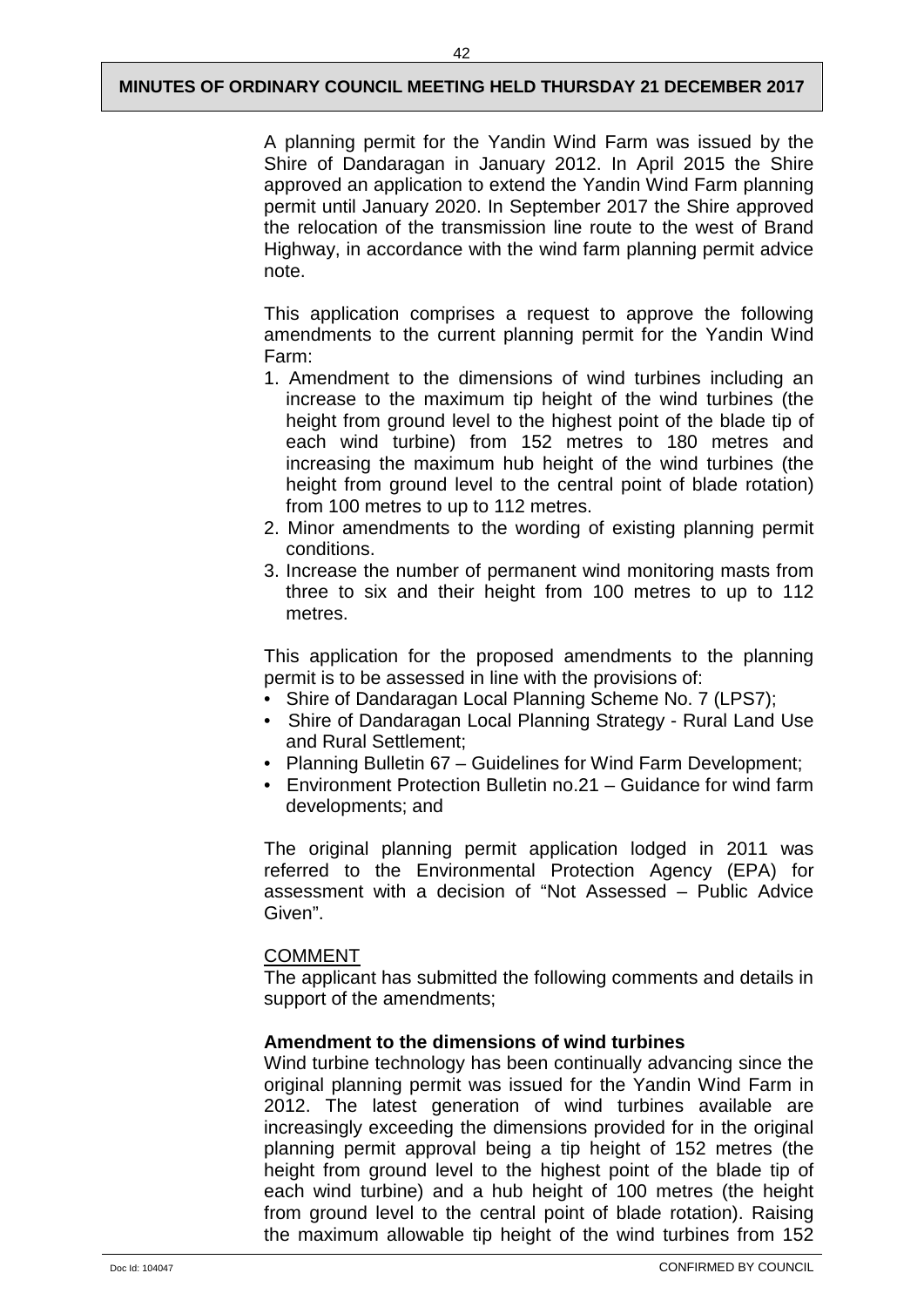A planning permit for the Yandin Wind Farm was issued by the Shire of Dandaragan in January 2012. In April 2015 the Shire approved an application to extend the Yandin Wind Farm planning permit until January 2020. In September 2017 the Shire approved the relocation of the transmission line route to the west of Brand Highway, in accordance with the wind farm planning permit advice note.

This application comprises a request to approve the following amendments to the current planning permit for the Yandin Wind Farm:

1. Amendment to the dimensions of wind turbines including an increase to the maximum tip height of the wind turbines (the height from ground level to the highest point of the blade tip of each wind turbine) from 152 metres to 180 metres and increasing the maximum hub height of the wind turbines (the height from ground level to the central point of blade rotation) from 100 metres to up to 112 metres.
2. Minor amendments to the wording of existing planning permit conditions.
3. Increase the number of permanent wind monitoring masts from three to six and their height from 100 metres to up to 112 metres.

This application for the proposed amendments to the planning permit is to be assessed in line with the provisions of:

- Shire of Dandaragan Local Planning Scheme No. 7 (LPS7);
- Shire of Dandaragan Local Planning Strategy - Rural Land Use and Rural Settlement;
- Planning Bulletin 67 – Guidelines for Wind Farm Development;
- Environment Protection Bulletin no.21 – Guidance for wind farm developments; and

The original planning permit application lodged in 2011 was referred to the Environmental Protection Agency (EPA) for assessment with a decision of "Not Assessed – Public Advice Given".

COMMENT

The applicant has submitted the following comments and details in support of the amendments;

**Amendment to the dimensions of wind turbines**

Wind turbine technology has been continually advancing since the original planning permit was issued for the Yandin Wind Farm in 2012. The latest generation of wind turbines available are increasingly exceeding the dimensions provided for in the original planning permit approval being a tip height of 152 metres (the height from ground level to the highest point of the blade tip of each wind turbine) and a hub height of 100 metres (the height from ground level to the central point of blade rotation). Raising the maximum allowable tip height of the wind turbines from 152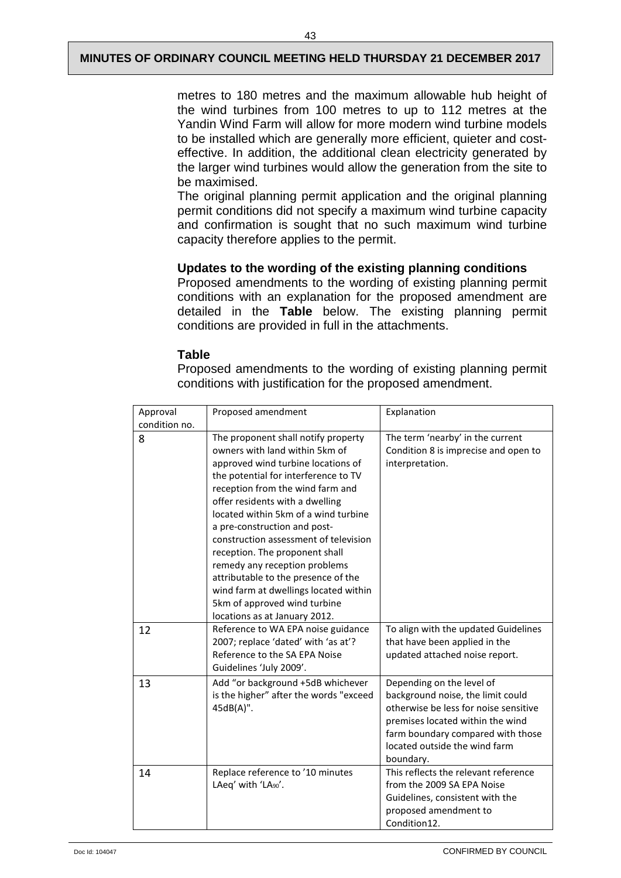metres to 180 metres and the maximum allowable hub height of the wind turbines from 100 metres to up to 112 metres at the Yandin Wind Farm will allow for more modern wind turbine models to be installed which are generally more efficient, quieter and cost-effective. In addition, the additional clean electricity generated by the larger wind turbines would allow the generation from the site to be maximised.

The original planning permit application and the original planning permit conditions did not specify a maximum wind turbine capacity and confirmation is sought that no such maximum wind turbine capacity therefore applies to the permit.

**Updates to the wording of the existing planning conditions**

Proposed amendments to the wording of existing planning permit conditions with an explanation for the proposed amendment are detailed in the **Table** below. The existing planning permit conditions are provided in full in the attachments.

**Table**

Proposed amendments to the wording of existing planning permit conditions with justification for the proposed amendment.

| Approval condition no. | Proposed amendment | Explanation |
|---|---|---|
| 8 | The proponent shall notify property owners with land within 5km of approved wind turbine locations of the potential for interference to TV reception from the wind farm and offer residents with a dwelling located within 5km of a wind turbine a pre-construction and post-construction assessment of television reception. The proponent shall remedy any reception problems attributable to the presence of the wind farm at dwellings located within 5km of approved wind turbine locations as at January 2012. | The term 'nearby' in the current Condition 8 is imprecise and open to interpretation. |
| 12 | Reference to WA EPA noise guidance 2007; replace 'dated' with 'as at'? Reference to the SA EPA Noise Guidelines 'July 2009'. | To align with the updated Guidelines that have been applied in the updated attached noise report. |
| 13 | Add "or background +5dB whichever is the higher" after the words "exceed 45dB(A)". | Depending on the level of background noise, the limit could otherwise be less for noise sensitive premises located within the wind farm boundary compared with those located outside the wind farm boundary. |
| 14 | Replace reference to '10 minutes LAeq' with 'LA90'. | This reflects the relevant reference from the 2009 SA EPA Noise Guidelines, consistent with the proposed amendment to Condition12. |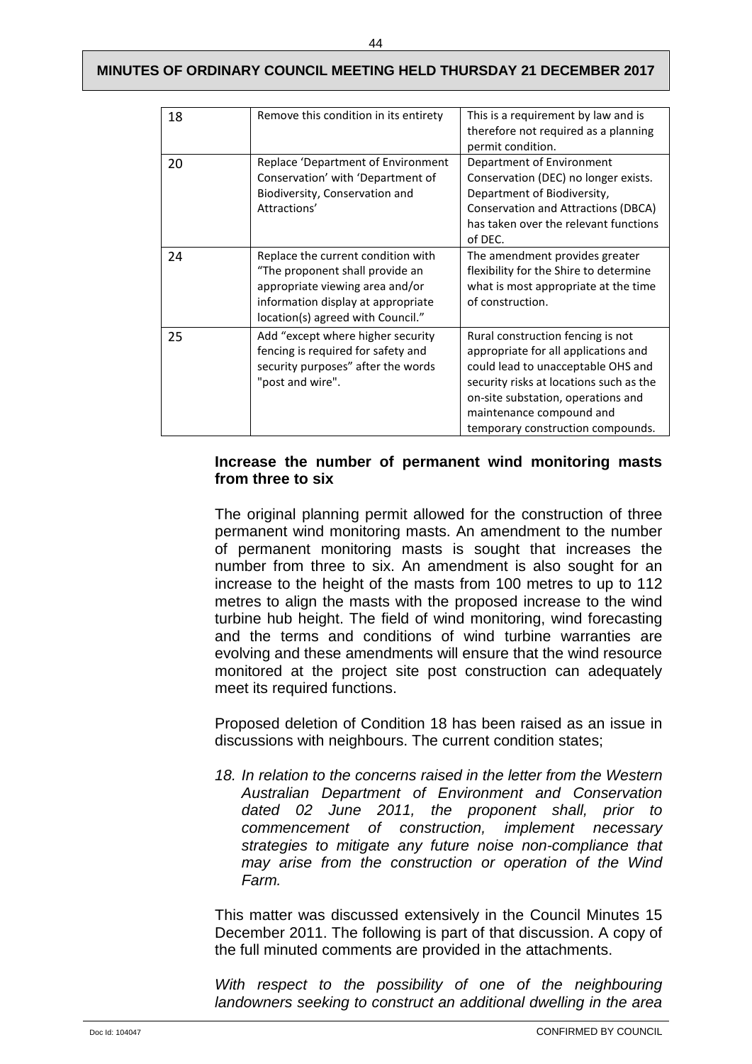| 18 | Remove this condition in its entirety | This is a requirement by law and is therefore not required as a planning permit condition. |
|---|---|---|
| 20 | Replace 'Department of Environment Conservation' with 'Department of Biodiversity, Conservation and Attractions' | Department of Environment Conservation (DEC) no longer exists. Department of Biodiversity, Conservation and Attractions (DBCA) has taken over the relevant functions of DEC. |
| 24 | Replace the current condition with "The proponent shall provide an appropriate viewing area and/or information display at appropriate location(s) agreed with Council." | The amendment provides greater flexibility for the Shire to determine what is most appropriate at the time of construction. |
| 25 | Add "except where higher security fencing is required for safety and security purposes" after the words "post and wire". | Rural construction fencing is not appropriate for all applications and could lead to unacceptable OHS and security risks at locations such as the on-site substation, operations and maintenance compound and temporary construction compounds. |

**Increase the number of permanent wind monitoring masts from three to six**

The original planning permit allowed for the construction of three permanent wind monitoring masts. An amendment to the number of permanent monitoring masts is sought that increases the number from three to six. An amendment is also sought for an increase to the height of the masts from 100 metres to up to 112 metres to align the masts with the proposed increase to the wind turbine hub height. The field of wind monitoring, wind forecasting and the terms and conditions of wind turbine warranties are evolving and these amendments will ensure that the wind resource monitored at the project site post construction can adequately meet its required functions.

Proposed deletion of Condition 18 has been raised as an issue in discussions with neighbours. The current condition states;

*18. In relation to the concerns raised in the letter from the Western Australian Department of Environment and Conservation dated 02 June 2011, the proponent shall, prior to commencement of construction, implement necessary strategies to mitigate any future noise non-compliance that may arise from the construction or operation of the Wind Farm.*

This matter was discussed extensively in the Council Minutes 15 December 2011. The following is part of that discussion. A copy of the full minuted comments are provided in the attachments.

*With respect to the possibility of one of the neighbouring landowners seeking to construct an additional dwelling in the area*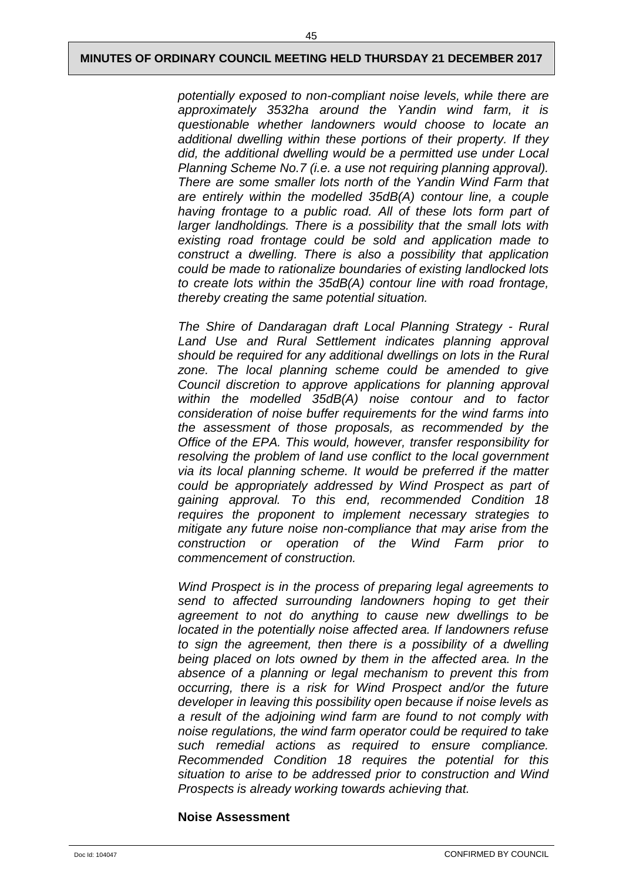*potentially exposed to non-compliant noise levels, while there are approximately 3532ha around the Yandin wind farm, it is questionable whether landowners would choose to locate an additional dwelling within these portions of their property. If they did, the additional dwelling would be a permitted use under Local Planning Scheme No.7 (i.e. a use not requiring planning approval). There are some smaller lots north of the Yandin Wind Farm that are entirely within the modelled 35dB(A) contour line, a couple having frontage to a public road. All of these lots form part of larger landholdings. There is a possibility that the small lots with existing road frontage could be sold and application made to construct a dwelling. There is also a possibility that application could be made to rationalize boundaries of existing landlocked lots to create lots within the 35dB(A) contour line with road frontage, thereby creating the same potential situation.*

*The Shire of Dandaragan draft Local Planning Strategy - Rural Land Use and Rural Settlement indicates planning approval should be required for any additional dwellings on lots in the Rural zone. The local planning scheme could be amended to give Council discretion to approve applications for planning approval within the modelled 35dB(A) noise contour and to factor consideration of noise buffer requirements for the wind farms into the assessment of those proposals, as recommended by the Office of the EPA. This would, however, transfer responsibility for resolving the problem of land use conflict to the local government via its local planning scheme. It would be preferred if the matter could be appropriately addressed by Wind Prospect as part of gaining approval. To this end, recommended Condition 18 requires the proponent to implement necessary strategies to mitigate any future noise non-compliance that may arise from the construction or operation of the Wind Farm prior to commencement of construction.*

*Wind Prospect is in the process of preparing legal agreements to send to affected surrounding landowners hoping to get their agreement to not do anything to cause new dwellings to be located in the potentially noise affected area. If landowners refuse to sign the agreement, then there is a possibility of a dwelling being placed on lots owned by them in the affected area. In the absence of a planning or legal mechanism to prevent this from occurring, there is a risk for Wind Prospect and/or the future developer in leaving this possibility open because if noise levels as a result of the adjoining wind farm are found to not comply with noise regulations, the wind farm operator could be required to take such remedial actions as required to ensure compliance. Recommended Condition 18 requires the potential for this situation to arise to be addressed prior to construction and Wind Prospects is already working towards achieving that.*

**Noise Assessment**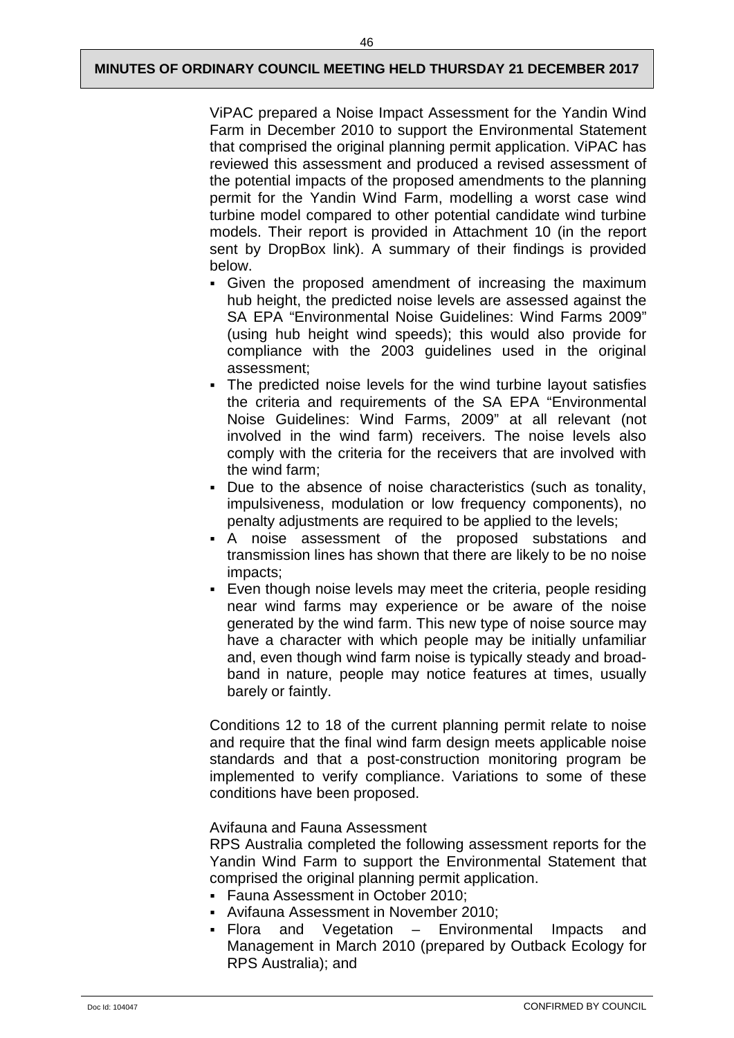ViPAC prepared a Noise Impact Assessment for the Yandin Wind Farm in December 2010 to support the Environmental Statement that comprised the original planning permit application. ViPAC has reviewed this assessment and produced a revised assessment of the potential impacts of the proposed amendments to the planning permit for the Yandin Wind Farm, modelling a worst case wind turbine model compared to other potential candidate wind turbine models. Their report is provided in Attachment 10 (in the report sent by DropBox link). A summary of their findings is provided below.

- Given the proposed amendment of increasing the maximum hub height, the predicted noise levels are assessed against the SA EPA "Environmental Noise Guidelines: Wind Farms 2009" (using hub height wind speeds); this would also provide for compliance with the 2003 guidelines used in the original assessment;
- The predicted noise levels for the wind turbine layout satisfies the criteria and requirements of the SA EPA "Environmental Noise Guidelines: Wind Farms, 2009" at all relevant (not involved in the wind farm) receivers. The noise levels also comply with the criteria for the receivers that are involved with the wind farm;
- Due to the absence of noise characteristics (such as tonality, impulsiveness, modulation or low frequency components), no penalty adjustments are required to be applied to the levels;
- A noise assessment of the proposed substations and transmission lines has shown that there are likely to be no noise impacts;
- Even though noise levels may meet the criteria, people residing near wind farms may experience or be aware of the noise generated by the wind farm. This new type of noise source may have a character with which people may be initially unfamiliar and, even though wind farm noise is typically steady and broad-band in nature, people may notice features at times, usually barely or faintly.

Conditions 12 to 18 of the current planning permit relate to noise and require that the final wind farm design meets applicable noise standards and that a post-construction monitoring program be implemented to verify compliance. Variations to some of these conditions have been proposed.

Avifauna and Fauna Assessment

RPS Australia completed the following assessment reports for the Yandin Wind Farm to support the Environmental Statement that comprised the original planning permit application.

- Fauna Assessment in October 2010;
- Avifauna Assessment in November 2010;
- Flora and Vegetation – Environmental Impacts and Management in March 2010 (prepared by Outback Ecology for RPS Australia); and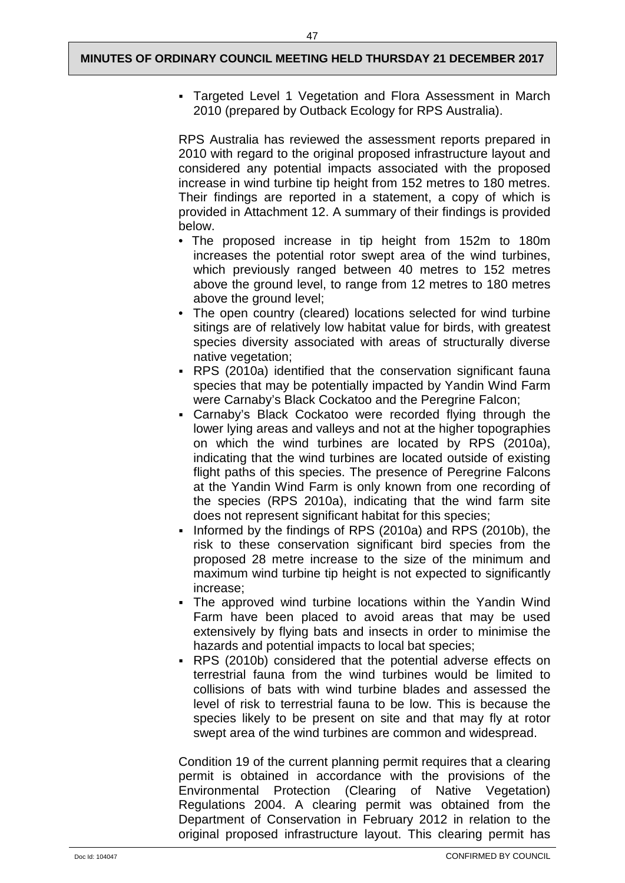- Targeted Level 1 Vegetation and Flora Assessment in March 2010 (prepared by Outback Ecology for RPS Australia).

RPS Australia has reviewed the assessment reports prepared in 2010 with regard to the original proposed infrastructure layout and considered any potential impacts associated with the proposed increase in wind turbine tip height from 152 metres to 180 metres. Their findings are reported in a statement, a copy of which is provided in Attachment 12. A summary of their findings is provided below.

- The proposed increase in tip height from 152m to 180m increases the potential rotor swept area of the wind turbines, which previously ranged between 40 metres to 152 metres above the ground level, to range from 12 metres to 180 metres above the ground level;
- The open country (cleared) locations selected for wind turbine sitings are of relatively low habitat value for birds, with greatest species diversity associated with areas of structurally diverse native vegetation;
- RPS (2010a) identified that the conservation significant fauna species that may be potentially impacted by Yandin Wind Farm were Carnaby's Black Cockatoo and the Peregrine Falcon;
- Carnaby's Black Cockatoo were recorded flying through the lower lying areas and valleys and not at the higher topographies on which the wind turbines are located by RPS (2010a), indicating that the wind turbines are located outside of existing flight paths of this species. The presence of Peregrine Falcons at the Yandin Wind Farm is only known from one recording of the species (RPS 2010a), indicating that the wind farm site does not represent significant habitat for this species;
- Informed by the findings of RPS (2010a) and RPS (2010b), the risk to these conservation significant bird species from the proposed 28 metre increase to the size of the minimum and maximum wind turbine tip height is not expected to significantly increase;
- The approved wind turbine locations within the Yandin Wind Farm have been placed to avoid areas that may be used extensively by flying bats and insects in order to minimise the hazards and potential impacts to local bat species;
- RPS (2010b) considered that the potential adverse effects on terrestrial fauna from the wind turbines would be limited to collisions of bats with wind turbine blades and assessed the level of risk to terrestrial fauna to be low. This is because the species likely to be present on site and that may fly at rotor swept area of the wind turbines are common and widespread.

Condition 19 of the current planning permit requires that a clearing permit is obtained in accordance with the provisions of the Environmental Protection (Clearing of Native Vegetation) Regulations 2004. A clearing permit was obtained from the Department of Conservation in February 2012 in relation to the original proposed infrastructure layout. This clearing permit has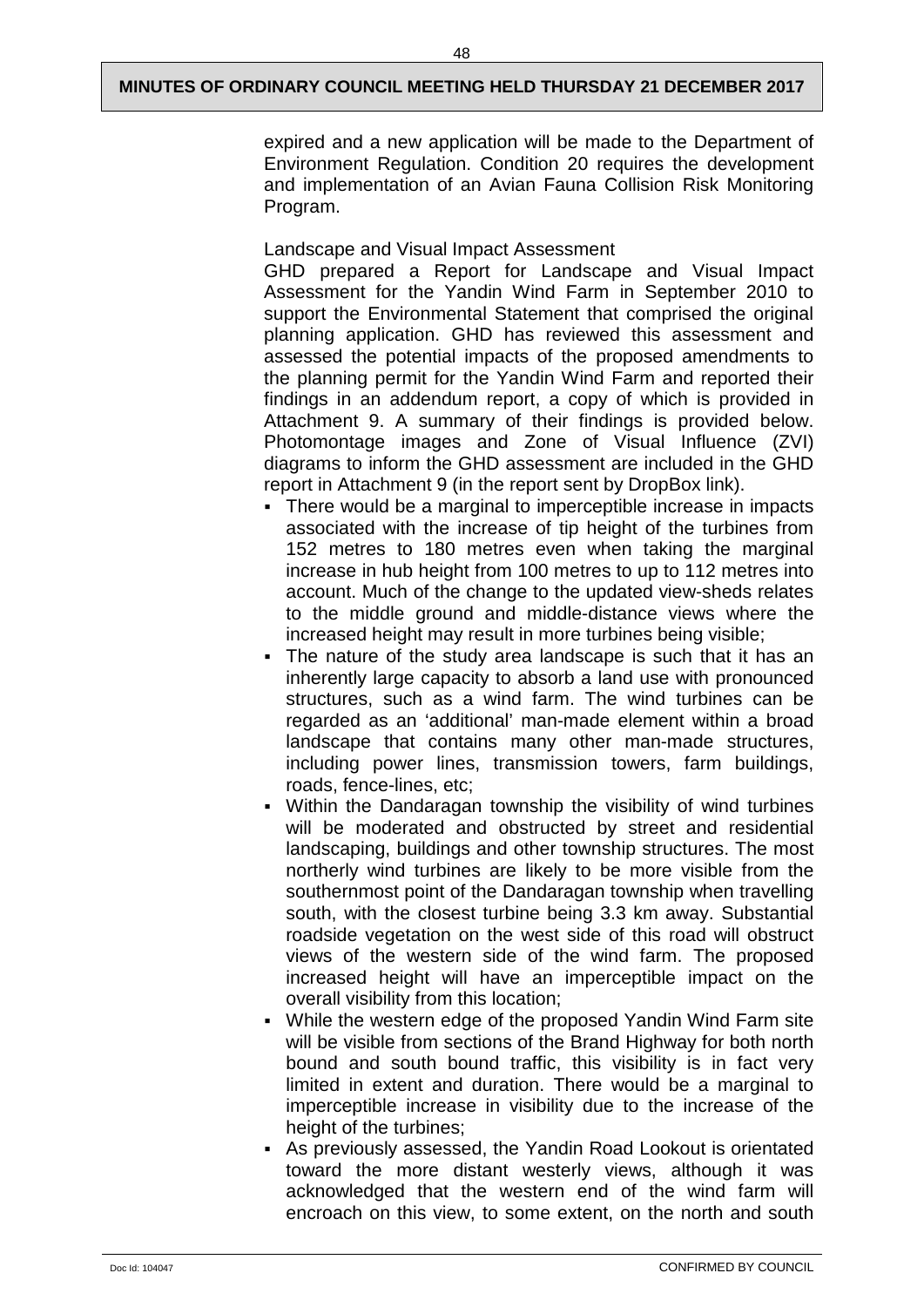expired and a new application will be made to the Department of Environment Regulation. Condition 20 requires the development and implementation of an Avian Fauna Collision Risk Monitoring Program.

Landscape and Visual Impact Assessment

GHD prepared a Report for Landscape and Visual Impact Assessment for the Yandin Wind Farm in September 2010 to support the Environmental Statement that comprised the original planning application. GHD has reviewed this assessment and assessed the potential impacts of the proposed amendments to the planning permit for the Yandin Wind Farm and reported their findings in an addendum report, a copy of which is provided in Attachment 9. A summary of their findings is provided below. Photomontage images and Zone of Visual Influence (ZVI) diagrams to inform the GHD assessment are included in the GHD report in Attachment 9 (in the report sent by DropBox link).

- There would be a marginal to imperceptible increase in impacts associated with the increase of tip height of the turbines from 152 metres to 180 metres even when taking the marginal increase in hub height from 100 metres to up to 112 metres into account. Much of the change to the updated view-sheds relates to the middle ground and middle-distance views where the increased height may result in more turbines being visible;
- The nature of the study area landscape is such that it has an inherently large capacity to absorb a land use with pronounced structures, such as a wind farm. The wind turbines can be regarded as an 'additional' man-made element within a broad landscape that contains many other man-made structures, including power lines, transmission towers, farm buildings, roads, fence-lines, etc;
- Within the Dandaragan township the visibility of wind turbines will be moderated and obstructed by street and residential landscaping, buildings and other township structures. The most northerly wind turbines are likely to be more visible from the southernmost point of the Dandaragan township when travelling south, with the closest turbine being 3.3 km away. Substantial roadside vegetation on the west side of this road will obstruct views of the western side of the wind farm. The proposed increased height will have an imperceptible impact on the overall visibility from this location;
- While the western edge of the proposed Yandin Wind Farm site will be visible from sections of the Brand Highway for both north bound and south bound traffic, this visibility is in fact very limited in extent and duration. There would be a marginal to imperceptible increase in visibility due to the increase of the height of the turbines;
- As previously assessed, the Yandin Road Lookout is orientated toward the more distant westerly views, although it was acknowledged that the western end of the wind farm will encroach on this view, to some extent, on the north and south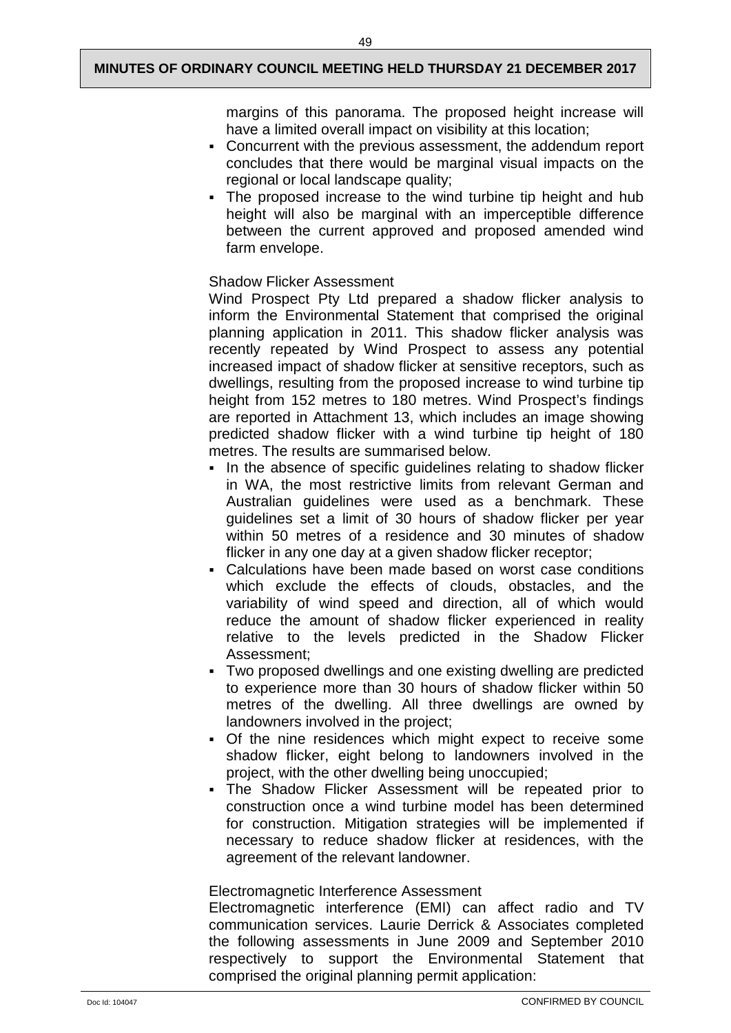margins of this panorama. The proposed height increase will have a limited overall impact on visibility at this location;

- Concurrent with the previous assessment, the addendum report concludes that there would be marginal visual impacts on the regional or local landscape quality;
- The proposed increase to the wind turbine tip height and hub height will also be marginal with an imperceptible difference between the current approved and proposed amended wind farm envelope.

Shadow Flicker Assessment

Wind Prospect Pty Ltd prepared a shadow flicker analysis to inform the Environmental Statement that comprised the original planning application in 2011. This shadow flicker analysis was recently repeated by Wind Prospect to assess any potential increased impact of shadow flicker at sensitive receptors, such as dwellings, resulting from the proposed increase to wind turbine tip height from 152 metres to 180 metres. Wind Prospect's findings are reported in Attachment 13, which includes an image showing predicted shadow flicker with a wind turbine tip height of 180 metres. The results are summarised below.

- In the absence of specific guidelines relating to shadow flicker in WA, the most restrictive limits from relevant German and Australian guidelines were used as a benchmark. These guidelines set a limit of 30 hours of shadow flicker per year within 50 metres of a residence and 30 minutes of shadow flicker in any one day at a given shadow flicker receptor;
- Calculations have been made based on worst case conditions which exclude the effects of clouds, obstacles, and the variability of wind speed and direction, all of which would reduce the amount of shadow flicker experienced in reality relative to the levels predicted in the Shadow Flicker Assessment;
- Two proposed dwellings and one existing dwelling are predicted to experience more than 30 hours of shadow flicker within 50 metres of the dwelling. All three dwellings are owned by landowners involved in the project;
- Of the nine residences which might expect to receive some shadow flicker, eight belong to landowners involved in the project, with the other dwelling being unoccupied;
- The Shadow Flicker Assessment will be repeated prior to construction once a wind turbine model has been determined for construction. Mitigation strategies will be implemented if necessary to reduce shadow flicker at residences, with the agreement of the relevant landowner.

Electromagnetic Interference Assessment

Electromagnetic interference (EMI) can affect radio and TV communication services. Laurie Derrick & Associates completed the following assessments in June 2009 and September 2010 respectively to support the Environmental Statement that comprised the original planning permit application: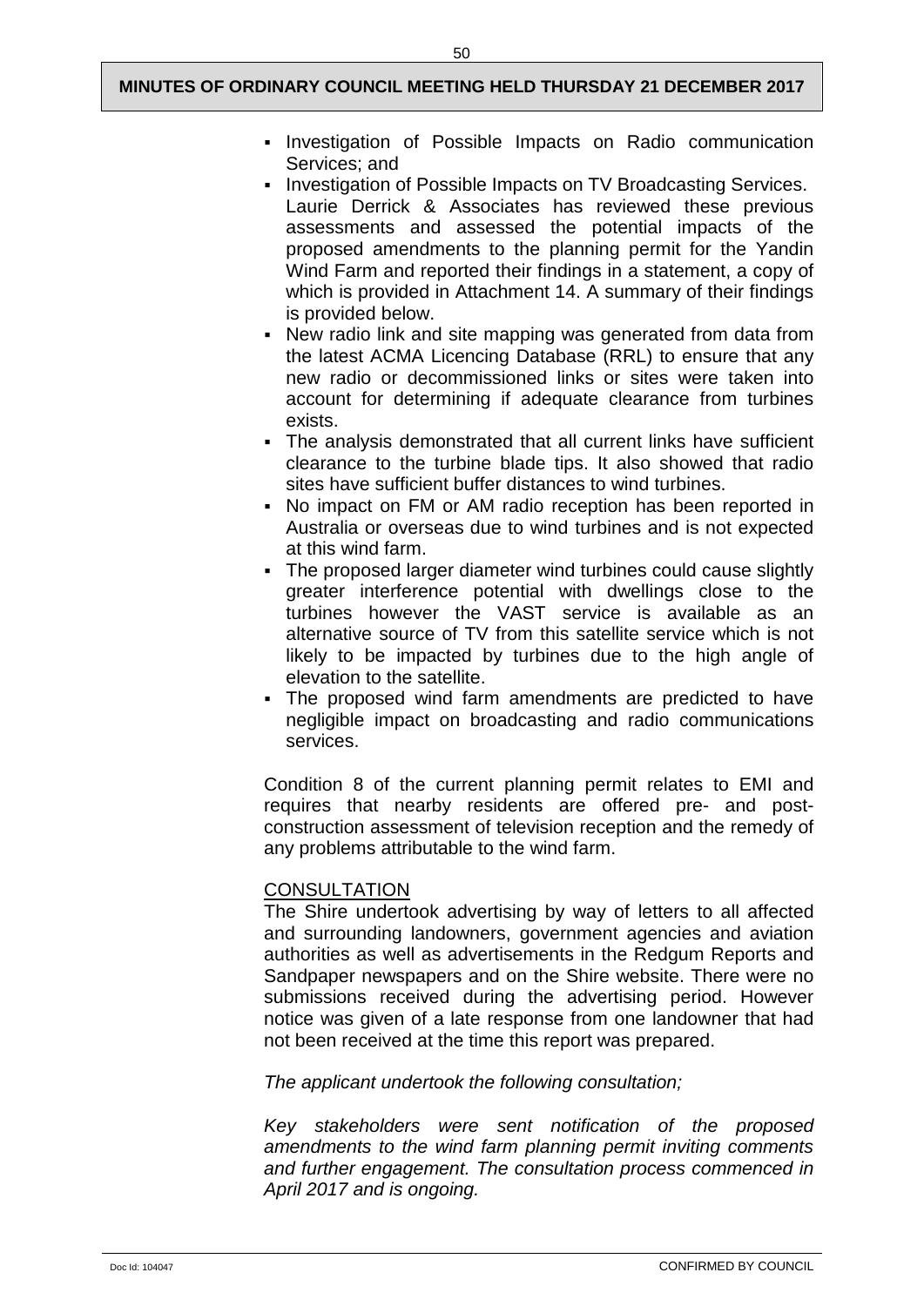- Investigation of Possible Impacts on Radio communication Services; and
- Investigation of Possible Impacts on TV Broadcasting Services.
  Laurie Derrick & Associates has reviewed these previous assessments and assessed the potential impacts of the proposed amendments to the planning permit for the Yandin Wind Farm and reported their findings in a statement, a copy of which is provided in Attachment 14. A summary of their findings is provided below.
- New radio link and site mapping was generated from data from the latest ACMA Licencing Database (RRL) to ensure that any new radio or decommissioned links or sites were taken into account for determining if adequate clearance from turbines exists.
- The analysis demonstrated that all current links have sufficient clearance to the turbine blade tips. It also showed that radio sites have sufficient buffer distances to wind turbines.
- No impact on FM or AM radio reception has been reported in Australia or overseas due to wind turbines and is not expected at this wind farm.
- The proposed larger diameter wind turbines could cause slightly greater interference potential with dwellings close to the turbines however the VAST service is available as an alternative source of TV from this satellite service which is not likely to be impacted by turbines due to the high angle of elevation to the satellite.
- The proposed wind farm amendments are predicted to have negligible impact on broadcasting and radio communications services.

Condition 8 of the current planning permit relates to EMI and requires that nearby residents are offered pre- and post-construction assessment of television reception and the remedy of any problems attributable to the wind farm.

<u>CONSULTATION</u>

The Shire undertook advertising by way of letters to all affected and surrounding landowners, government agencies and aviation authorities as well as advertisements in the Redgum Reports and Sandpaper newspapers and on the Shire website. There were no submissions received during the advertising period. However notice was given of a late response from one landowner that had not been received at the time this report was prepared.

*The applicant undertook the following consultation;*

*Key stakeholders were sent notification of the proposed amendments to the wind farm planning permit inviting comments and further engagement. The consultation process commenced in April 2017 and is ongoing.*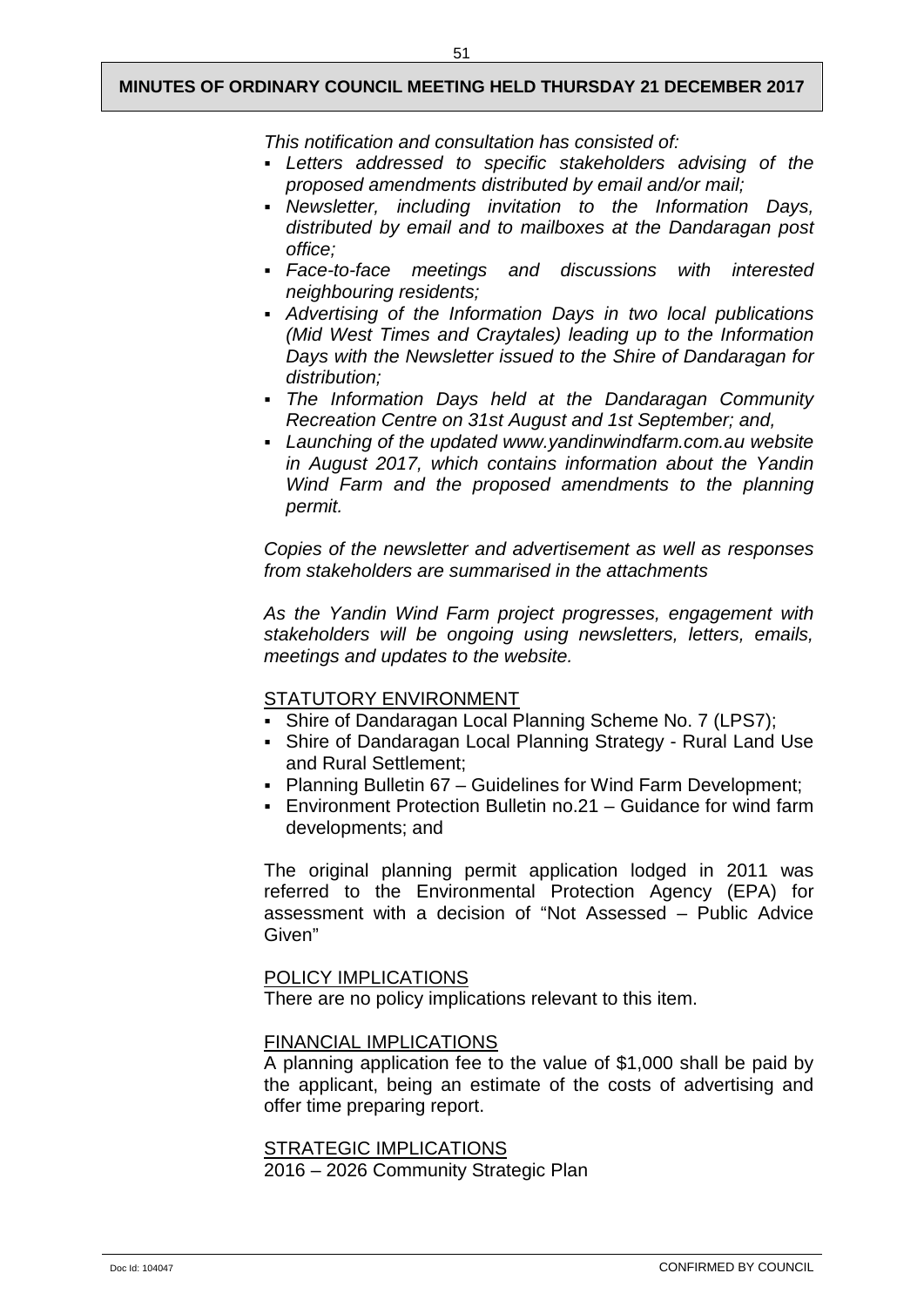*This notification and consultation has consisted of:*

- *Letters addressed to specific stakeholders advising of the proposed amendments distributed by email and/or mail;*
- *Newsletter, including invitation to the Information Days, distributed by email and to mailboxes at the Dandaragan post office;*
- *Face-to-face meetings and discussions with interested neighbouring residents;*
- *Advertising of the Information Days in two local publications (Mid West Times and Craytales) leading up to the Information Days with the Newsletter issued to the Shire of Dandaragan for distribution;*
- *The Information Days held at the Dandaragan Community Recreation Centre on 31st August and 1st September; and,*
- *Launching of the updated www.yandinwindfarm.com.au website in August 2017, which contains information about the Yandin Wind Farm and the proposed amendments to the planning permit.*

*Copies of the newsletter and advertisement as well as responses from stakeholders are summarised in the attachments*

*As the Yandin Wind Farm project progresses, engagement with stakeholders will be ongoing using newsletters, letters, emails, meetings and updates to the website.*

STATUTORY ENVIRONMENT

- Shire of Dandaragan Local Planning Scheme No. 7 (LPS7);
- Shire of Dandaragan Local Planning Strategy - Rural Land Use and Rural Settlement;
- Planning Bulletin 67 – Guidelines for Wind Farm Development;
- Environment Protection Bulletin no.21 – Guidance for wind farm developments; and

The original planning permit application lodged in 2011 was referred to the Environmental Protection Agency (EPA) for assessment with a decision of "Not Assessed – Public Advice Given"

POLICY IMPLICATIONS

There are no policy implications relevant to this item.

FINANCIAL IMPLICATIONS

A planning application fee to the value of $1,000 shall be paid by the applicant, being an estimate of the costs of advertising and offer time preparing report.

STRATEGIC IMPLICATIONS

2016 – 2026 Community Strategic Plan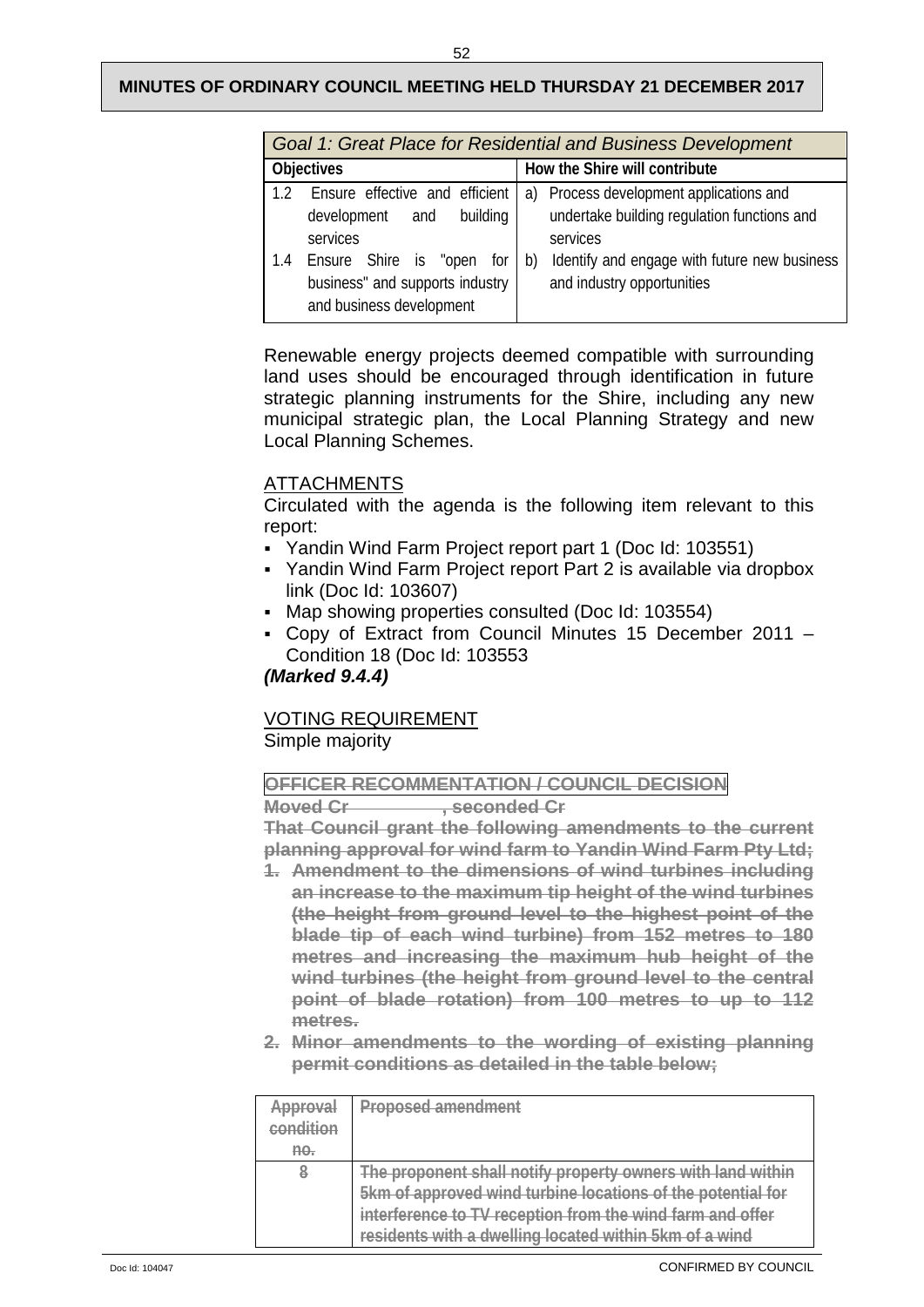| *Goal 1: Great Place for Residential and Business Development* | |
|---|---|
| **Objectives** | **How the Shire will contribute** |
| 1.2 Ensure effective and efficient development and building services<br>1.4 Ensure Shire is "open for business" and supports industry and business development | a) Process development applications and undertake building regulation functions and services<br>b) Identify and engage with future new business and industry opportunities |

Renewable energy projects deemed compatible with surrounding land uses should be encouraged through identification in future strategic planning instruments for the Shire, including any new municipal strategic plan, the Local Planning Strategy and new Local Planning Schemes.

ATTACHMENTS

Circulated with the agenda is the following item relevant to this report:

- Yandin Wind Farm Project report part 1 (Doc Id: 103551)
- Yandin Wind Farm Project report Part 2 is available via dropbox link (Doc Id: 103607)
- Map showing properties consulted (Doc Id: 103554)
- Copy of Extract from Council Minutes 15 December 2011 – Condition 18 (Doc Id: 103553

***(Marked 9.4.4)***

VOTING REQUIREMENT

Simple majority

~~**OFFICER RECOMMENTATION / COUNCIL DECISION**~~

~~**Moved Cr ____________, seconded Cr**~~

~~**That Council grant the following amendments to the current planning approval for wind farm to Yandin Wind Farm Pty Ltd;**~~

1. ~~**Amendment to the dimensions of wind turbines including an increase to the maximum tip height of the wind turbines (the height from ground level to the highest point of the blade tip of each wind turbine) from 152 metres to 180 metres and increasing the maximum hub height of the wind turbines (the height from ground level to the central point of blade rotation) from 100 metres to up to 112 metres.**~~
2. ~~**Minor amendments to the wording of existing planning permit conditions as detailed in the table below;**~~

| ~~Approval condition no.~~ | ~~Proposed amendment~~ |
|---|---|
| ~~8~~ | ~~The proponent shall notify property owners with land within 5km of approved wind turbine locations of the potential for interference to TV reception from the wind farm and offer residents with a dwelling located within 5km of a wind~~ |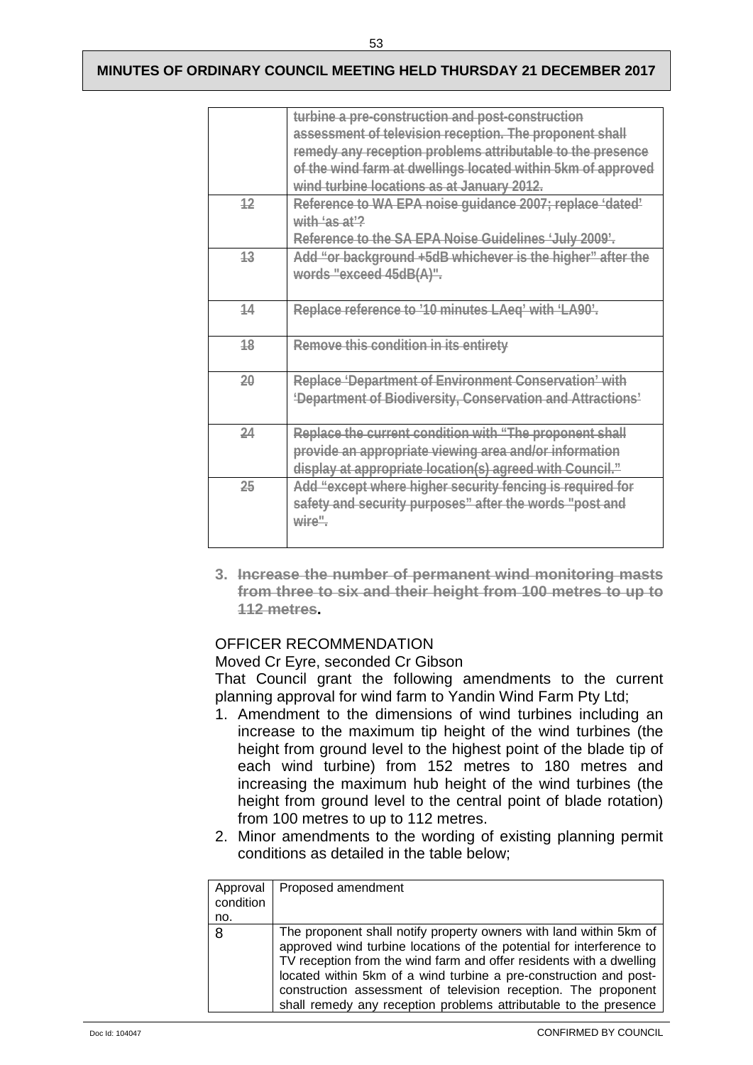| | |
|---|---|
| | ~~turbine a pre-construction and post-construction assessment of television reception. The proponent shall remedy any reception problems attributable to the presence of the wind farm at dwellings located within 5km of approved wind turbine locations as at January 2012.~~ |
| ~~12~~ | ~~Reference to WA EPA noise guidance 2007; replace 'dated' with 'as at'? Reference to the SA EPA Noise Guidelines 'July 2009'.~~ |
| ~~13~~ | ~~Add "or background +5dB whichever is the higher" after the words "exceed 45dB(A)".~~ |
| ~~14~~ | ~~Replace reference to '10 minutes LAeq' with 'LA90'.~~ |
| ~~18~~ | ~~Remove this condition in its entirety~~ |
| ~~20~~ | ~~Replace 'Department of Environment Conservation' with 'Department of Biodiversity, Conservation and Attractions'~~ |
| ~~24~~ | ~~Replace the current condition with "The proponent shall provide an appropriate viewing area and/or information display at appropriate location(s) agreed with Council."~~ |
| ~~25~~ | ~~Add "except where higher security fencing is required for safety and security purposes" after the words "post and wire".~~ |

3. **~~Increase the number of permanent wind monitoring masts from three to six and their height from 100 metres to up to 112 metres~~.**

OFFICER RECOMMENDATION

Moved Cr Eyre, seconded Cr Gibson

That Council grant the following amendments to the current planning approval for wind farm to Yandin Wind Farm Pty Ltd;

1. Amendment to the dimensions of wind turbines including an increase to the maximum tip height of the wind turbines (the height from ground level to the highest point of the blade tip of each wind turbine) from 152 metres to 180 metres and increasing the maximum hub height of the wind turbines (the height from ground level to the central point of blade rotation) from 100 metres to up to 112 metres.
2. Minor amendments to the wording of existing planning permit conditions as detailed in the table below;

| Approval condition no. | Proposed amendment |
|---|---|
| 8 | The proponent shall notify property owners with land within 5km of approved wind turbine locations of the potential for interference to TV reception from the wind farm and offer residents with a dwelling located within 5km of a wind turbine a pre-construction and post-construction assessment of television reception. The proponent shall remedy any reception problems attributable to the presence |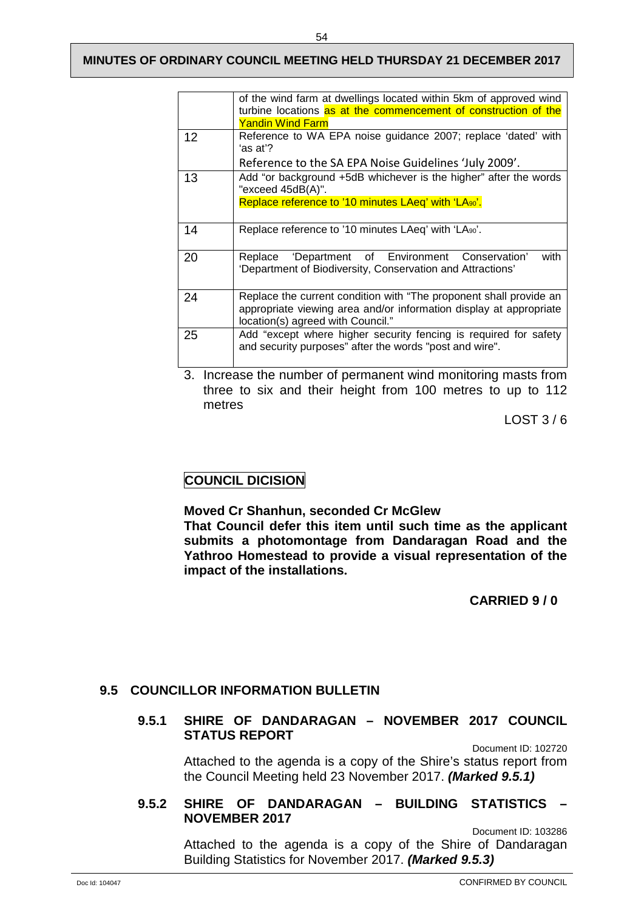| | |
|---|---|
| | of the wind farm at dwellings located within 5km of approved wind turbine locations as at the commencement of construction of the Yandin Wind Farm |
| 12 | Reference to WA EPA noise guidance 2007; replace 'dated' with 'as at'? Reference to the SA EPA Noise Guidelines 'July 2009'. |
| 13 | Add "or background +5dB whichever is the higher" after the words "exceed 45dB(A)". Replace reference to '10 minutes LAeq' with '$LA_{90}$'. |
| 14 | Replace reference to '10 minutes LAeq' with '$LA_{90}$'. |
| 20 | Replace 'Department of Environment Conservation' with 'Department of Biodiversity, Conservation and Attractions' |
| 24 | Replace the current condition with "The proponent shall provide an appropriate viewing area and/or information display at appropriate location(s) agreed with Council." |
| 25 | Add "except where higher security fencing is required for safety and security purposes" after the words "post and wire". |

3. Increase the number of permanent wind monitoring masts from three to six and their height from 100 metres to up to 112 metres

LOST 3 / 6

**COUNCIL DICISION**

**Moved Cr Shanhun, seconded Cr McGlew**
**That Council defer this item until such time as the applicant submits a photomontage from Dandaragan Road and the Yathroo Homestead to provide a visual representation of the impact of the installations.**

**CARRIED 9 / 0**

## 9.5 COUNCILLOR INFORMATION BULLETIN

### 9.5.1 SHIRE OF DANDARAGAN – NOVEMBER 2017 COUNCIL STATUS REPORT

Document ID: 102720

Attached to the agenda is a copy of the Shire's status report from the Council Meeting held 23 November 2017. ***(Marked 9.5.1)***

### 9.5.2 SHIRE OF DANDARAGAN – BUILDING STATISTICS – NOVEMBER 2017

Document ID: 103286

Attached to the agenda is a copy of the Shire of Dandaragan Building Statistics for November 2017. ***(Marked 9.5.3)***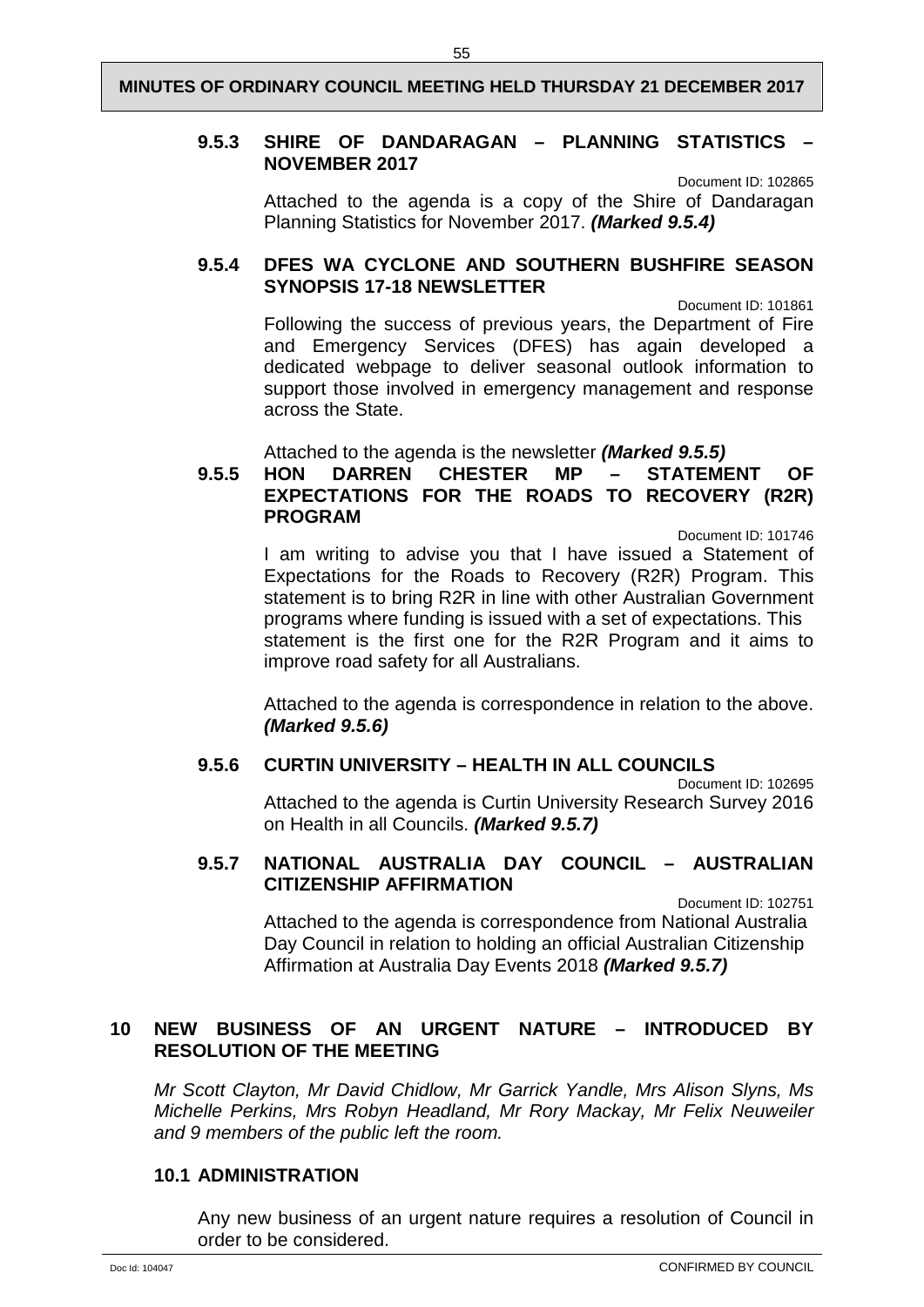### 9.5.3 SHIRE OF DANDARAGAN – PLANNING STATISTICS – NOVEMBER 2017

Document ID: 102865

Attached to the agenda is a copy of the Shire of Dandaragan Planning Statistics for November 2017. ***(Marked 9.5.4)***

### 9.5.4 DFES WA CYCLONE AND SOUTHERN BUSHFIRE SEASON SYNOPSIS 17-18 NEWSLETTER

Document ID: 101861

Following the success of previous years, the Department of Fire and Emergency Services (DFES) has again developed a dedicated webpage to deliver seasonal outlook information to support those involved in emergency management and response across the State.

Attached to the agenda is the newsletter ***(Marked 9.5.5)***

### 9.5.5 HON DARREN CHESTER MP – STATEMENT OF EXPECTATIONS FOR THE ROADS TO RECOVERY (R2R) PROGRAM

Document ID: 101746

I am writing to advise you that I have issued a Statement of Expectations for the Roads to Recovery (R2R) Program. This statement is to bring R2R in line with other Australian Government programs where funding is issued with a set of expectations. This statement is the first one for the R2R Program and it aims to improve road safety for all Australians.

Attached to the agenda is correspondence in relation to the above. ***(Marked 9.5.6)***

### 9.5.6 CURTIN UNIVERSITY – HEALTH IN ALL COUNCILS

Document ID: 102695

Attached to the agenda is Curtin University Research Survey 2016 on Health in all Councils. ***(Marked 9.5.7)***

### 9.5.7 NATIONAL AUSTRALIA DAY COUNCIL – AUSTRALIAN CITIZENSHIP AFFIRMATION

Document ID: 102751

Attached to the agenda is correspondence from National Australia Day Council in relation to holding an official Australian Citizenship Affirmation at Australia Day Events 2018 ***(Marked 9.5.7)***

## 10 NEW BUSINESS OF AN URGENT NATURE – INTRODUCED BY RESOLUTION OF THE MEETING

*Mr Scott Clayton, Mr David Chidlow, Mr Garrick Yandle, Mrs Alison Slyns, Ms Michelle Perkins, Mrs Robyn Headland, Mr Rory Mackay, Mr Felix Neuweiler and 9 members of the public left the room.*

### 10.1 ADMINISTRATION

Any new business of an urgent nature requires a resolution of Council in order to be considered.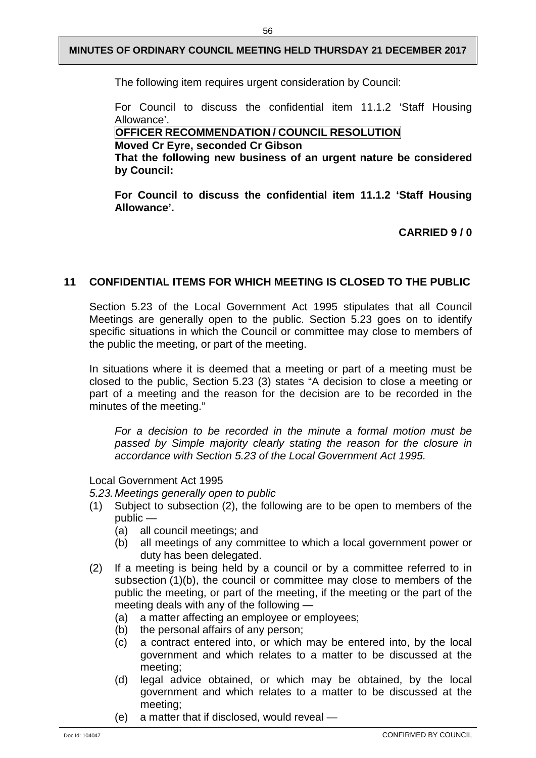The following item requires urgent consideration by Council:

For Council to discuss the confidential item 11.1.2 'Staff Housing Allowance'.

**OFFICER RECOMMENDATION / COUNCIL RESOLUTION**

**Moved Cr Eyre, seconded Cr Gibson**

**That the following new business of an urgent nature be considered by Council:**

**For Council to discuss the confidential item 11.1.2 'Staff Housing Allowance'.**

**CARRIED 9 / 0**

## 11 CONFIDENTIAL ITEMS FOR WHICH MEETING IS CLOSED TO THE PUBLIC

Section 5.23 of the Local Government Act 1995 stipulates that all Council Meetings are generally open to the public. Section 5.23 goes on to identify specific situations in which the Council or committee may close to members of the public the meeting, or part of the meeting.

In situations where it is deemed that a meeting or part of a meeting must be closed to the public, Section 5.23 (3) states "A decision to close a meeting or part of a meeting and the reason for the decision are to be recorded in the minutes of the meeting."

*For a decision to be recorded in the minute a formal motion must be passed by Simple majority clearly stating the reason for the closure in accordance with Section 5.23 of the Local Government Act 1995.*

Local Government Act 1995

*5.23. Meetings generally open to public*

(1) Subject to subsection (2), the following are to be open to members of the public —
   (a) all council meetings; and
   (b) all meetings of any committee to which a local government power or duty has been delegated.

(2) If a meeting is being held by a council or by a committee referred to in subsection (1)(b), the council or committee may close to members of the public the meeting, or part of the meeting, if the meeting or the part of the meeting deals with any of the following —
   (a) a matter affecting an employee or employees;
   (b) the personal affairs of any person;
   (c) a contract entered into, or which may be entered into, by the local government and which relates to a matter to be discussed at the meeting;
   (d) legal advice obtained, or which may be obtained, by the local government and which relates to a matter to be discussed at the meeting;
   (e) a matter that if disclosed, would reveal —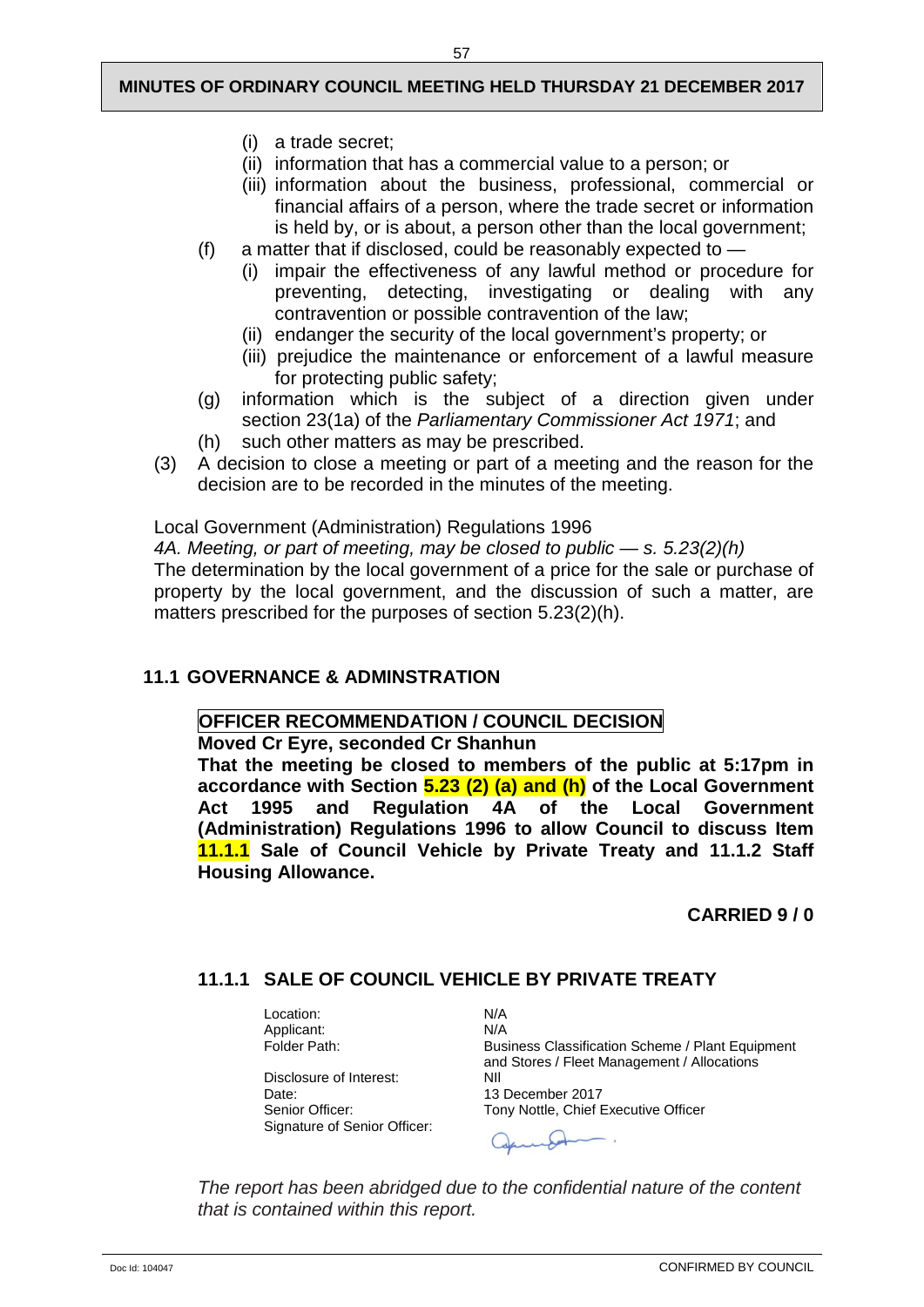(i) a trade secret;
  (ii) information that has a commercial value to a person; or
  (iii) information about the business, professional, commercial or financial affairs of a person, where the trade secret or information is held by, or is about, a person other than the local government;

(f) a matter that if disclosed, could be reasonably expected to —
  (i) impair the effectiveness of any lawful method or procedure for preventing, detecting, investigating or dealing with any contravention or possible contravention of the law;
  (ii) endanger the security of the local government's property; or
  (iii) prejudice the maintenance or enforcement of a lawful measure for protecting public safety;

(g) information which is the subject of a direction given under section 23(1a) of the *Parliamentary Commissioner Act 1971*; and

(h) such other matters as may be prescribed.

(3) A decision to close a meeting or part of a meeting and the reason for the decision are to be recorded in the minutes of the meeting.

Local Government (Administration) Regulations 1996

*4A. Meeting, or part of meeting, may be closed to public — s. 5.23(2)(h)*

The determination by the local government of a price for the sale or purchase of property by the local government, and the discussion of such a matter, are matters prescribed for the purposes of section 5.23(2)(h).

## 11.1 GOVERNANCE & ADMINSTRATION

**OFFICER RECOMMENDATION / COUNCIL DECISION**

**Moved Cr Eyre, seconded Cr Shanhun**

**That the meeting be closed to members of the public at 5:17pm in accordance with Section 5.23 (2) (a) and (h) of the Local Government Act 1995 and Regulation 4A of the Local Government (Administration) Regulations 1996 to allow Council to discuss Item 11.1.1 Sale of Council Vehicle by Private Treaty and 11.1.2 Staff Housing Allowance.**

**CARRIED 9 / 0**

### 11.1.1 SALE OF COUNCIL VEHICLE BY PRIVATE TREATY

| | |
|---|---|
| Location: | N/A |
| Applicant: | N/A |
| Folder Path: | Business Classification Scheme / Plant Equipment and Stores / Fleet Management / Allocations |
| Disclosure of Interest: | NIl |
| Date: | 13 December 2017 |
| Senior Officer: | Tony Nottle, Chief Executive Officer |
| Signature of Senior Officer: | |

*The report has been abridged due to the confidential nature of the content that is contained within this report.*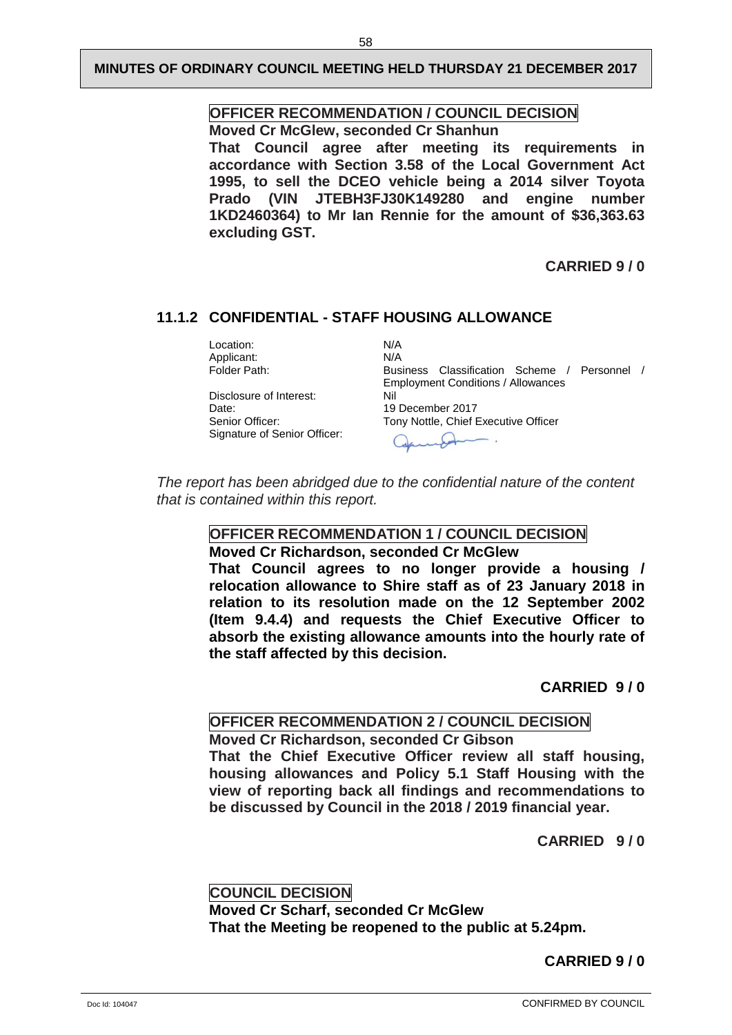**OFFICER RECOMMENDATION / COUNCIL DECISION**

**Moved Cr McGlew, seconded Cr Shanhun**

**That Council agree after meeting its requirements in accordance with Section 3.58 of the Local Government Act 1995, to sell the DCEO vehicle being a 2014 silver Toyota Prado (VIN JTEBH3FJ30K149280 and engine number 1KD2460364) to Mr Ian Rennie for the amount of $36,363.63 excluding GST.**

**CARRIED 9 / 0**

## 11.1.2 CONFIDENTIAL - STAFF HOUSING ALLOWANCE

| | |
|---|---|
| Location: | N/A |
| Applicant: | N/A |
| Folder Path: | Business Classification Scheme / Personnel / Employment Conditions / Allowances |
| Disclosure of Interest: | Nil |
| Date: | 19 December 2017 |
| Senior Officer: | Tony Nottle, Chief Executive Officer |
| Signature of Senior Officer: | |

*The report has been abridged due to the confidential nature of the content that is contained within this report.*

**OFFICER RECOMMENDATION 1 / COUNCIL DECISION**

**Moved Cr Richardson, seconded Cr McGlew**

**That Council agrees to no longer provide a housing / relocation allowance to Shire staff as of 23 January 2018 in relation to its resolution made on the 12 September 2002 (Item 9.4.4) and requests the Chief Executive Officer to absorb the existing allowance amounts into the hourly rate of the staff affected by this decision.**

**CARRIED 9 / 0**

**OFFICER RECOMMENDATION 2 / COUNCIL DECISION**

**Moved Cr Richardson, seconded Cr Gibson**

**That the Chief Executive Officer review all staff housing, housing allowances and Policy 5.1 Staff Housing with the view of reporting back all findings and recommendations to be discussed by Council in the 2018 / 2019 financial year.**

**CARRIED 9 / 0**

**COUNCIL DECISION**

**Moved Cr Scharf, seconded Cr McGlew**

**That the Meeting be reopened to the public at 5.24pm.**

**CARRIED 9 / 0**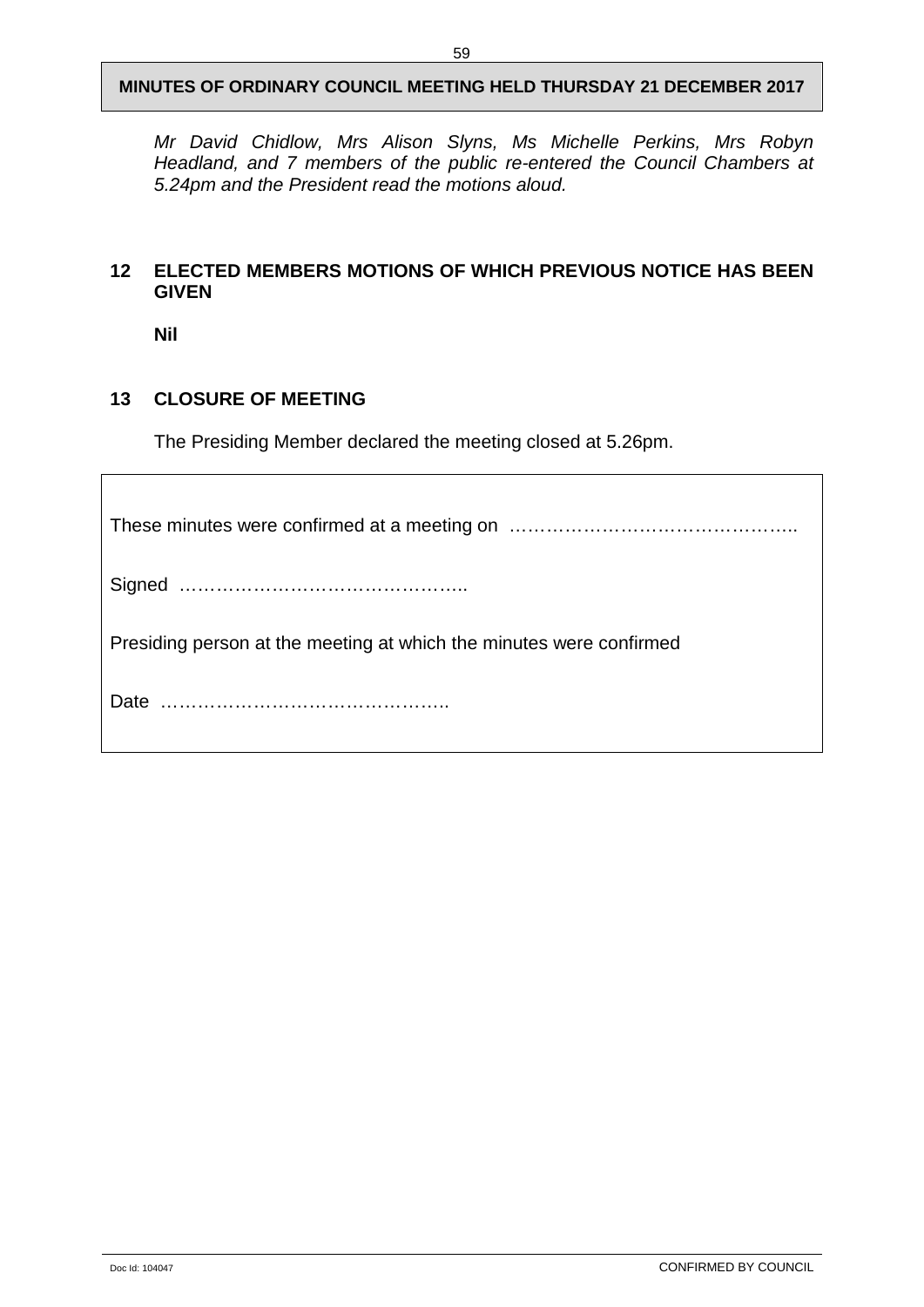*Mr David Chidlow, Mrs Alison Slyns, Ms Michelle Perkins, Mrs Robyn Headland, and 7 members of the public re-entered the Council Chambers at 5.24pm and the President read the motions aloud.*

## 12 ELECTED MEMBERS MOTIONS OF WHICH PREVIOUS NOTICE HAS BEEN GIVEN

**Nil**

## 13 CLOSURE OF MEETING

The Presiding Member declared the meeting closed at 5.26pm.

These minutes were confirmed at a meeting on ………………………………………..

Signed ………………………………………..

Presiding person at the meeting at which the minutes were confirmed

Date ………………………………………..